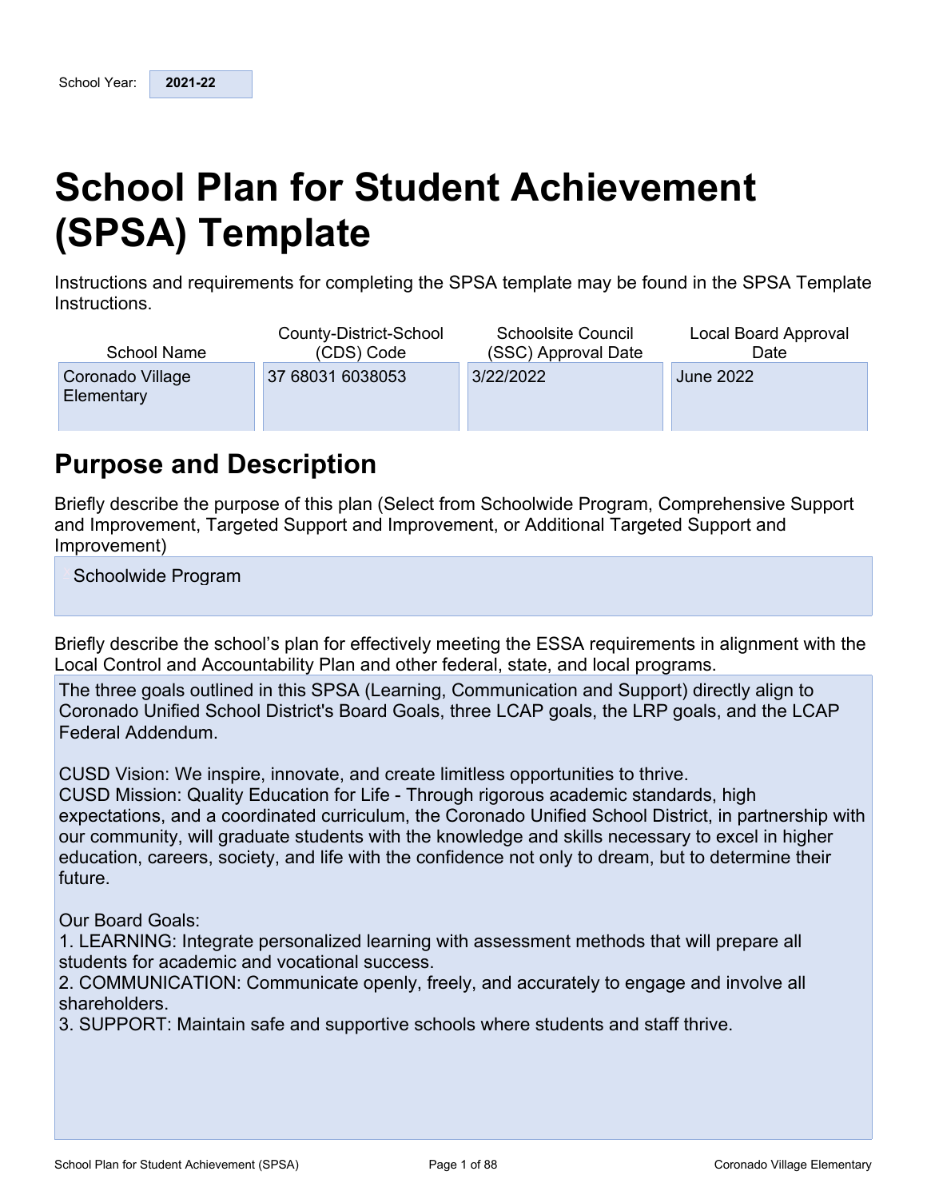School Year: **2021-22**

# School Plan for Student Achievement (SPSA) Template

Instructions and requirements for completing the SPSA template may be found in the SPSA Template Instructions.

| School Name | County-District-School (CDS) Code | Schoolsite Council (SSC) Approval Date | Local Board Approval Date |
|---|---|---|---|
| Coronado Village Elementary | 37 68031 6038053 | 3/22/2022 | June 2022 |

## Purpose and Description

Briefly describe the purpose of this plan (Select from Schoolwide Program, Comprehensive Support and Improvement, Targeted Support and Improvement, or Additional Targeted Support and Improvement)

Schoolwide Program

Briefly describe the school's plan for effectively meeting the ESSA requirements in alignment with the Local Control and Accountability Plan and other federal, state, and local programs.

The three goals outlined in this SPSA (Learning, Communication and Support) directly align to Coronado Unified School District's Board Goals, three LCAP goals, the LRP goals, and the LCAP Federal Addendum.

CUSD Vision: We inspire, innovate, and create limitless opportunities to thrive.
CUSD Mission: Quality Education for Life - Through rigorous academic standards, high expectations, and a coordinated curriculum, the Coronado Unified School District, in partnership with our community, will graduate students with the knowledge and skills necessary to excel in higher education, careers, society, and life with the confidence not only to dream, but to determine their future.

Our Board Goals:
1. LEARNING: Integrate personalized learning with assessment methods that will prepare all students for academic and vocational success.
2. COMMUNICATION: Communicate openly, freely, and accurately to engage and involve all shareholders.
3. SUPPORT: Maintain safe and supportive schools where students and staff thrive.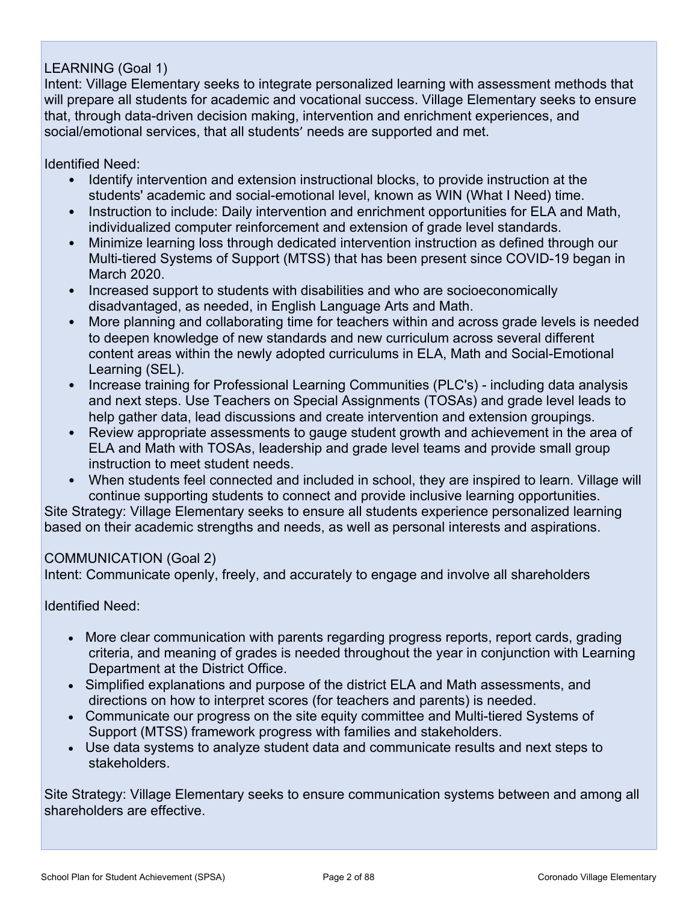LEARNING (Goal 1)
Intent: Village Elementary seeks to integrate personalized learning with assessment methods that will prepare all students for academic and vocational success. Village Elementary seeks to ensure that, through data-driven decision making, intervention and enrichment experiences, and social/emotional services, that all students' needs are supported and met.

Identified Need:

- Identify intervention and extension instructional blocks, to provide instruction at the students' academic and social-emotional level, known as WIN (What I Need) time.
- Instruction to include: Daily intervention and enrichment opportunities for ELA and Math, individualized computer reinforcement and extension of grade level standards.
- Minimize learning loss through dedicated intervention instruction as defined through our Multi-tiered Systems of Support (MTSS) that has been present since COVID-19 began in March 2020.
- Increased support to students with disabilities and who are socioeconomically disadvantaged, as needed, in English Language Arts and Math.
- More planning and collaborating time for teachers within and across grade levels is needed to deepen knowledge of new standards and new curriculum across several different content areas within the newly adopted curriculums in ELA, Math and Social-Emotional Learning (SEL).
- Increase training for Professional Learning Communities (PLC's) - including data analysis and next steps. Use Teachers on Special Assignments (TOSAs) and grade level leads to help gather data, lead discussions and create intervention and extension groupings.
- Review appropriate assessments to gauge student growth and achievement in the area of ELA and Math with TOSAs, leadership and grade level teams and provide small group instruction to meet student needs.
- When students feel connected and included in school, they are inspired to learn. Village will continue supporting students to connect and provide inclusive learning opportunities.

Site Strategy: Village Elementary seeks to ensure all students experience personalized learning based on their academic strengths and needs, as well as personal interests and aspirations.

COMMUNICATION (Goal 2)
Intent: Communicate openly, freely, and accurately to engage and involve all shareholders

Identified Need:

- More clear communication with parents regarding progress reports, report cards, grading criteria, and meaning of grades is needed throughout the year in conjunction with Learning Department at the District Office.
- Simplified explanations and purpose of the district ELA and Math assessments, and directions on how to interpret scores (for teachers and parents) is needed.
- Communicate our progress on the site equity committee and Multi-tiered Systems of Support (MTSS) framework progress with families and stakeholders.
- Use data systems to analyze student data and communicate results and next steps to stakeholders.

Site Strategy: Village Elementary seeks to ensure communication systems between and among all shareholders are effective.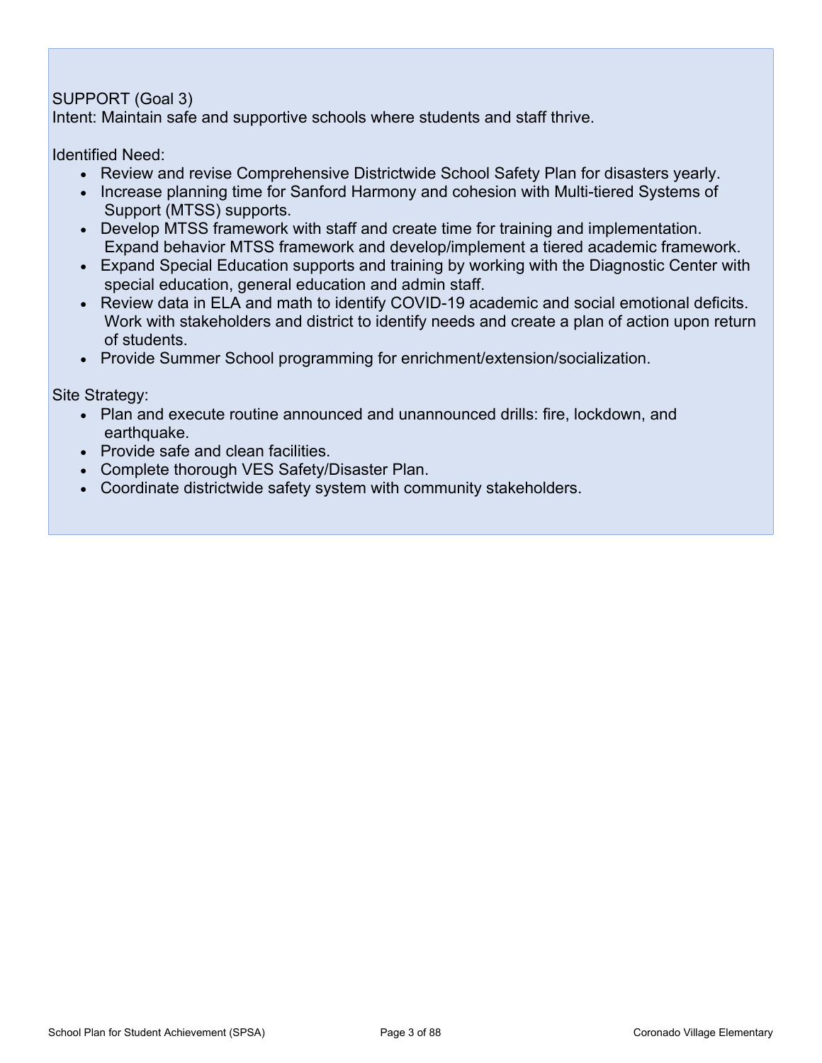SUPPORT (Goal 3)
Intent: Maintain safe and supportive schools where students and staff thrive.

Identified Need:

- Review and revise Comprehensive Districtwide School Safety Plan for disasters yearly.
- Increase planning time for Sanford Harmony and cohesion with Multi-tiered Systems of Support (MTSS) supports.
- Develop MTSS framework with staff and create time for training and implementation. Expand behavior MTSS framework and develop/implement a tiered academic framework.
- Expand Special Education supports and training by working with the Diagnostic Center with special education, general education and admin staff.
- Review data in ELA and math to identify COVID-19 academic and social emotional deficits. Work with stakeholders and district to identify needs and create a plan of action upon return of students.
- Provide Summer School programming for enrichment/extension/socialization.

Site Strategy:

- Plan and execute routine announced and unannounced drills: fire, lockdown, and earthquake.
- Provide safe and clean facilities.
- Complete thorough VES Safety/Disaster Plan.
- Coordinate districtwide safety system with community stakeholders.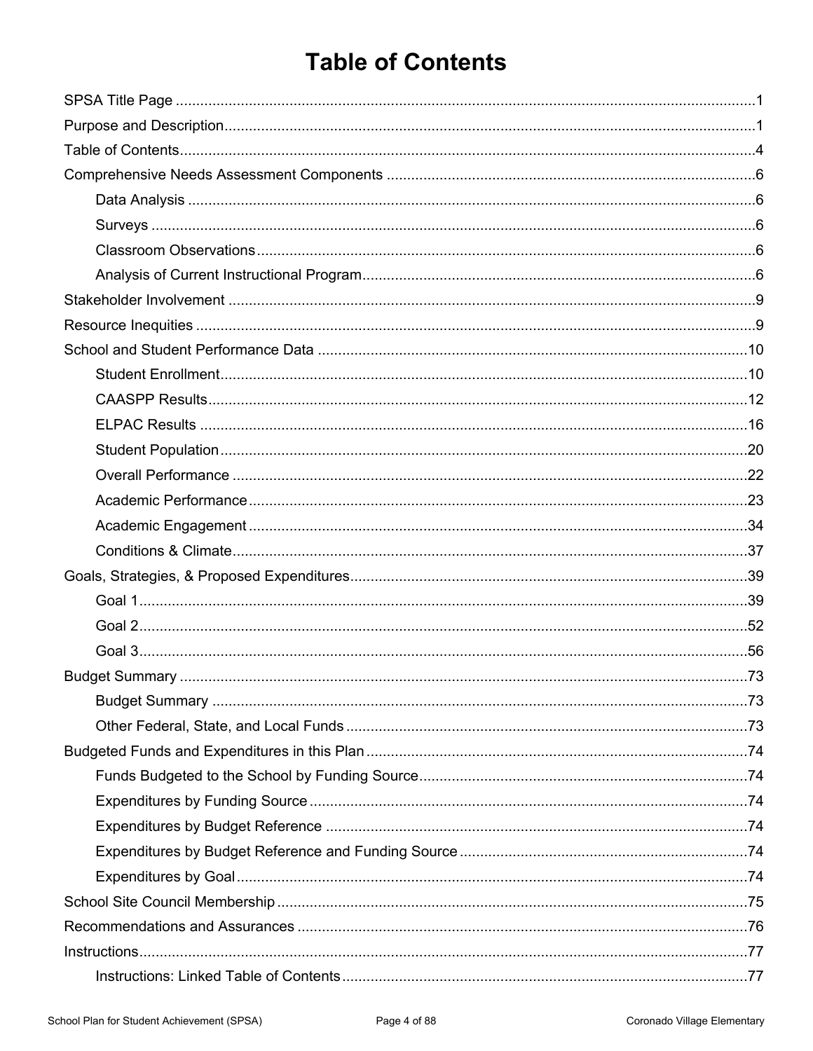# Table of Contents

SPSA Title Page ....................................................................................................................................1

Purpose and Description.......................................................................................................................1

Table of Contents...................................................................................................................................4

Comprehensive Needs Assessment Components ................................................................................6

- Data Analysis ....................................................................................................................................6
- Surveys .............................................................................................................................................6
- Classroom Observations....................................................................................................................6
- Analysis of Current Instructional Program..........................................................................................6

Stakeholder Involvement .......................................................................................................................9

Resource Inequities ...............................................................................................................................9

School and Student Performance Data ...............................................................................................10

- Student Enrollment..........................................................................................................................10
- CAASPP Results.............................................................................................................................12
- ELPAC Results ...............................................................................................................................16
- Student Population..........................................................................................................................20
- Overall Performance .......................................................................................................................22
- Academic Performance....................................................................................................................23
- Academic Engagement ...................................................................................................................34
- Conditions & Climate.......................................................................................................................37

Goals, Strategies, & Proposed Expenditures.......................................................................................39

- Goal 1..............................................................................................................................................39
- Goal 2..............................................................................................................................................52
- Goal 3..............................................................................................................................................56

Budget Summary .................................................................................................................................73

- Budget Summary ............................................................................................................................73
- Other Federal, State, and Local Funds ...........................................................................................73

Budgeted Funds and Expenditures in this Plan ....................................................................................74

- Funds Budgeted to the School by Funding Source..........................................................................74
- Expenditures by Funding Source .....................................................................................................74
- Expenditures by Budget Reference .................................................................................................74
- Expenditures by Budget Reference and Funding Source ................................................................74
- Expenditures by Goal.......................................................................................................................74

School Site Council Membership .........................................................................................................75

Recommendations and Assurances .....................................................................................................76

Instructions...........................................................................................................................................77

- Instructions: Linked Table of Contents .............................................................................................77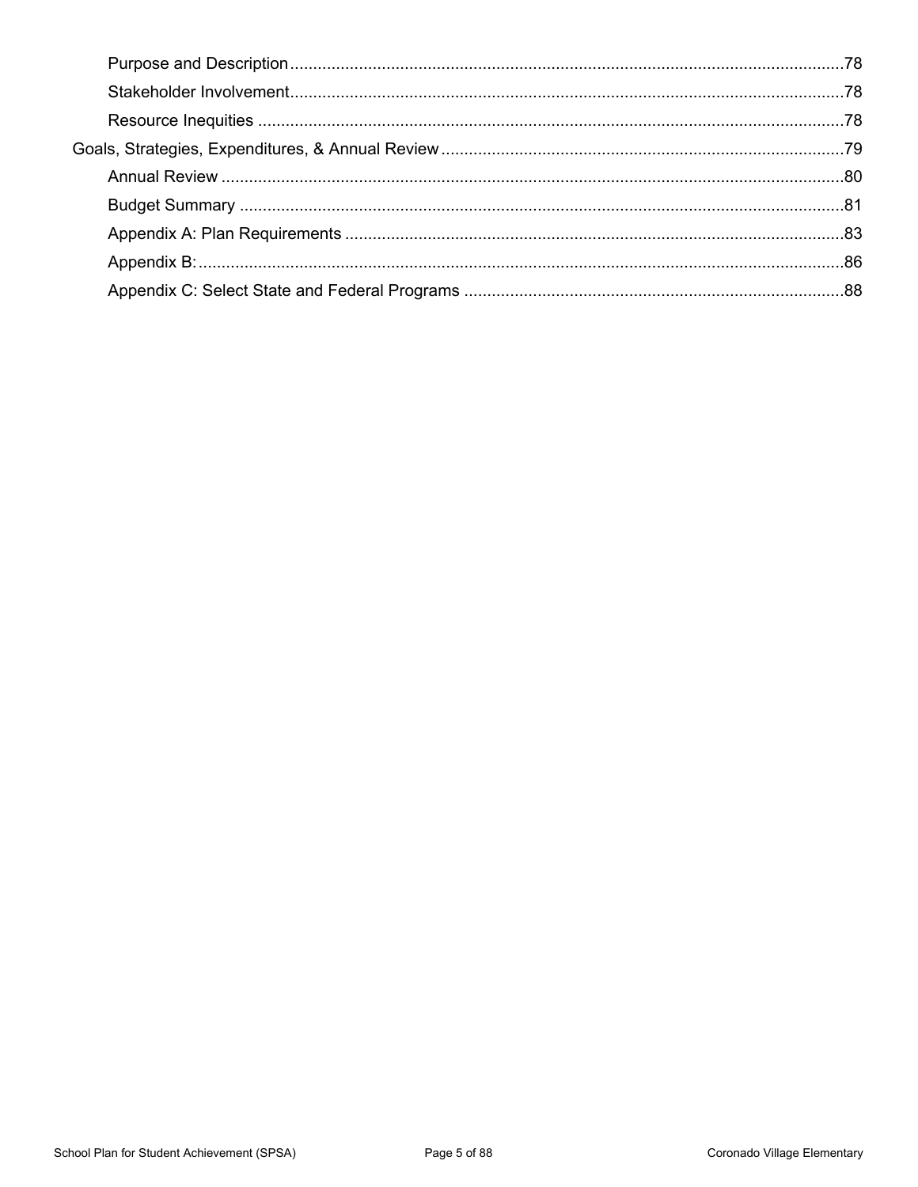- Purpose and Description ........ 78
- Stakeholder Involvement ........ 78
- Resource Inequities ........ 78

Goals, Strategies, Expenditures, & Annual Review ........ 79

- Annual Review ........ 80
- Budget Summary ........ 81
- Appendix A: Plan Requirements ........ 83
- Appendix B: ........ 86
- Appendix C: Select State and Federal Programs ........ 88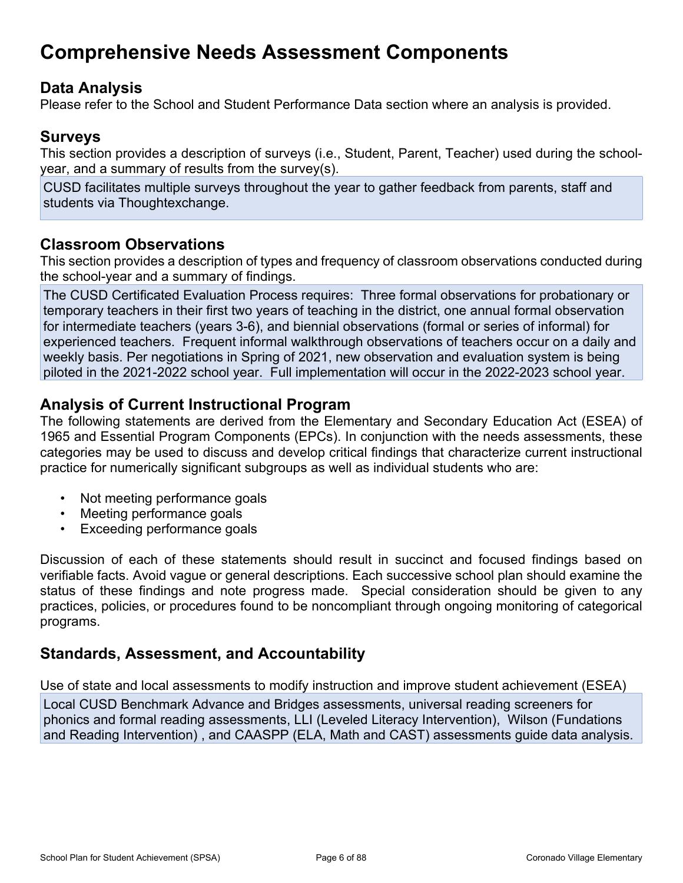# Comprehensive Needs Assessment Components

## Data Analysis

Please refer to the School and Student Performance Data section where an analysis is provided.

## Surveys

This section provides a description of surveys (i.e., Student, Parent, Teacher) used during the school-year, and a summary of results from the survey(s).

CUSD facilitates multiple surveys throughout the year to gather feedback from parents, staff and students via Thoughtexchange.

## Classroom Observations

This section provides a description of types and frequency of classroom observations conducted during the school-year and a summary of findings.

The CUSD Certificated Evaluation Process requires: Three formal observations for probationary or temporary teachers in their first two years of teaching in the district, one annual formal observation for intermediate teachers (years 3-6), and biennial observations (formal or series of informal) for experienced teachers. Frequent informal walkthrough observations of teachers occur on a daily and weekly basis. Per negotiations in Spring of 2021, new observation and evaluation system is being piloted in the 2021-2022 school year. Full implementation will occur in the 2022-2023 school year.

## Analysis of Current Instructional Program

The following statements are derived from the Elementary and Secondary Education Act (ESEA) of 1965 and Essential Program Components (EPCs). In conjunction with the needs assessments, these categories may be used to discuss and develop critical findings that characterize current instructional practice for numerically significant subgroups as well as individual students who are:

- Not meeting performance goals
- Meeting performance goals
- Exceeding performance goals

Discussion of each of these statements should result in succinct and focused findings based on verifiable facts. Avoid vague or general descriptions. Each successive school plan should examine the status of these findings and note progress made. Special consideration should be given to any practices, policies, or procedures found to be noncompliant through ongoing monitoring of categorical programs.

## Standards, Assessment, and Accountability

Use of state and local assessments to modify instruction and improve student achievement (ESEA)

Local CUSD Benchmark Advance and Bridges assessments, universal reading screeners for phonics and formal reading assessments, LLI (Leveled Literacy Intervention), Wilson (Fundations and Reading Intervention) , and CAASPP (ELA, Math and CAST) assessments guide data analysis.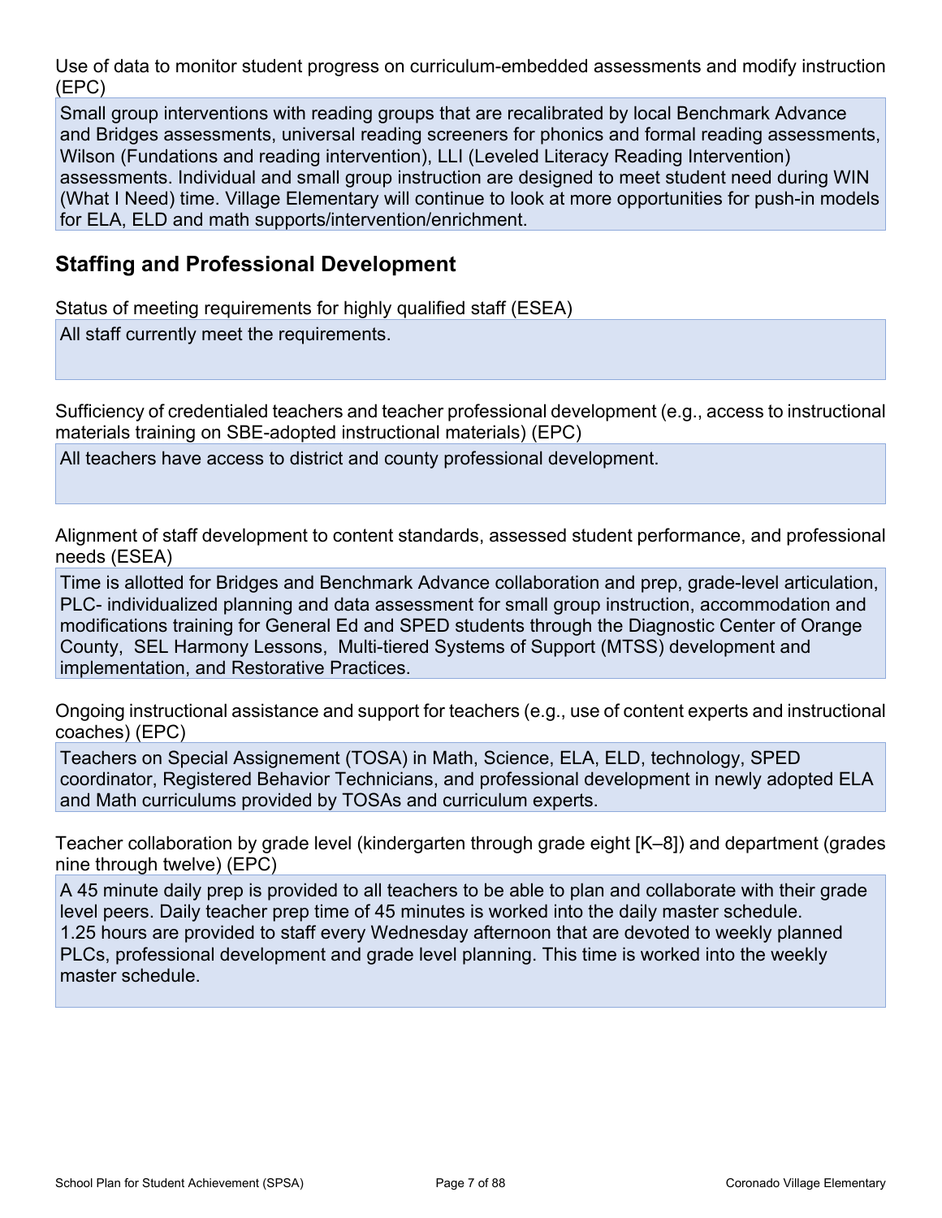Use of data to monitor student progress on curriculum-embedded assessments and modify instruction (EPC)

Small group interventions with reading groups that are recalibrated by local Benchmark Advance and Bridges assessments, universal reading screeners for phonics and formal reading assessments, Wilson (Fundations and reading intervention), LLI (Leveled Literacy Reading Intervention) assessments. Individual and small group instruction are designed to meet student need during WIN (What I Need) time. Village Elementary will continue to look at more opportunities for push-in models for ELA, ELD and math supports/intervention/enrichment.

## Staffing and Professional Development

Status of meeting requirements for highly qualified staff (ESEA)

All staff currently meet the requirements.

Sufficiency of credentialed teachers and teacher professional development (e.g., access to instructional materials training on SBE-adopted instructional materials) (EPC)

All teachers have access to district and county professional development.

Alignment of staff development to content standards, assessed student performance, and professional needs (ESEA)

Time is allotted for Bridges and Benchmark Advance collaboration and prep, grade-level articulation, PLC- individualized planning and data assessment for small group instruction, accommodation and modifications training for General Ed and SPED students through the Diagnostic Center of Orange County, SEL Harmony Lessons, Multi-tiered Systems of Support (MTSS) development and implementation, and Restorative Practices.

Ongoing instructional assistance and support for teachers (e.g., use of content experts and instructional coaches) (EPC)

Teachers on Special Assignement (TOSA) in Math, Science, ELA, ELD, technology, SPED coordinator, Registered Behavior Technicians, and professional development in newly adopted ELA and Math curriculums provided by TOSAs and curriculum experts.

Teacher collaboration by grade level (kindergarten through grade eight [K–8]) and department (grades nine through twelve) (EPC)

A 45 minute daily prep is provided to all teachers to be able to plan and collaborate with their grade level peers. Daily teacher prep time of 45 minutes is worked into the daily master schedule.
1.25 hours are provided to staff every Wednesday afternoon that are devoted to weekly planned PLCs, professional development and grade level planning. This time is worked into the weekly master schedule.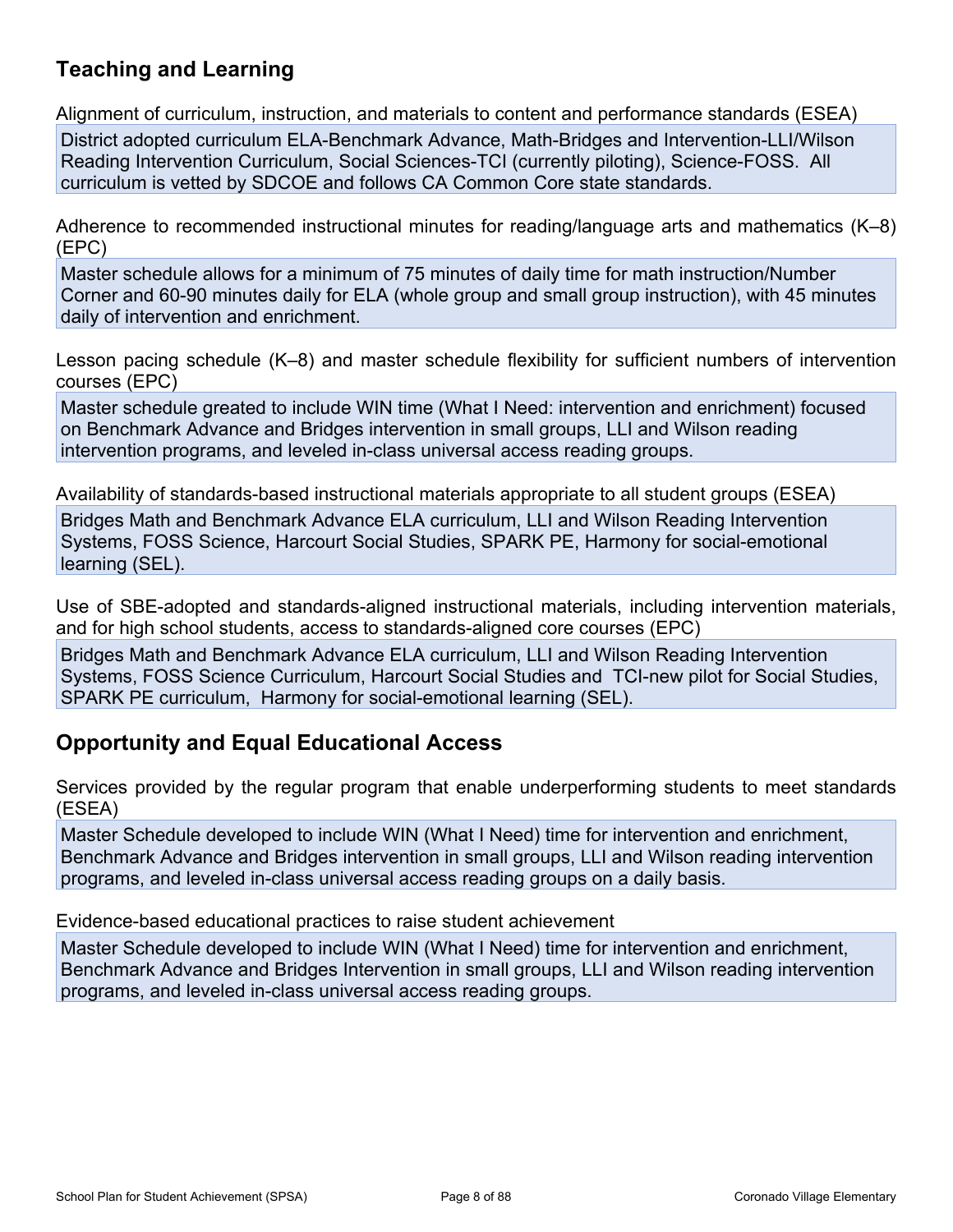## Teaching and Learning

Alignment of curriculum, instruction, and materials to content and performance standards (ESEA)

District adopted curriculum ELA-Benchmark Advance, Math-Bridges and Intervention-LLI/Wilson Reading Intervention Curriculum, Social Sciences-TCI (currently piloting), Science-FOSS. All curriculum is vetted by SDCOE and follows CA Common Core state standards.

Adherence to recommended instructional minutes for reading/language arts and mathematics (K–8) (EPC)

Master schedule allows for a minimum of 75 minutes of daily time for math instruction/Number Corner and 60-90 minutes daily for ELA (whole group and small group instruction), with 45 minutes daily of intervention and enrichment.

Lesson pacing schedule (K–8) and master schedule flexibility for sufficient numbers of intervention courses (EPC)

Master schedule greated to include WIN time (What I Need: intervention and enrichment) focused on Benchmark Advance and Bridges intervention in small groups, LLI and Wilson reading intervention programs, and leveled in-class universal access reading groups.

Availability of standards-based instructional materials appropriate to all student groups (ESEA)

Bridges Math and Benchmark Advance ELA curriculum, LLI and Wilson Reading Intervention Systems, FOSS Science, Harcourt Social Studies, SPARK PE, Harmony for social-emotional learning (SEL).

Use of SBE-adopted and standards-aligned instructional materials, including intervention materials, and for high school students, access to standards-aligned core courses (EPC)

Bridges Math and Benchmark Advance ELA curriculum, LLI and Wilson Reading Intervention Systems, FOSS Science Curriculum, Harcourt Social Studies and TCI-new pilot for Social Studies, SPARK PE curriculum, Harmony for social-emotional learning (SEL).

## Opportunity and Equal Educational Access

Services provided by the regular program that enable underperforming students to meet standards (ESEA)

Master Schedule developed to include WIN (What I Need) time for intervention and enrichment, Benchmark Advance and Bridges intervention in small groups, LLI and Wilson reading intervention programs, and leveled in-class universal access reading groups on a daily basis.

Evidence-based educational practices to raise student achievement

Master Schedule developed to include WIN (What I Need) time for intervention and enrichment, Benchmark Advance and Bridges Intervention in small groups, LLI and Wilson reading intervention programs, and leveled in-class universal access reading groups.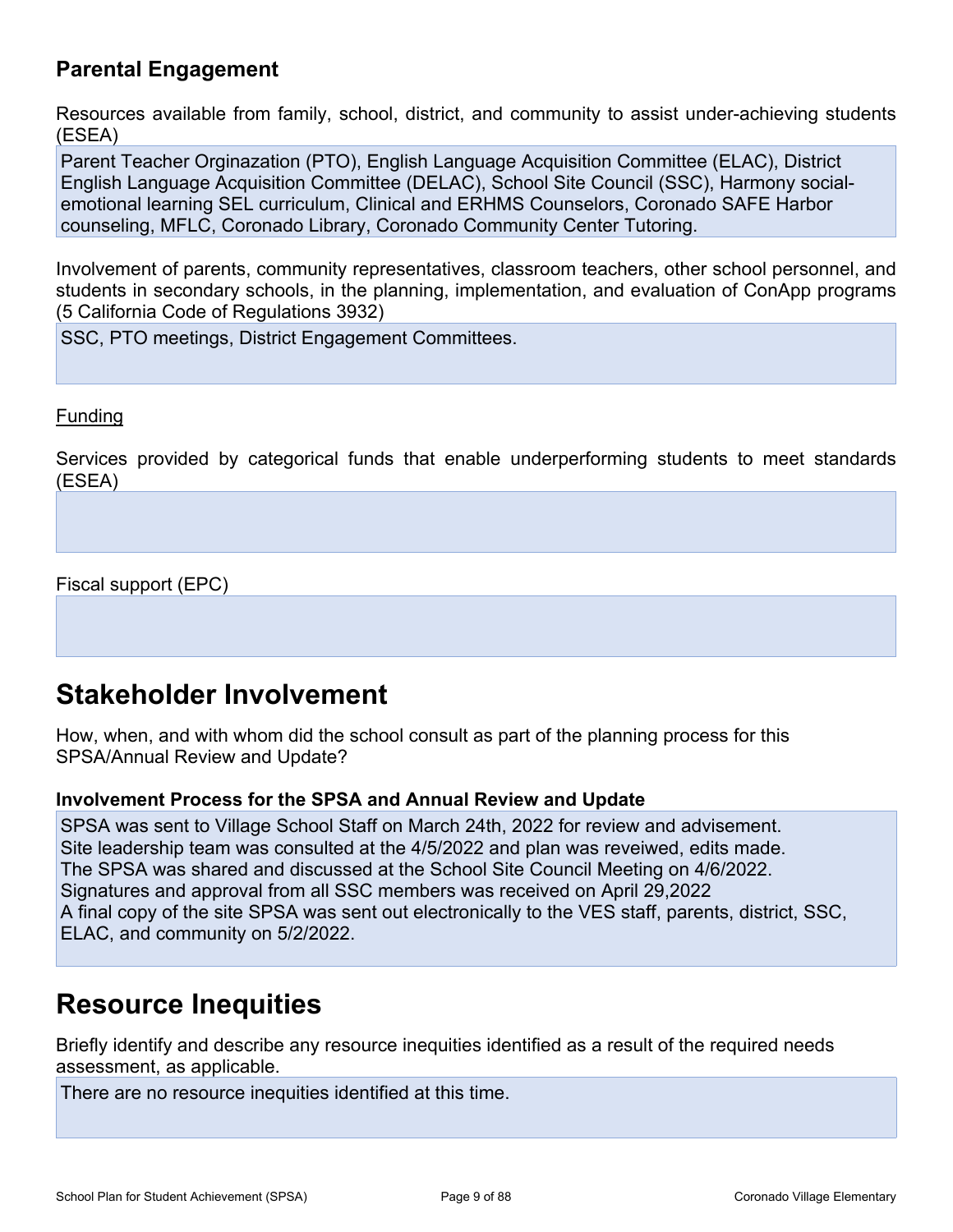### Parental Engagement

Resources available from family, school, district, and community to assist under-achieving students (ESEA)

Parent Teacher Orginazation (PTO), English Language Acquisition Committee (ELAC), District English Language Acquisition Committee (DELAC), School Site Council (SSC), Harmony social-emotional learning SEL curriculum, Clinical and ERHMS Counselors, Coronado SAFE Harbor counseling, MFLC, Coronado Library, Coronado Community Center Tutoring.

Involvement of parents, community representatives, classroom teachers, other school personnel, and students in secondary schools, in the planning, implementation, and evaluation of ConApp programs (5 California Code of Regulations 3932)

SSC, PTO meetings, District Engagement Committees.

Funding

Services provided by categorical funds that enable underperforming students to meet standards (ESEA)

Fiscal support (EPC)

## Stakeholder Involvement

How, when, and with whom did the school consult as part of the planning process for this SPSA/Annual Review and Update?

### Involvement Process for the SPSA and Annual Review and Update

SPSA was sent to Village School Staff on March 24th, 2022 for review and advisement.
Site leadership team was consulted at the 4/5/2022 and plan was reveiwed, edits made.
The SPSA was shared and discussed at the School Site Council Meeting on 4/6/2022.
Signatures and approval from all SSC members was received on April 29,2022
A final copy of the site SPSA was sent out electronically to the VES staff, parents, district, SSC, ELAC, and community on 5/2/2022.

## Resource Inequities

Briefly identify and describe any resource inequities identified as a result of the required needs assessment, as applicable.

There are no resource inequities identified at this time.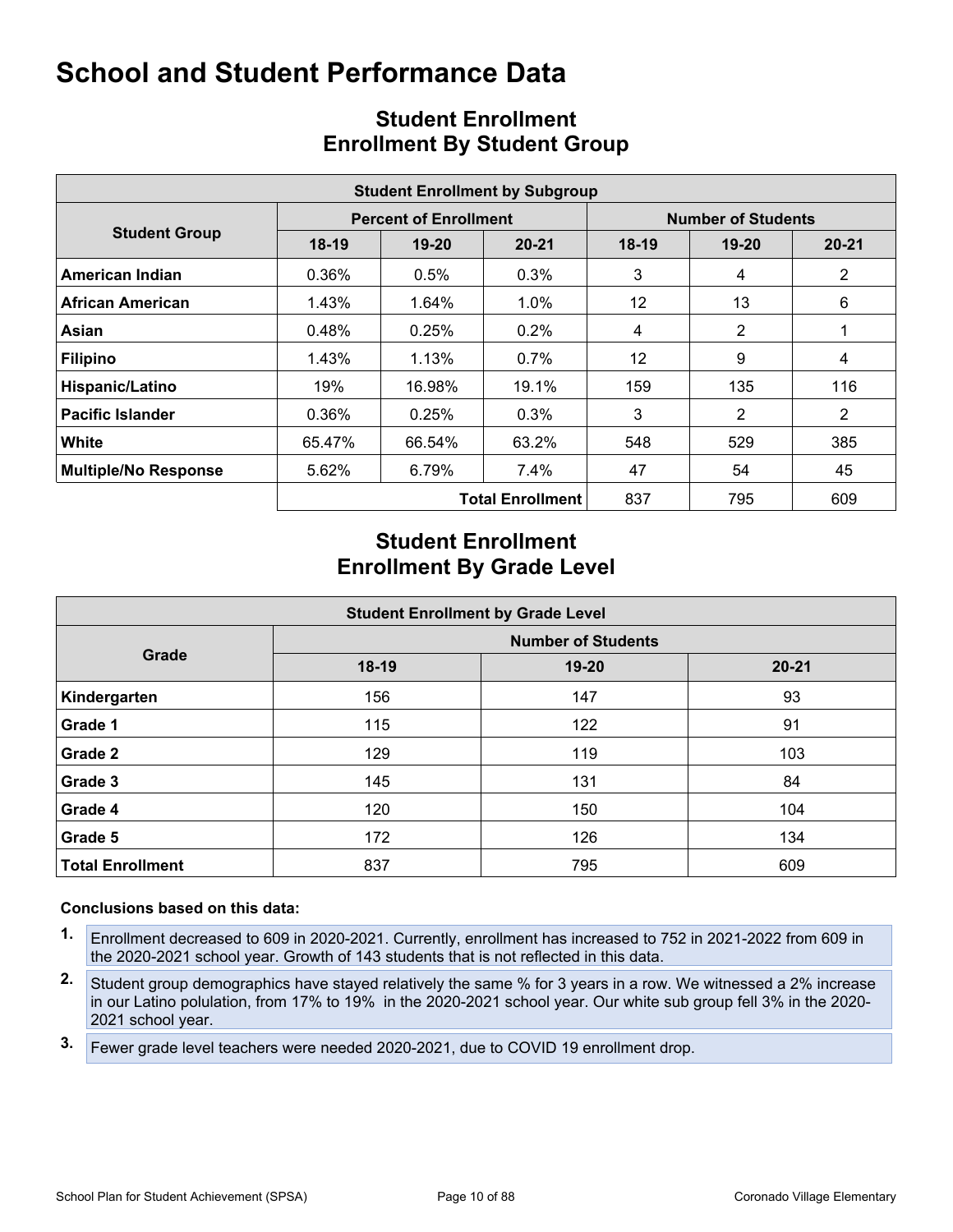# School and Student Performance Data

## Student Enrollment
## Enrollment By Student Group

| Student Enrollment by Subgroup | | | | | | |
|---|---|---|---|---|---|---|
| **Student Group** | **Percent of Enrollment** | | | **Number of Students** | | |
| | **18-19** | **19-20** | **20-21** | **18-19** | **19-20** | **20-21** |
| **American Indian** | 0.36% | 0.5% | 0.3% | 3 | 4 | 2 |
| **African American** | 1.43% | 1.64% | 1.0% | 12 | 13 | 6 |
| **Asian** | 0.48% | 0.25% | 0.2% | 4 | 2 | 1 |
| **Filipino** | 1.43% | 1.13% | 0.7% | 12 | 9 | 4 |
| **Hispanic/Latino** | 19% | 16.98% | 19.1% | 159 | 135 | 116 |
| **Pacific Islander** | 0.36% | 0.25% | 0.3% | 3 | 2 | 2 |
| **White** | 65.47% | 66.54% | 63.2% | 548 | 529 | 385 |
| **Multiple/No Response** | 5.62% | 6.79% | 7.4% | 47 | 54 | 45 |
| | | | **Total Enrollment** | 837 | 795 | 609 |

## Student Enrollment
## Enrollment By Grade Level

| Student Enrollment by Grade Level | | | |
|---|---|---|---|
| **Grade** | **Number of Students** | | |
| | **18-19** | **19-20** | **20-21** |
| **Kindergarten** | 156 | 147 | 93 |
| **Grade 1** | 115 | 122 | 91 |
| **Grade 2** | 129 | 119 | 103 |
| **Grade 3** | 145 | 131 | 84 |
| **Grade 4** | 120 | 150 | 104 |
| **Grade 5** | 172 | 126 | 134 |
| **Total Enrollment** | 837 | 795 | 609 |

**Conclusions based on this data:**

1. Enrollment decreased to 609 in 2020-2021. Currently, enrollment has increased to 752 in 2021-2022 from 609 in the 2020-2021 school year. Growth of 143 students that is not reflected in this data.
2. Student group demographics have stayed relatively the same % for 3 years in a row. We witnessed a 2% increase in our Latino polulation, from 17% to 19% in the 2020-2021 school year. Our white sub group fell 3% in the 2020-2021 school year.
3. Fewer grade level teachers were needed 2020-2021, due to COVID 19 enrollment drop.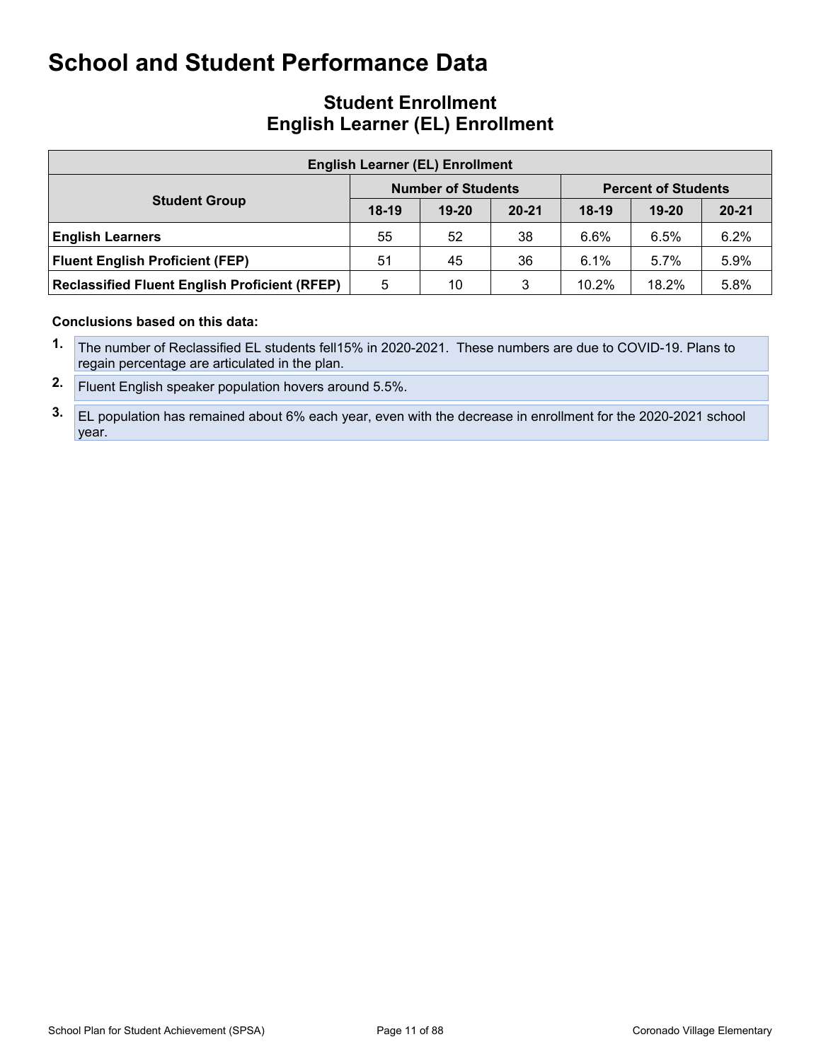# School and Student Performance Data

## Student Enrollment
## English Learner (EL) Enrollment

| English Learner (EL) Enrollment | | | | | | |
|---|---|---|---|---|---|---|
| **Student Group** | **Number of Students** | | | **Percent of Students** | | |
| | **18-19** | **19-20** | **20-21** | **18-19** | **19-20** | **20-21** |
| **English Learners** | 55 | 52 | 38 | 6.6% | 6.5% | 6.2% |
| **Fluent English Proficient (FEP)** | 51 | 45 | 36 | 6.1% | 5.7% | 5.9% |
| **Reclassified Fluent English Proficient (RFEP)** | 5 | 10 | 3 | 10.2% | 18.2% | 5.8% |

**Conclusions based on this data:**

1. The number of Reclassified EL students fell15% in 2020-2021. These numbers are due to COVID-19. Plans to regain percentage are articulated in the plan.
2. Fluent English speaker population hovers around 5.5%.
3. EL population has remained about 6% each year, even with the decrease in enrollment for the 2020-2021 school year.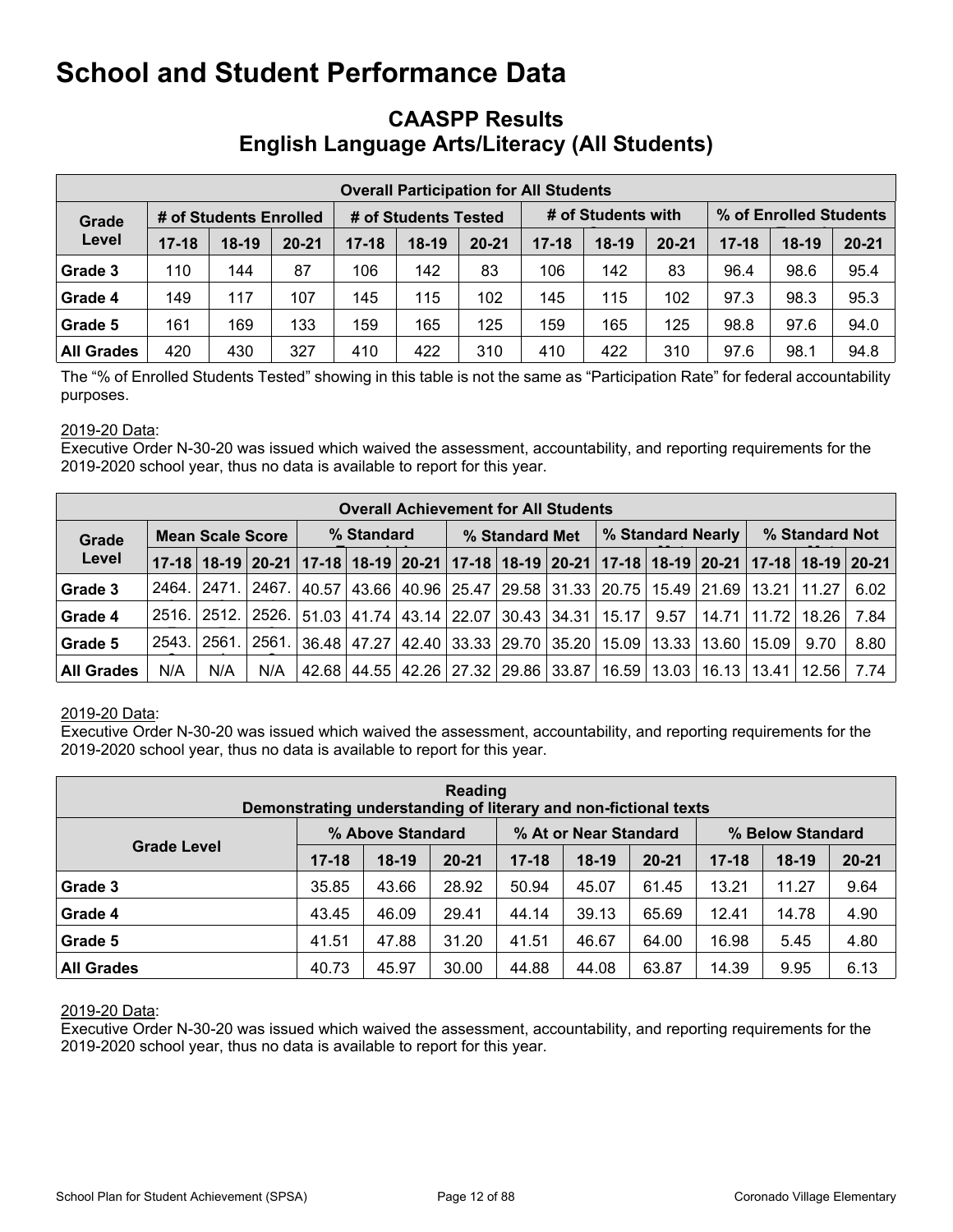# School and Student Performance Data

## CAASPP Results
## English Language Arts/Literacy (All Students)

| Overall Participation for All Students | | | | | | | | | | | | |
|---|---|---|---|---|---|---|---|---|---|---|---|---|
| Grade Level | # of Students Enrolled | | | # of Students Tested | | | # of Students with | | | % of Enrolled Students | | |
| | 17-18 | 18-19 | 20-21 | 17-18 | 18-19 | 20-21 | 17-18 | 18-19 | 20-21 | 17-18 | 18-19 | 20-21 |
| Grade 3 | 110 | 144 | 87 | 106 | 142 | 83 | 106 | 142 | 83 | 96.4 | 98.6 | 95.4 |
| Grade 4 | 149 | 117 | 107 | 145 | 115 | 102 | 145 | 115 | 102 | 97.3 | 98.3 | 95.3 |
| Grade 5 | 161 | 169 | 133 | 159 | 165 | 125 | 159 | 165 | 125 | 98.8 | 97.6 | 94.0 |
| All Grades | 420 | 430 | 327 | 410 | 422 | 310 | 410 | 422 | 310 | 97.6 | 98.1 | 94.8 |

The "% of Enrolled Students Tested" showing in this table is not the same as "Participation Rate" for federal accountability purposes.

2019-20 Data:
Executive Order N-30-20 was issued which waived the assessment, accountability, and reporting requirements for the 2019-2020 school year, thus no data is available to report for this year.

| Overall Achievement for All Students | | | | | | | | | | | | | | | |
|---|---|---|---|---|---|---|---|---|---|---|---|---|---|---|---|
| Grade Level | Mean Scale Score | | | % Standard | | | % Standard Met | | | % Standard Nearly | | | % Standard Not | | |
| | 17-18 | 18-19 | 20-21 | 17-18 | 18-19 | 20-21 | 17-18 | 18-19 | 20-21 | 17-18 | 18-19 | 20-21 | 17-18 | 18-19 | 20-21 |
| Grade 3 | 2464. | 2471. | 2467. | 40.57 | 43.66 | 40.96 | 25.47 | 29.58 | 31.33 | 20.75 | 15.49 | 21.69 | 13.21 | 11.27 | 6.02 |
| Grade 4 | 2516. | 2512. | 2526. | 51.03 | 41.74 | 43.14 | 22.07 | 30.43 | 34.31 | 15.17 | 9.57 | 14.71 | 11.72 | 18.26 | 7.84 |
| Grade 5 | 2543. | 2561. | 2561. | 36.48 | 47.27 | 42.40 | 33.33 | 29.70 | 35.20 | 15.09 | 13.33 | 13.60 | 15.09 | 9.70 | 8.80 |
| All Grades | N/A | N/A | N/A | 42.68 | 44.55 | 42.26 | 27.32 | 29.86 | 33.87 | 16.59 | 13.03 | 16.13 | 13.41 | 12.56 | 7.74 |

2019-20 Data:
Executive Order N-30-20 was issued which waived the assessment, accountability, and reporting requirements for the 2019-2020 school year, thus no data is available to report for this year.

| Reading<br>Demonstrating understanding of literary and non-fictional texts | | | | | | | | | |
|---|---|---|---|---|---|---|---|---|---|
| Grade Level | % Above Standard | | | % At or Near Standard | | | % Below Standard | | |
| | 17-18 | 18-19 | 20-21 | 17-18 | 18-19 | 20-21 | 17-18 | 18-19 | 20-21 |
| Grade 3 | 35.85 | 43.66 | 28.92 | 50.94 | 45.07 | 61.45 | 13.21 | 11.27 | 9.64 |
| Grade 4 | 43.45 | 46.09 | 29.41 | 44.14 | 39.13 | 65.69 | 12.41 | 14.78 | 4.90 |
| Grade 5 | 41.51 | 47.88 | 31.20 | 41.51 | 46.67 | 64.00 | 16.98 | 5.45 | 4.80 |
| All Grades | 40.73 | 45.97 | 30.00 | 44.88 | 44.08 | 63.87 | 14.39 | 9.95 | 6.13 |

2019-20 Data:
Executive Order N-30-20 was issued which waived the assessment, accountability, and reporting requirements for the 2019-2020 school year, thus no data is available to report for this year.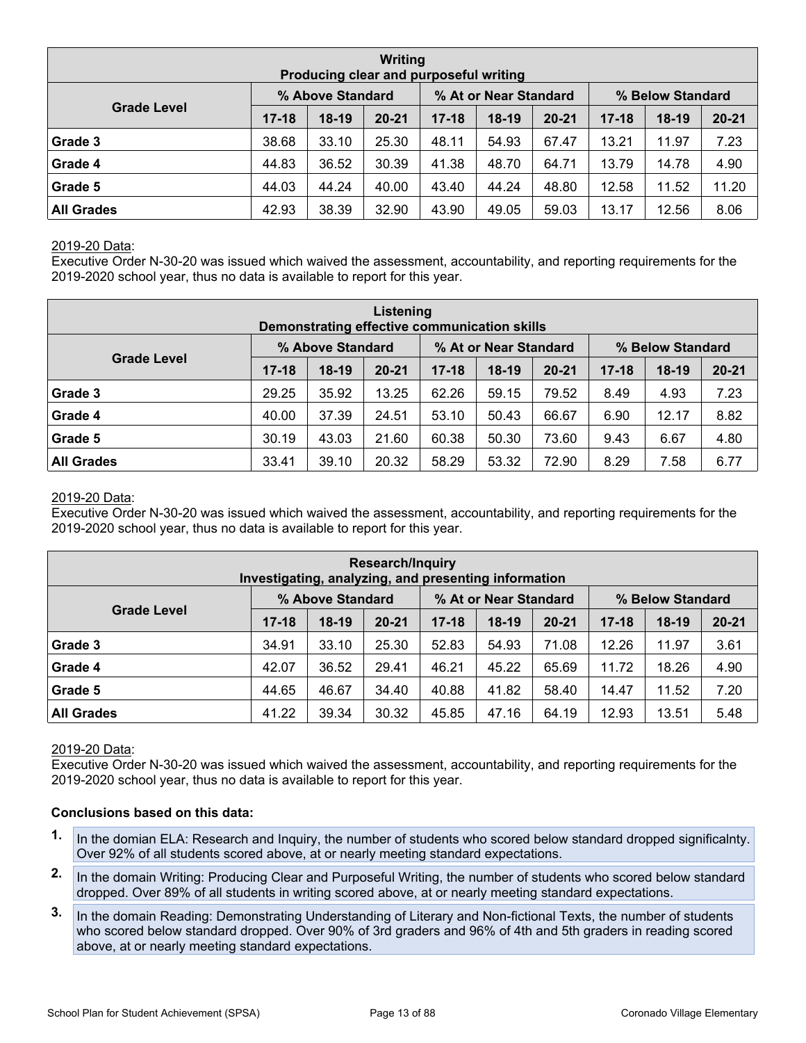| Writing<br>Producing clear and purposeful writing | | | | | | | | | |
|---|---|---|---|---|---|---|---|---|---|
| Grade Level | % Above Standard | | | % At or Near Standard | | | % Below Standard | | |
| | 17-18 | 18-19 | 20-21 | 17-18 | 18-19 | 20-21 | 17-18 | 18-19 | 20-21 |
| Grade 3 | 38.68 | 33.10 | 25.30 | 48.11 | 54.93 | 67.47 | 13.21 | 11.97 | 7.23 |
| Grade 4 | 44.83 | 36.52 | 30.39 | 41.38 | 48.70 | 64.71 | 13.79 | 14.78 | 4.90 |
| Grade 5 | 44.03 | 44.24 | 40.00 | 43.40 | 44.24 | 48.80 | 12.58 | 11.52 | 11.20 |
| All Grades | 42.93 | 38.39 | 32.90 | 43.90 | 49.05 | 59.03 | 13.17 | 12.56 | 8.06 |

2019-20 Data:
Executive Order N-30-20 was issued which waived the assessment, accountability, and reporting requirements for the 2019-2020 school year, thus no data is available to report for this year.

| Listening<br>Demonstrating effective communication skills | | | | | | | | | |
|---|---|---|---|---|---|---|---|---|---|
| Grade Level | % Above Standard | | | % At or Near Standard | | | % Below Standard | | |
| | 17-18 | 18-19 | 20-21 | 17-18 | 18-19 | 20-21 | 17-18 | 18-19 | 20-21 |
| Grade 3 | 29.25 | 35.92 | 13.25 | 62.26 | 59.15 | 79.52 | 8.49 | 4.93 | 7.23 |
| Grade 4 | 40.00 | 37.39 | 24.51 | 53.10 | 50.43 | 66.67 | 6.90 | 12.17 | 8.82 |
| Grade 5 | 30.19 | 43.03 | 21.60 | 60.38 | 50.30 | 73.60 | 9.43 | 6.67 | 4.80 |
| All Grades | 33.41 | 39.10 | 20.32 | 58.29 | 53.32 | 72.90 | 8.29 | 7.58 | 6.77 |

2019-20 Data:
Executive Order N-30-20 was issued which waived the assessment, accountability, and reporting requirements for the 2019-2020 school year, thus no data is available to report for this year.

| Research/Inquiry<br>Investigating, analyzing, and presenting information | | | | | | | | | |
|---|---|---|---|---|---|---|---|---|---|
| Grade Level | % Above Standard | | | % At or Near Standard | | | % Below Standard | | |
| | 17-18 | 18-19 | 20-21 | 17-18 | 18-19 | 20-21 | 17-18 | 18-19 | 20-21 |
| Grade 3 | 34.91 | 33.10 | 25.30 | 52.83 | 54.93 | 71.08 | 12.26 | 11.97 | 3.61 |
| Grade 4 | 42.07 | 36.52 | 29.41 | 46.21 | 45.22 | 65.69 | 11.72 | 18.26 | 4.90 |
| Grade 5 | 44.65 | 46.67 | 34.40 | 40.88 | 41.82 | 58.40 | 14.47 | 11.52 | 7.20 |
| All Grades | 41.22 | 39.34 | 30.32 | 45.85 | 47.16 | 64.19 | 12.93 | 13.51 | 5.48 |

2019-20 Data:
Executive Order N-30-20 was issued which waived the assessment, accountability, and reporting requirements for the 2019-2020 school year, thus no data is available to report for this year.

**Conclusions based on this data:**

1. In the domian ELA: Research and Inquiry, the number of students who scored below standard dropped significalnty. Over 92% of all students scored above, at or nearly meeting standard expectations.
2. In the domain Writing: Producing Clear and Purposeful Writing, the number of students who scored below standard dropped. Over 89% of all students in writing scored above, at or nearly meeting standard expectations.
3. In the domain Reading: Demonstrating Understanding of Literary and Non-fictional Texts, the number of students who scored below standard dropped. Over 90% of 3rd graders and 96% of 4th and 5th graders in reading scored above, at or nearly meeting standard expectations.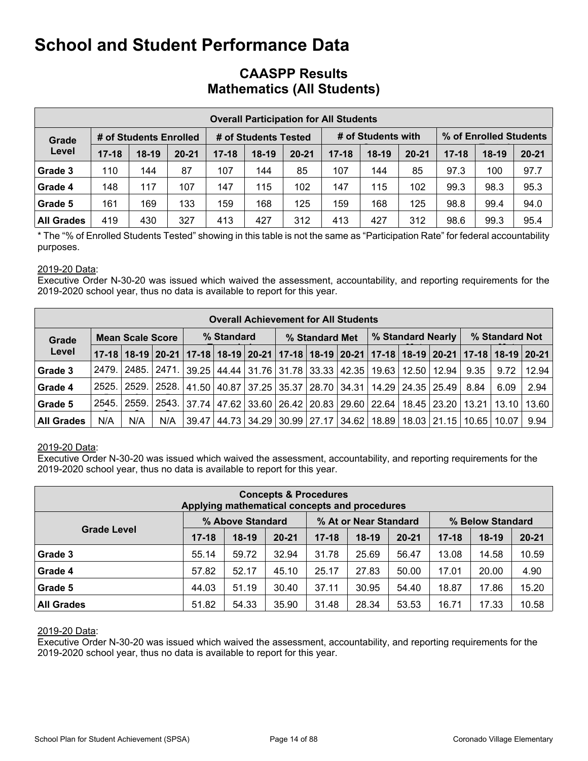# School and Student Performance Data

## CAASPP Results
## Mathematics (All Students)

| Overall Participation for All Students | | | | | | | | | | | | |
|---|---|---|---|---|---|---|---|---|---|---|---|---|
| Grade Level | # of Students Enrolled | | | # of Students Tested | | | # of Students with | | | % of Enrolled Students | | |
| | 17-18 | 18-19 | 20-21 | 17-18 | 18-19 | 20-21 | 17-18 | 18-19 | 20-21 | 17-18 | 18-19 | 20-21 |
| Grade 3 | 110 | 144 | 87 | 107 | 144 | 85 | 107 | 144 | 85 | 97.3 | 100 | 97.7 |
| Grade 4 | 148 | 117 | 107 | 147 | 115 | 102 | 147 | 115 | 102 | 99.3 | 98.3 | 95.3 |
| Grade 5 | 161 | 169 | 133 | 159 | 168 | 125 | 159 | 168 | 125 | 98.8 | 99.4 | 94.0 |
| All Grades | 419 | 430 | 327 | 413 | 427 | 312 | 413 | 427 | 312 | 98.6 | 99.3 | 95.4 |

* The "% of Enrolled Students Tested" showing in this table is not the same as "Participation Rate" for federal accountability purposes.

2019-20 Data:
Executive Order N-30-20 was issued which waived the assessment, accountability, and reporting requirements for the 2019-2020 school year, thus no data is available to report for this year.

| Overall Achievement for All Students | | | | | | | | | | | | | | | |
|---|---|---|---|---|---|---|---|---|---|---|---|---|---|---|---|
| Grade Level | Mean Scale Score | | | % Standard | | | % Standard Met | | | % Standard Nearly | | | % Standard Not | | |
| | 17-18 | 18-19 | 20-21 | 17-18 | 18-19 | 20-21 | 17-18 | 18-19 | 20-21 | 17-18 | 18-19 | 20-21 | 17-18 | 18-19 | 20-21 |
| Grade 3 | 2479. | 2485. | 2471. | 39.25 | 44.44 | 31.76 | 31.78 | 33.33 | 42.35 | 19.63 | 12.50 | 12.94 | 9.35 | 9.72 | 12.94 |
| Grade 4 | 2525. | 2529. | 2528. | 41.50 | 40.87 | 37.25 | 35.37 | 28.70 | 34.31 | 14.29 | 24.35 | 25.49 | 8.84 | 6.09 | 2.94 |
| Grade 5 | 2545. | 2559. | 2543. | 37.74 | 47.62 | 33.60 | 26.42 | 20.83 | 29.60 | 22.64 | 18.45 | 23.20 | 13.21 | 13.10 | 13.60 |
| All Grades | N/A | N/A | N/A | 39.47 | 44.73 | 34.29 | 30.99 | 27.17 | 34.62 | 18.89 | 18.03 | 21.15 | 10.65 | 10.07 | 9.94 |

2019-20 Data:
Executive Order N-30-20 was issued which waived the assessment, accountability, and reporting requirements for the 2019-2020 school year, thus no data is available to report for this year.

| Concepts & Procedures<br>Applying mathematical concepts and procedures | | | | | | | | | |
|---|---|---|---|---|---|---|---|---|---|
| Grade Level | % Above Standard | | | % At or Near Standard | | | % Below Standard | | |
| | 17-18 | 18-19 | 20-21 | 17-18 | 18-19 | 20-21 | 17-18 | 18-19 | 20-21 |
| Grade 3 | 55.14 | 59.72 | 32.94 | 31.78 | 25.69 | 56.47 | 13.08 | 14.58 | 10.59 |
| Grade 4 | 57.82 | 52.17 | 45.10 | 25.17 | 27.83 | 50.00 | 17.01 | 20.00 | 4.90 |
| Grade 5 | 44.03 | 51.19 | 30.40 | 37.11 | 30.95 | 54.40 | 18.87 | 17.86 | 15.20 |
| All Grades | 51.82 | 54.33 | 35.90 | 31.48 | 28.34 | 53.53 | 16.71 | 17.33 | 10.58 |

2019-20 Data:
Executive Order N-30-20 was issued which waived the assessment, accountability, and reporting requirements for the 2019-2020 school year, thus no data is available to report for this year.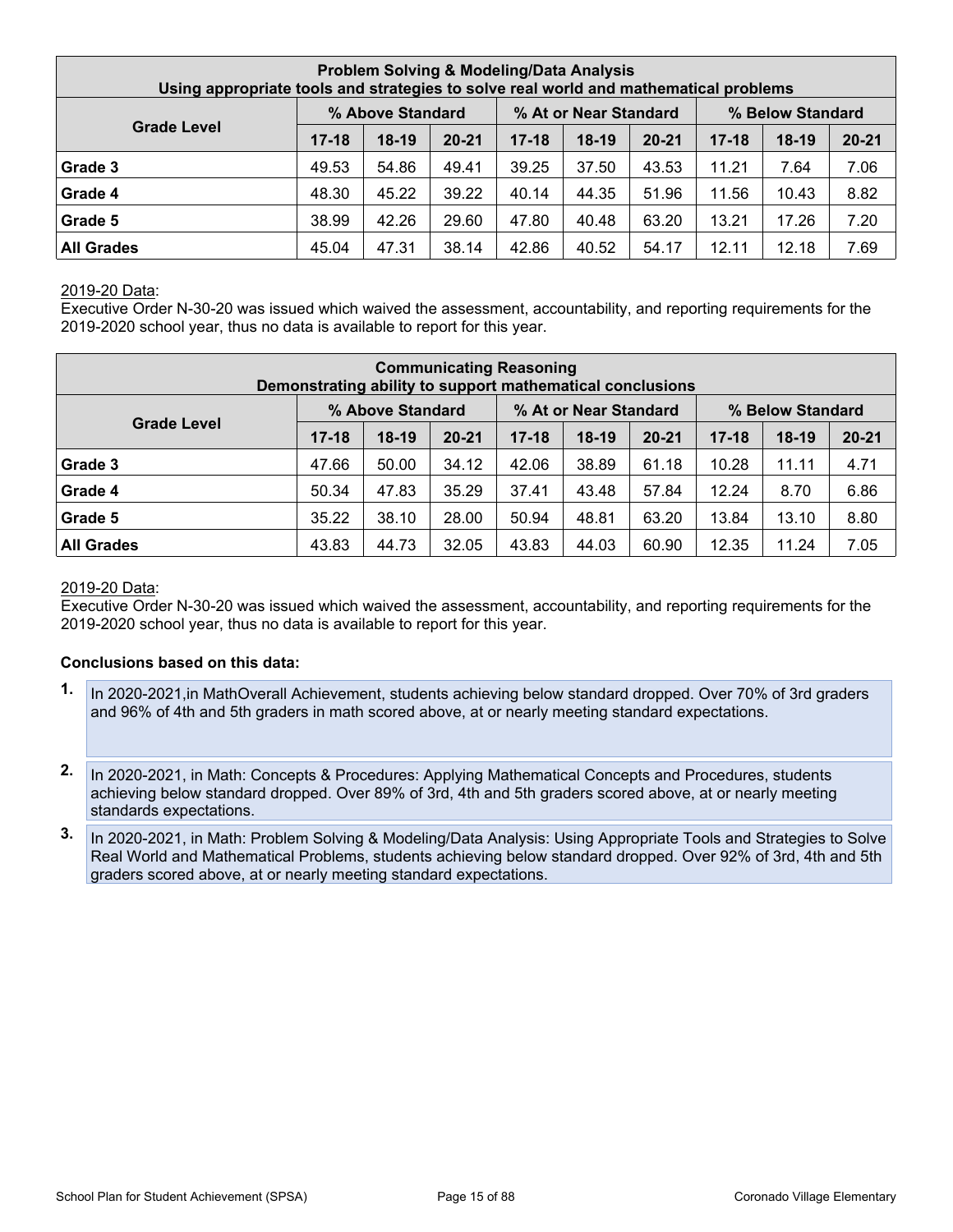| Problem Solving & Modeling/Data Analysis<br>Using appropriate tools and strategies to solve real world and mathematical problems | | | | | | | | | |
|---|---|---|---|---|---|---|---|---|---|
| Grade Level | % Above Standard | | | % At or Near Standard | | | % Below Standard | | |
| | 17-18 | 18-19 | 20-21 | 17-18 | 18-19 | 20-21 | 17-18 | 18-19 | 20-21 |
| Grade 3 | 49.53 | 54.86 | 49.41 | 39.25 | 37.50 | 43.53 | 11.21 | 7.64 | 7.06 |
| Grade 4 | 48.30 | 45.22 | 39.22 | 40.14 | 44.35 | 51.96 | 11.56 | 10.43 | 8.82 |
| Grade 5 | 38.99 | 42.26 | 29.60 | 47.80 | 40.48 | 63.20 | 13.21 | 17.26 | 7.20 |
| All Grades | 45.04 | 47.31 | 38.14 | 42.86 | 40.52 | 54.17 | 12.11 | 12.18 | 7.69 |

2019-20 Data:
Executive Order N-30-20 was issued which waived the assessment, accountability, and reporting requirements for the 2019-2020 school year, thus no data is available to report for this year.

| Communicating Reasoning<br>Demonstrating ability to support mathematical conclusions | | | | | | | | | |
|---|---|---|---|---|---|---|---|---|---|
| Grade Level | % Above Standard | | | % At or Near Standard | | | % Below Standard | | |
| | 17-18 | 18-19 | 20-21 | 17-18 | 18-19 | 20-21 | 17-18 | 18-19 | 20-21 |
| Grade 3 | 47.66 | 50.00 | 34.12 | 42.06 | 38.89 | 61.18 | 10.28 | 11.11 | 4.71 |
| Grade 4 | 50.34 | 47.83 | 35.29 | 37.41 | 43.48 | 57.84 | 12.24 | 8.70 | 6.86 |
| Grade 5 | 35.22 | 38.10 | 28.00 | 50.94 | 48.81 | 63.20 | 13.84 | 13.10 | 8.80 |
| All Grades | 43.83 | 44.73 | 32.05 | 43.83 | 44.03 | 60.90 | 12.35 | 11.24 | 7.05 |

2019-20 Data:
Executive Order N-30-20 was issued which waived the assessment, accountability, and reporting requirements for the 2019-2020 school year, thus no data is available to report for this year.

**Conclusions based on this data:**

1. In 2020-2021,in MathOverall Achievement, students achieving below standard dropped. Over 70% of 3rd graders and 96% of 4th and 5th graders in math scored above, at or nearly meeting standard expectations.

2. In 2020-2021, in Math: Concepts & Procedures: Applying Mathematical Concepts and Procedures, students achieving below standard dropped. Over 89% of 3rd, 4th and 5th graders scored above, at or nearly meeting standards expectations.

3. In 2020-2021, in Math: Problem Solving & Modeling/Data Analysis: Using Appropriate Tools and Strategies to Solve Real World and Mathematical Problems, students achieving below standard dropped. Over 92% of 3rd, 4th and 5th graders scored above, at or nearly meeting standard expectations.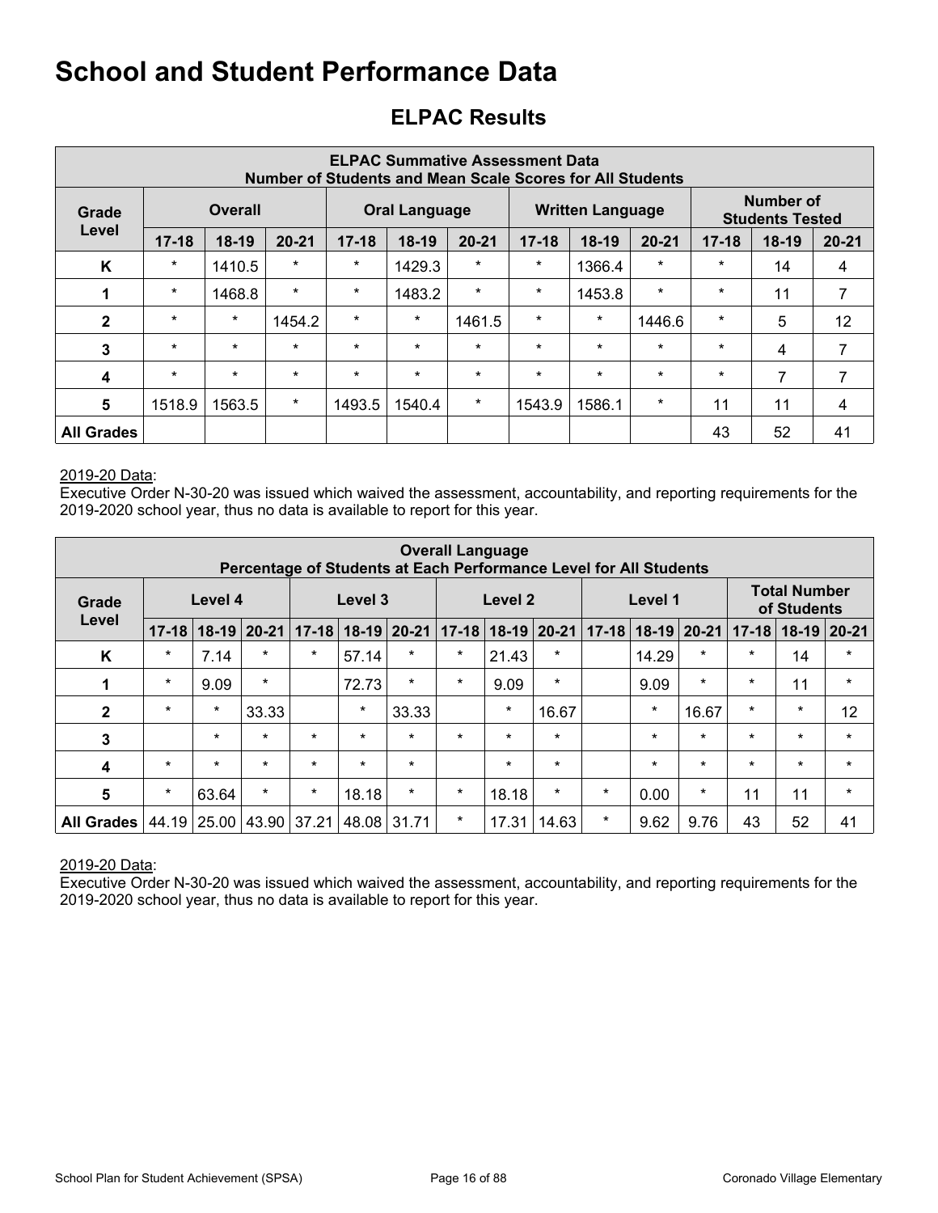# School and Student Performance Data

## ELPAC Results

| ELPAC Summative Assessment Data<br>Number of Students and Mean Scale Scores for All Students | | | | | | | | | | | | |
|---|---|---|---|---|---|---|---|---|---|---|---|---|
| Grade Level | Overall | | | Oral Language | | | Written Language | | | Number of Students Tested | | |
| | 17-18 | 18-19 | 20-21 | 17-18 | 18-19 | 20-21 | 17-18 | 18-19 | 20-21 | 17-18 | 18-19 | 20-21 |
| K | * | 1410.5 | * | * | 1429.3 | * | * | 1366.4 | * | * | 14 | 4 |
| 1 | * | 1468.8 | * | * | 1483.2 | * | * | 1453.8 | * | * | 11 | 7 |
| 2 | * | * | 1454.2 | * | * | 1461.5 | * | * | 1446.6 | * | 5 | 12 |
| 3 | * | * | * | * | * | * | * | * | * | * | 4 | 7 |
| 4 | * | * | * | * | * | * | * | * | * | * | 7 | 7 |
| 5 | 1518.9 | 1563.5 | * | 1493.5 | 1540.4 | * | 1543.9 | 1586.1 | * | 11 | 11 | 4 |
| All Grades | | | | | | | | | | 43 | 52 | 41 |

2019-20 Data:
Executive Order N-30-20 was issued which waived the assessment, accountability, and reporting requirements for the 2019-2020 school year, thus no data is available to report for this year.

| Overall Language<br>Percentage of Students at Each Performance Level for All Students | | | | | | | | | | | | | | | |
|---|---|---|---|---|---|---|---|---|---|---|---|---|---|---|---|
| Grade Level | Level 4 | | | Level 3 | | | Level 2 | | | Level 1 | | | Total Number of Students | | |
| | 17-18 | 18-19 | 20-21 | 17-18 | 18-19 | 20-21 | 17-18 | 18-19 | 20-21 | 17-18 | 18-19 | 20-21 | 17-18 | 18-19 | 20-21 |
| K | * | 7.14 | * | * | 57.14 | * | * | 21.43 | * | | 14.29 | * | * | 14 | * |
| 1 | * | 9.09 | * | | 72.73 | * | * | 9.09 | * | | 9.09 | * | * | 11 | * |
| 2 | * | * | 33.33 | | * | 33.33 | | * | 16.67 | | * | 16.67 | * | * | 12 |
| 3 | | * | * | * | * | * | * | * | * | | * | * | * | * | * |
| 4 | * | * | * | * | * | * | | * | * | | * | * | * | * | * |
| 5 | * | 63.64 | * | * | 18.18 | * | * | 18.18 | * | * | 0.00 | * | 11 | 11 | * |
| All Grades | 44.19 | 25.00 | 43.90 | 37.21 | 48.08 | 31.71 | * | 17.31 | 14.63 | * | 9.62 | 9.76 | 43 | 52 | 41 |

2019-20 Data:
Executive Order N-30-20 was issued which waived the assessment, accountability, and reporting requirements for the 2019-2020 school year, thus no data is available to report for this year.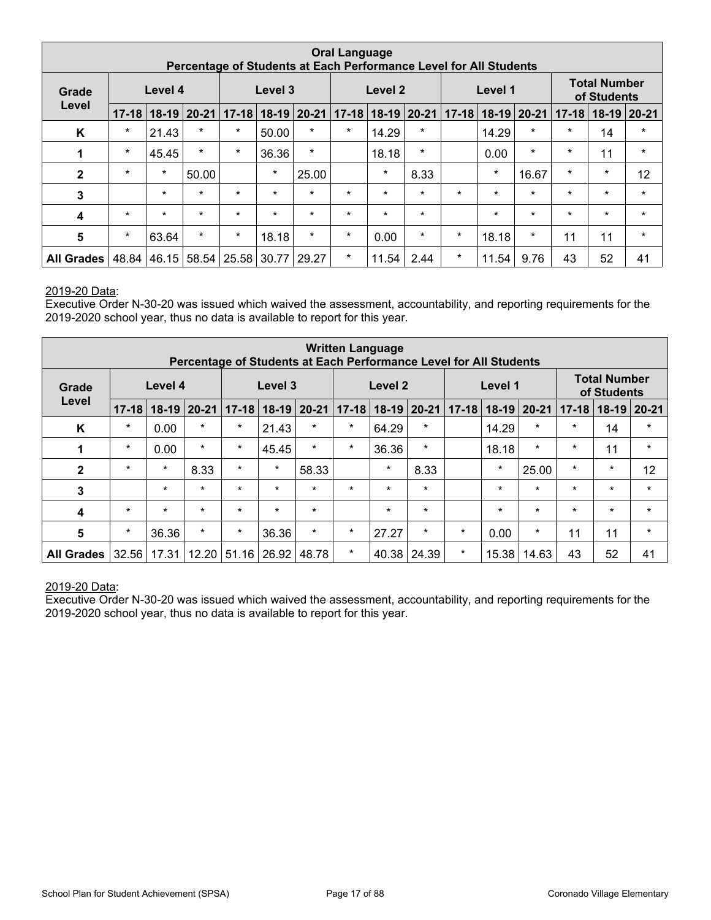| Oral Language<br>Percentage of Students at Each Performance Level for All Students | | | | | | | | | | | | | | | |
|---|---|---|---|---|---|---|---|---|---|---|---|---|---|---|---|
| Grade Level | Level 4 | | | Level 3 | | | Level 2 | | | Level 1 | | | Total Number of Students | | |
| | 17-18 | 18-19 | 20-21 | 17-18 | 18-19 | 20-21 | 17-18 | 18-19 | 20-21 | 17-18 | 18-19 | 20-21 | 17-18 | 18-19 | 20-21 |
| K | * | 21.43 | * | * | 50.00 | * | * | 14.29 | * | | 14.29 | * | * | 14 | * |
| 1 | * | 45.45 | * | * | 36.36 | * | | 18.18 | * | | 0.00 | * | * | 11 | * |
| 2 | * | * | 50.00 | | * | 25.00 | | * | 8.33 | | * | 16.67 | * | * | 12 |
| 3 | | * | * | * | * | * | * | * | * | * | * | * | * | * | * |
| 4 | * | * | * | * | * | * | * | * | * | | * | * | * | * | * |
| 5 | * | 63.64 | * | * | 18.18 | * | * | 0.00 | * | * | 18.18 | * | 11 | 11 | * |
| All Grades | 48.84 | 46.15 | 58.54 | 25.58 | 30.77 | 29.27 | * | 11.54 | 2.44 | * | 11.54 | 9.76 | 43 | 52 | 41 |

2019-20 Data:
Executive Order N-30-20 was issued which waived the assessment, accountability, and reporting requirements for the 2019-2020 school year, thus no data is available to report for this year.

| Written Language<br>Percentage of Students at Each Performance Level for All Students | | | | | | | | | | | | | | | |
|---|---|---|---|---|---|---|---|---|---|---|---|---|---|---|---|
| Grade Level | Level 4 | | | Level 3 | | | Level 2 | | | Level 1 | | | Total Number of Students | | |
| | 17-18 | 18-19 | 20-21 | 17-18 | 18-19 | 20-21 | 17-18 | 18-19 | 20-21 | 17-18 | 18-19 | 20-21 | 17-18 | 18-19 | 20-21 |
| K | * | 0.00 | * | * | 21.43 | * | * | 64.29 | * | | 14.29 | * | * | 14 | * |
| 1 | * | 0.00 | * | * | 45.45 | * | * | 36.36 | * | | 18.18 | * | * | 11 | * |
| 2 | * | * | 8.33 | * | * | 58.33 | | * | 8.33 | | * | 25.00 | * | * | 12 |
| 3 | | * | * | * | * | * | * | * | * | | * | * | * | * | * |
| 4 | * | * | * | * | * | * | | * | * | | * | * | * | * | * |
| 5 | * | 36.36 | * | * | 36.36 | * | * | 27.27 | * | * | 0.00 | * | 11 | 11 | * |
| All Grades | 32.56 | 17.31 | 12.20 | 51.16 | 26.92 | 48.78 | * | 40.38 | 24.39 | * | 15.38 | 14.63 | 43 | 52 | 41 |

2019-20 Data:
Executive Order N-30-20 was issued which waived the assessment, accountability, and reporting requirements for the 2019-2020 school year, thus no data is available to report for this year.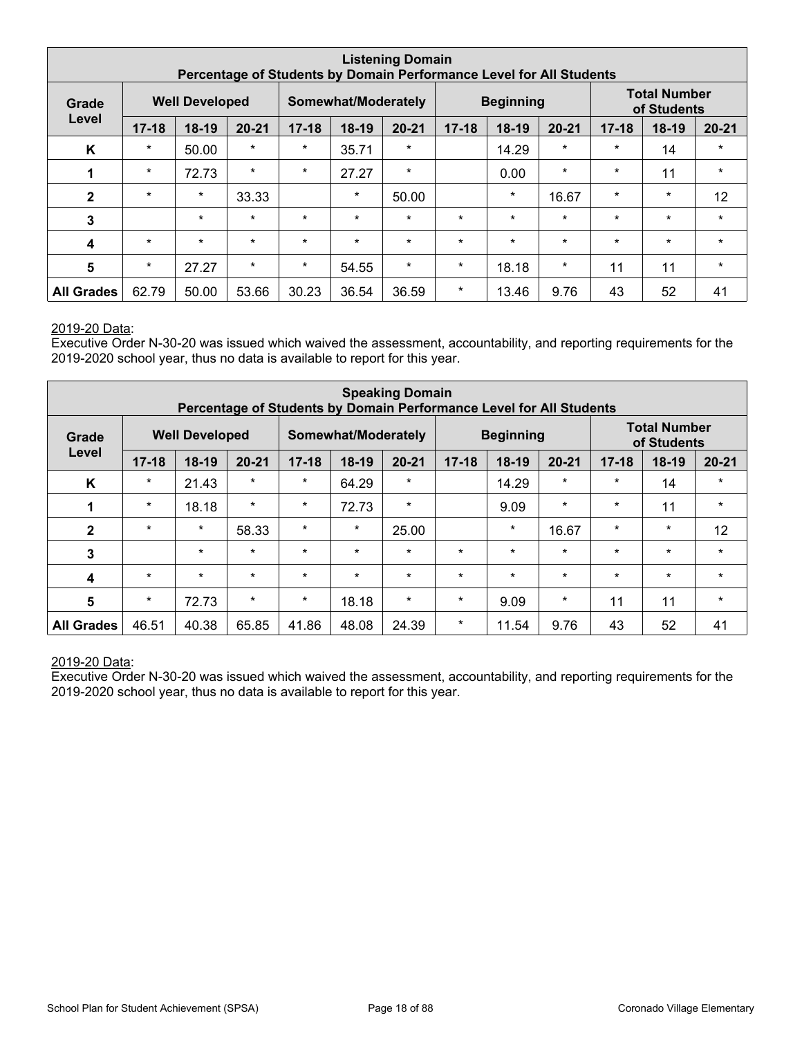| Listening Domain<br>Percentage of Students by Domain Performance Level for All Students | | | | | | | | | | | | |
|---|---|---|---|---|---|---|---|---|---|---|---|---|
| Grade Level | Well Developed | | | Somewhat/Moderately | | | Beginning | | | Total Number of Students | | |
| | 17-18 | 18-19 | 20-21 | 17-18 | 18-19 | 20-21 | 17-18 | 18-19 | 20-21 | 17-18 | 18-19 | 20-21 |
| K | * | 50.00 | * | * | 35.71 | * | | 14.29 | * | * | 14 | * |
| 1 | * | 72.73 | * | * | 27.27 | * | | 0.00 | * | * | 11 | * |
| 2 | * | * | 33.33 | | * | 50.00 | | * | 16.67 | * | * | 12 |
| 3 | | * | * | * | * | * | * | * | * | * | * | * |
| 4 | * | * | * | * | * | * | * | * | * | * | * | * |
| 5 | * | 27.27 | * | * | 54.55 | * | * | 18.18 | * | 11 | 11 | * |
| All Grades | 62.79 | 50.00 | 53.66 | 30.23 | 36.54 | 36.59 | * | 13.46 | 9.76 | 43 | 52 | 41 |

2019-20 Data:
Executive Order N-30-20 was issued which waived the assessment, accountability, and reporting requirements for the 2019-2020 school year, thus no data is available to report for this year.

| Speaking Domain<br>Percentage of Students by Domain Performance Level for All Students | | | | | | | | | | | | |
|---|---|---|---|---|---|---|---|---|---|---|---|---|
| Grade Level | Well Developed | | | Somewhat/Moderately | | | Beginning | | | Total Number of Students | | |
| | 17-18 | 18-19 | 20-21 | 17-18 | 18-19 | 20-21 | 17-18 | 18-19 | 20-21 | 17-18 | 18-19 | 20-21 |
| K | * | 21.43 | * | * | 64.29 | * | | 14.29 | * | * | 14 | * |
| 1 | * | 18.18 | * | * | 72.73 | * | | 9.09 | * | * | 11 | * |
| 2 | * | * | 58.33 | * | * | 25.00 | | * | 16.67 | * | * | 12 |
| 3 | | * | * | * | * | * | * | * | * | * | * | * |
| 4 | * | * | * | * | * | * | * | * | * | * | * | * |
| 5 | * | 72.73 | * | * | 18.18 | * | * | 9.09 | * | 11 | 11 | * |
| All Grades | 46.51 | 40.38 | 65.85 | 41.86 | 48.08 | 24.39 | * | 11.54 | 9.76 | 43 | 52 | 41 |

2019-20 Data:
Executive Order N-30-20 was issued which waived the assessment, accountability, and reporting requirements for the 2019-2020 school year, thus no data is available to report for this year.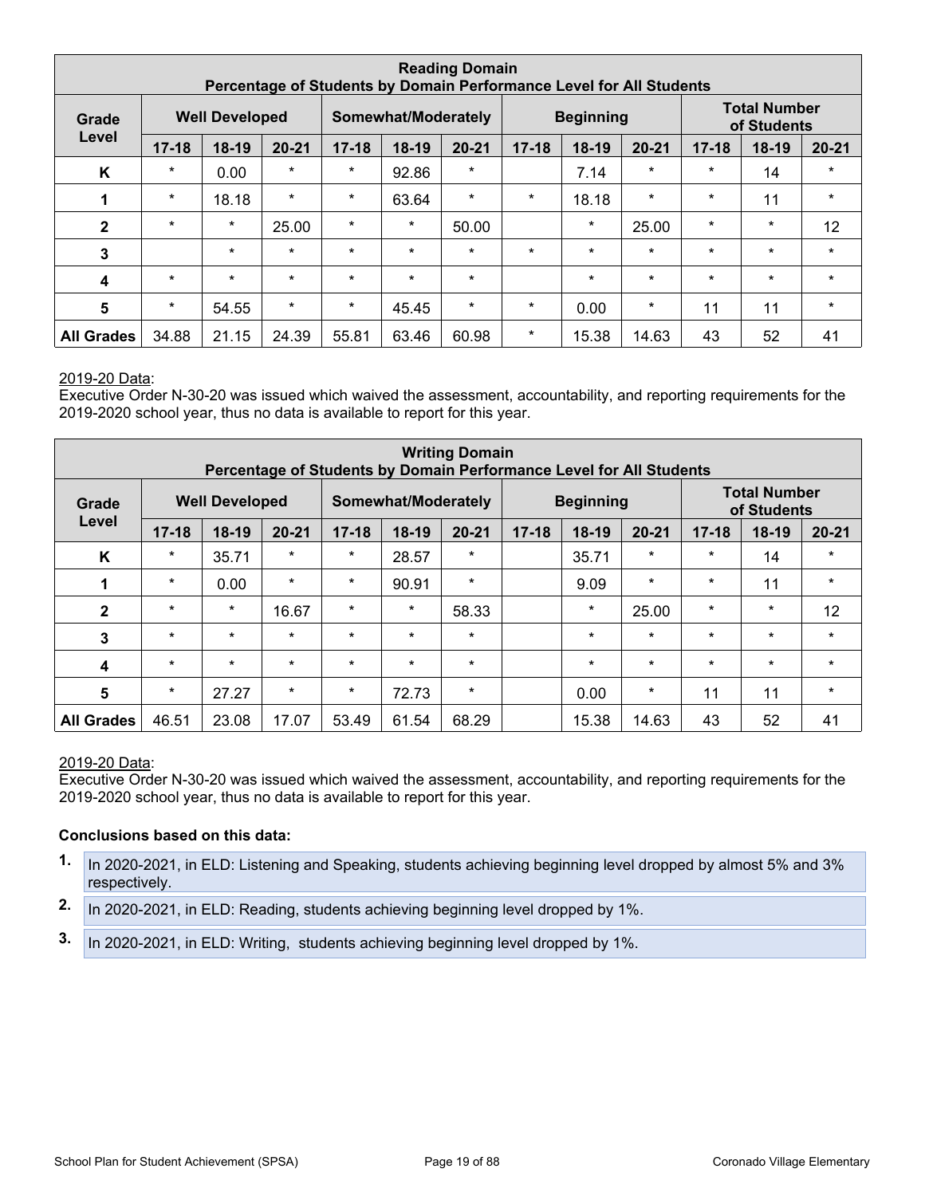| Reading Domain<br>Percentage of Students by Domain Performance Level for All Students | | | | | | | | | | | | |
|---|---|---|---|---|---|---|---|---|---|---|---|---|
| Grade Level | Well Developed | | | Somewhat/Moderately | | | Beginning | | | Total Number of Students | | |
| | 17-18 | 18-19 | 20-21 | 17-18 | 18-19 | 20-21 | 17-18 | 18-19 | 20-21 | 17-18 | 18-19 | 20-21 |
| K | * | 0.00 | * | * | 92.86 | * | | 7.14 | * | * | 14 | * |
| 1 | * | 18.18 | * | * | 63.64 | * | * | 18.18 | * | * | 11 | * |
| 2 | * | * | 25.00 | * | * | 50.00 | | * | 25.00 | * | * | 12 |
| 3 | | * | * | * | * | * | * | * | * | * | * | * |
| 4 | * | * | * | * | * | * | | * | * | * | * | * |
| 5 | * | 54.55 | * | * | 45.45 | * | * | 0.00 | * | 11 | 11 | * |
| All Grades | 34.88 | 21.15 | 24.39 | 55.81 | 63.46 | 60.98 | * | 15.38 | 14.63 | 43 | 52 | 41 |

2019-20 Data:
Executive Order N-30-20 was issued which waived the assessment, accountability, and reporting requirements for the 2019-2020 school year, thus no data is available to report for this year.

| Writing Domain<br>Percentage of Students by Domain Performance Level for All Students | | | | | | | | | | | | |
|---|---|---|---|---|---|---|---|---|---|---|---|---|
| Grade Level | Well Developed | | | Somewhat/Moderately | | | Beginning | | | Total Number of Students | | |
| | 17-18 | 18-19 | 20-21 | 17-18 | 18-19 | 20-21 | 17-18 | 18-19 | 20-21 | 17-18 | 18-19 | 20-21 |
| K | * | 35.71 | * | * | 28.57 | * | | 35.71 | * | * | 14 | * |
| 1 | * | 0.00 | * | * | 90.91 | * | | 9.09 | * | * | 11 | * |
| 2 | * | * | 16.67 | * | * | 58.33 | | * | 25.00 | * | * | 12 |
| 3 | * | * | * | * | * | * | | * | * | * | * | * |
| 4 | * | * | * | * | * | * | | * | * | * | * | * |
| 5 | * | 27.27 | * | * | 72.73 | * | | 0.00 | * | 11 | 11 | * |
| All Grades | 46.51 | 23.08 | 17.07 | 53.49 | 61.54 | 68.29 | | 15.38 | 14.63 | 43 | 52 | 41 |

2019-20 Data:
Executive Order N-30-20 was issued which waived the assessment, accountability, and reporting requirements for the 2019-2020 school year, thus no data is available to report for this year.

**Conclusions based on this data:**

1. In 2020-2021, in ELD: Listening and Speaking, students achieving beginning level dropped by almost 5% and 3% respectively.
2. In 2020-2021, in ELD: Reading, students achieving beginning level dropped by 1%.
3. In 2020-2021, in ELD: Writing, students achieving beginning level dropped by 1%.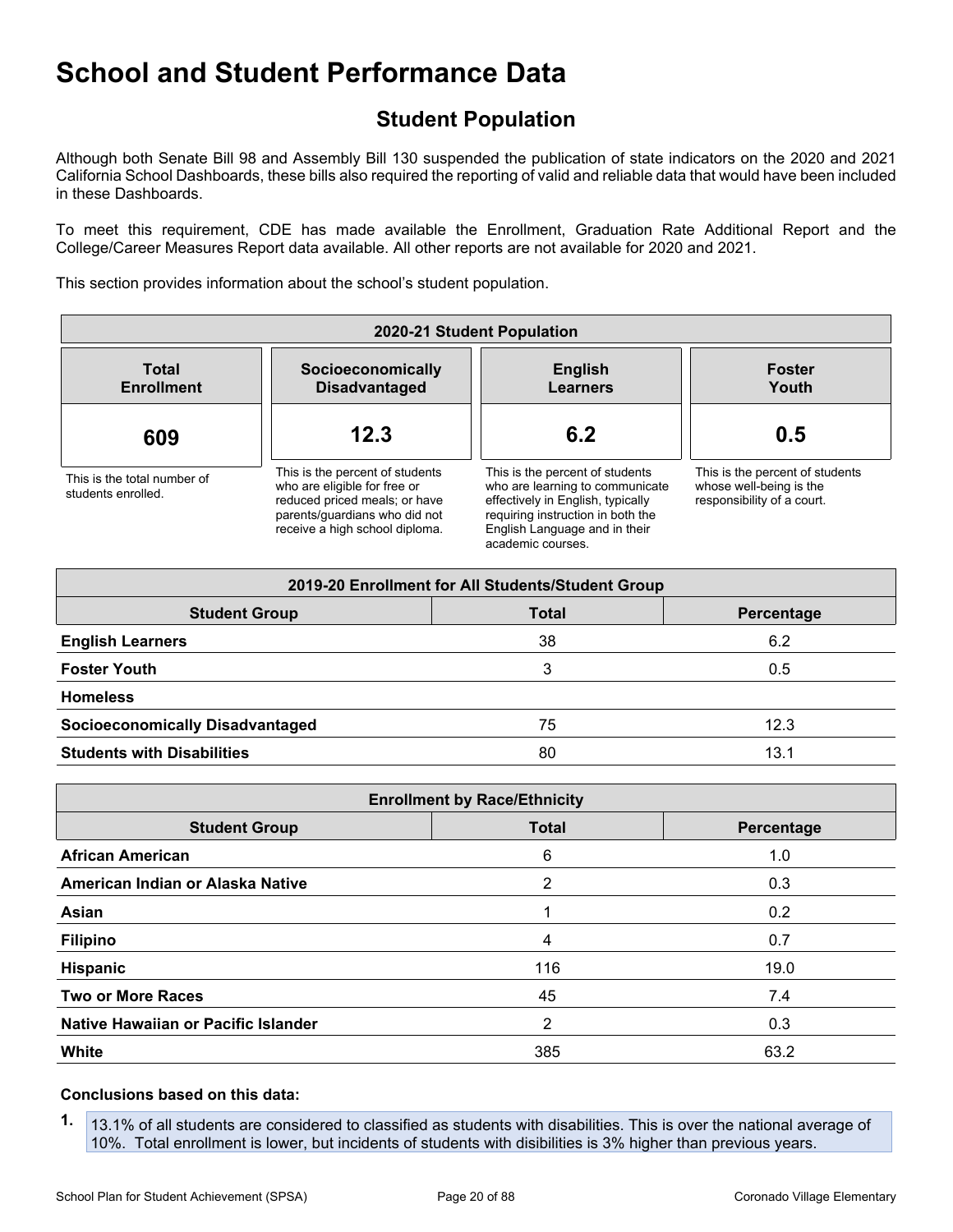# School and Student Performance Data

## Student Population

Although both Senate Bill 98 and Assembly Bill 130 suspended the publication of state indicators on the 2020 and 2021 California School Dashboards, these bills also required the reporting of valid and reliable data that would have been included in these Dashboards.

To meet this requirement, CDE has made available the Enrollment, Graduation Rate Additional Report and the College/Career Measures Report data available. All other reports are not available for 2020 and 2021.

This section provides information about the school's student population.

| 2020-21 Student Population | | | |
|---|---|---|---|
| **Total Enrollment** | **Socioeconomically Disadvantaged** | **English Learners** | **Foster Youth** |
| **609** | **12.3** | **6.2** | **0.5** |
| This is the total number of students enrolled. | This is the percent of students who are eligible for free or reduced priced meals; or have parents/guardians who did not receive a high school diploma. | This is the percent of students who are learning to communicate effectively in English, typically requiring instruction in both the English Language and in their academic courses. | This is the percent of students whose well-being is the responsibility of a court. |

| 2019-20 Enrollment for All Students/Student Group | | |
|---|---|---|
| **Student Group** | **Total** | **Percentage** |
| **English Learners** | 38 | 6.2 |
| **Foster Youth** | 3 | 0.5 |
| **Homeless** | | |
| **Socioeconomically Disadvantaged** | 75 | 12.3 |
| **Students with Disabilities** | 80 | 13.1 |

| Enrollment by Race/Ethnicity | | |
|---|---|---|
| **Student Group** | **Total** | **Percentage** |
| **African American** | 6 | 1.0 |
| **American Indian or Alaska Native** | 2 | 0.3 |
| **Asian** | 1 | 0.2 |
| **Filipino** | 4 | 0.7 |
| **Hispanic** | 116 | 19.0 |
| **Two or More Races** | 45 | 7.4 |
| **Native Hawaiian or Pacific Islander** | 2 | 0.3 |
| **White** | 385 | 63.2 |

### Conclusions based on this data:

1. 13.1% of all students are considered to classified as students with disabilities. This is over the national average of 10%. Total enrollment is lower, but incidents of students with disibilities is 3% higher than previous years.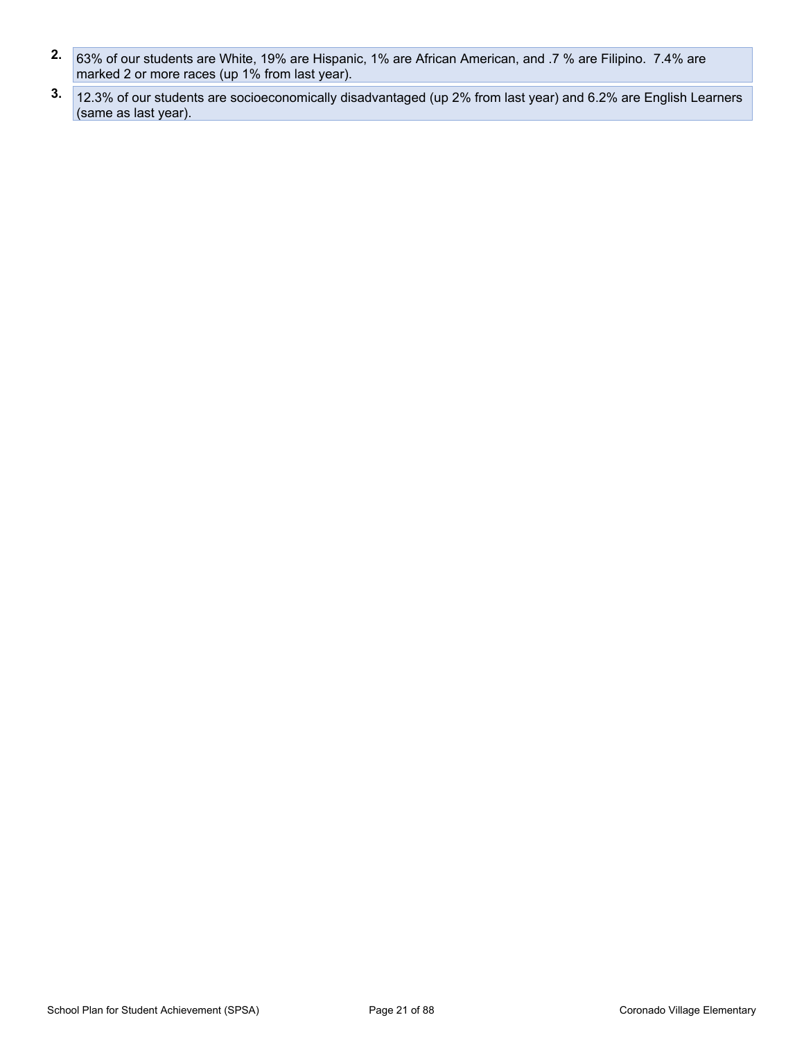2. 63% of our students are White, 19% are Hispanic, 1% are African American, and .7 % are Filipino.  7.4% are marked 2 or more races (up 1% from last year).
3. 12.3% of our students are socioeconomically disadvantaged (up 2% from last year) and 6.2% are English Learners (same as last year).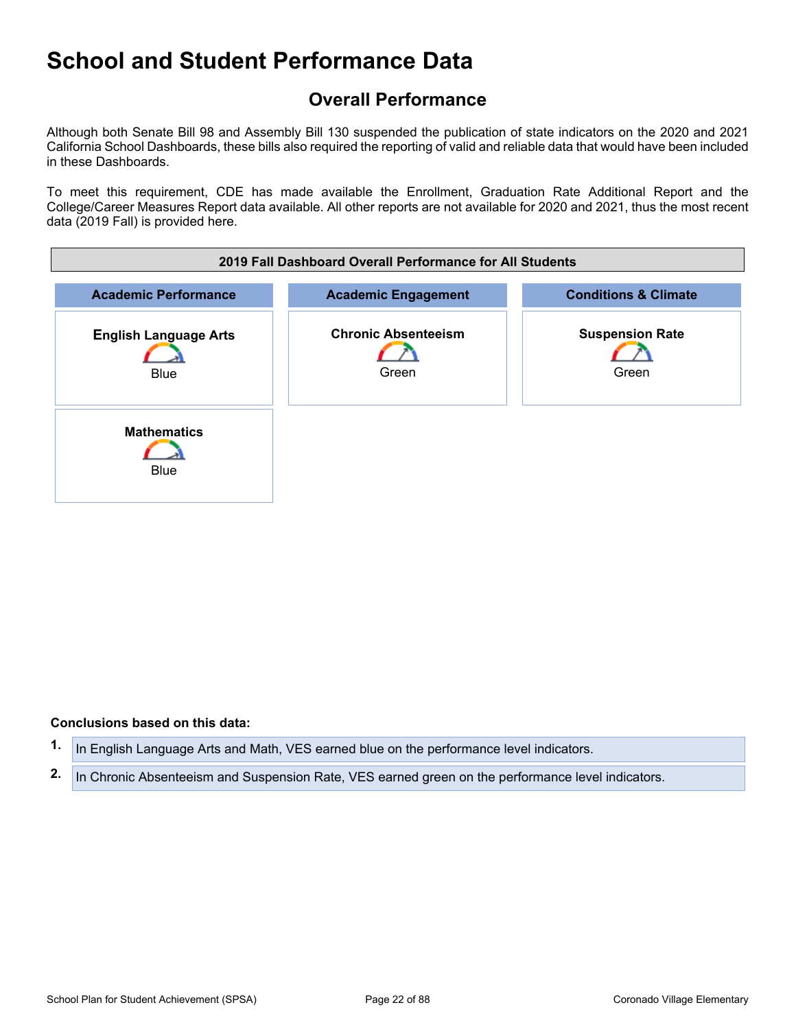# School and Student Performance Data

## Overall Performance

Although both Senate Bill 98 and Assembly Bill 130 suspended the publication of state indicators on the 2020 and 2021 California School Dashboards, these bills also required the reporting of valid and reliable data that would have been included in these Dashboards.

To meet this requirement, CDE has made available the Enrollment, Graduation Rate Additional Report and the College/Career Measures Report data available. All other reports are not available for 2020 and 2021, thus the most recent data (2019 Fall) is provided here.

| 2019 Fall Dashboard Overall Performance for All Students | | |
|---|---|---|
| **Academic Performance** | **Academic Engagement** | **Conditions & Climate** |
| **English Language Arts** Blue | **Chronic Absenteeism** Green | **Suspension Rate** Green |
| **Mathematics** Blue | | |

**Conclusions based on this data:**

1. In English Language Arts and Math, VES earned blue on the performance level indicators.
2. In Chronic Absenteeism and Suspension Rate, VES earned green on the performance level indicators.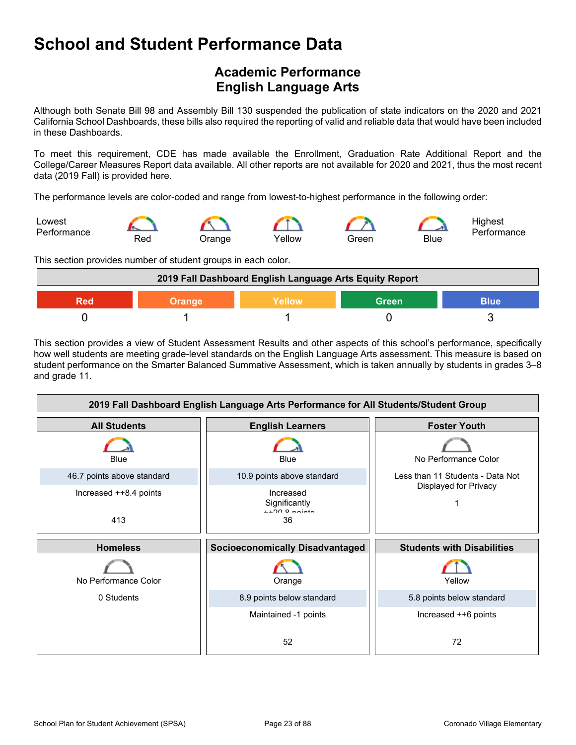# School and Student Performance Data

## Academic Performance
## English Language Arts

Although both Senate Bill 98 and Assembly Bill 130 suspended the publication of state indicators on the 2020 and 2021 California School Dashboards, these bills also required the reporting of valid and reliable data that would have been included in these Dashboards.

To meet this requirement, CDE has made available the Enrollment, Graduation Rate Additional Report and the College/Career Measures Report data available. All other reports are not available for 2020 and 2021, thus the most recent data (2019 Fall) is provided here.

The performance levels are color-coded and range from lowest-to-highest performance in the following order:

Lowest Performance — Red — Orange — Yellow — Green — Blue — Highest Performance

This section provides number of student groups in each color.

| 2019 Fall Dashboard English Language Arts Equity Report | | | | |
|---|---|---|---|---|
| Red | Orange | Yellow | Green | Blue |
| 0 | 1 | 1 | 0 | 3 |

This section provides a view of Student Assessment Results and other aspects of this school's performance, specifically how well students are meeting grade-level standards on the English Language Arts assessment. This measure is based on student performance on the Smarter Balanced Summative Assessment, which is taken annually by students in grades 3–8 and grade 11.

| 2019 Fall Dashboard English Language Arts Performance for All Students/Student Group | | |
|---|---|---|
| **All Students** | **English Learners** | **Foster Youth** |
| Blue | Blue | No Performance Color |
| 46.7 points above standard | 10.9 points above standard | Less than 11 Students - Data Not Displayed for Privacy |
| Increased ++8.4 points | Increased Significantly ++20.8 points | |
| 413 | 36 | 1 |
| **Homeless** | **Socioeconomically Disadvantaged** | **Students with Disabilities** |
| No Performance Color | Orange | Yellow |
| 0 Students | 8.9 points below standard | 5.8 points below standard |
| | Maintained -1 points | Increased ++6 points |
| | 52 | 72 |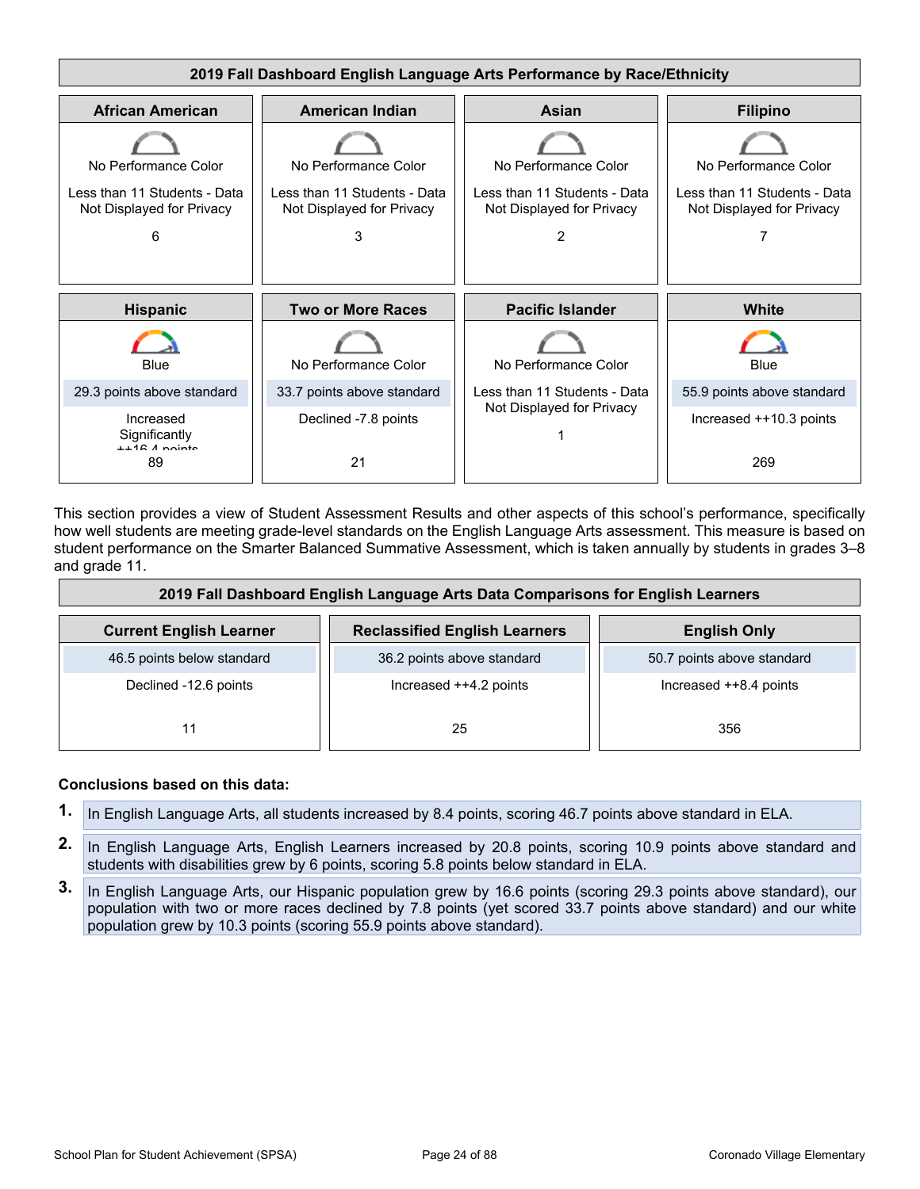**2019 Fall Dashboard English Language Arts Performance by Race/Ethnicity**

| African American | American Indian | Asian | Filipino |
|---|---|---|---|
| No Performance Color | No Performance Color | No Performance Color | No Performance Color |
| Less than 11 Students - Data Not Displayed for Privacy | Less than 11 Students - Data Not Displayed for Privacy | Less than 11 Students - Data Not Displayed for Privacy | Less than 11 Students - Data Not Displayed for Privacy |
| 6 | 3 | 2 | 7 |

| Hispanic | Two or More Races | Pacific Islander | White |
|---|---|---|---|
| Blue | No Performance Color | No Performance Color | Blue |
| 29.3 points above standard | 33.7 points above standard | Less than 11 Students - Data Not Displayed for Privacy | 55.9 points above standard |
| Increased Significantly ++16.4 points | Declined -7.8 points | 1 | Increased ++10.3 points |
| 89 | 21 | | 269 |

This section provides a view of Student Assessment Results and other aspects of this school's performance, specifically how well students are meeting grade-level standards on the English Language Arts assessment. This measure is based on student performance on the Smarter Balanced Summative Assessment, which is taken annually by students in grades 3–8 and grade 11.

**2019 Fall Dashboard English Language Arts Data Comparisons for English Learners**

| Current English Learner | Reclassified English Learners | English Only |
|---|---|---|
| 46.5 points below standard | 36.2 points above standard | 50.7 points above standard |
| Declined -12.6 points | Increased ++4.2 points | Increased ++8.4 points |
| 11 | 25 | 356 |

**Conclusions based on this data:**

1. In English Language Arts, all students increased by 8.4 points, scoring 46.7 points above standard in ELA.
2. In English Language Arts, English Learners increased by 20.8 points, scoring 10.9 points above standard and students with disabilities grew by 6 points, scoring 5.8 points below standard in ELA.
3. In English Language Arts, our Hispanic population grew by 16.6 points (scoring 29.3 points above standard), our population with two or more races declined by 7.8 points (yet scored 33.7 points above standard) and our white population grew by 10.3 points (scoring 55.9 points above standard).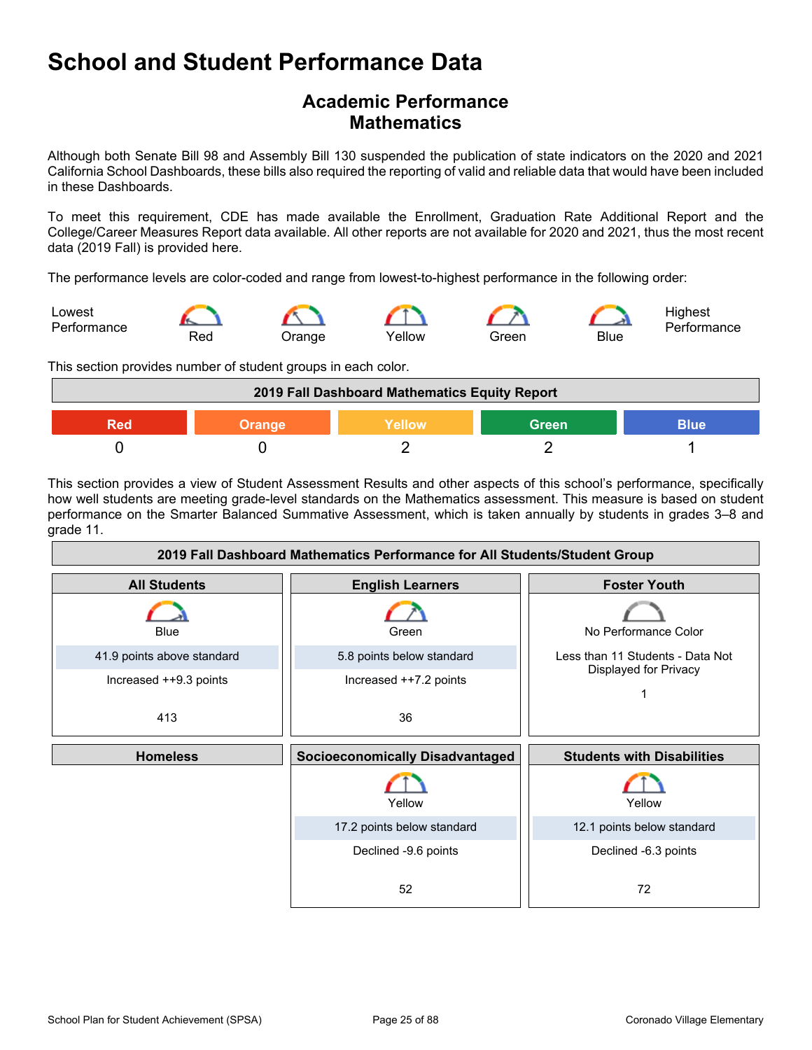# School and Student Performance Data

## Academic Performance
## Mathematics

Although both Senate Bill 98 and Assembly Bill 130 suspended the publication of state indicators on the 2020 and 2021 California School Dashboards, these bills also required the reporting of valid and reliable data that would have been included in these Dashboards.

To meet this requirement, CDE has made available the Enrollment, Graduation Rate Additional Report and the College/Career Measures Report data available. All other reports are not available for 2020 and 2021, thus the most recent data (2019 Fall) is provided here.

The performance levels are color-coded and range from lowest-to-highest performance in the following order:

Lowest Performance — Red — Orange — Yellow — Green — Blue — Highest Performance

This section provides number of student groups in each color.

| 2019 Fall Dashboard Mathematics Equity Report | | | | |
|---|---|---|---|---|
| Red | Orange | Yellow | Green | Blue |
| 0 | 0 | 2 | 2 | 1 |

This section provides a view of Student Assessment Results and other aspects of this school's performance, specifically how well students are meeting grade-level standards on the Mathematics assessment. This measure is based on student performance on the Smarter Balanced Summative Assessment, which is taken annually by students in grades 3–8 and grade 11.

| 2019 Fall Dashboard Mathematics Performance for All Students/Student Group | | |
|---|---|---|
| **All Students** | **English Learners** | **Foster Youth** |
| Blue | Green | No Performance Color |
| 41.9 points above standard | 5.8 points below standard | Less than 11 Students - Data Not Displayed for Privacy |
| Increased ++9.3 points | Increased ++7.2 points | 1 |
| 413 | 36 | |
| **Homeless** | **Socioeconomically Disadvantaged** | **Students with Disabilities** |
| | Yellow | Yellow |
| | 17.2 points below standard | 12.1 points below standard |
| | Declined -9.6 points | Declined -6.3 points |
| | 52 | 72 |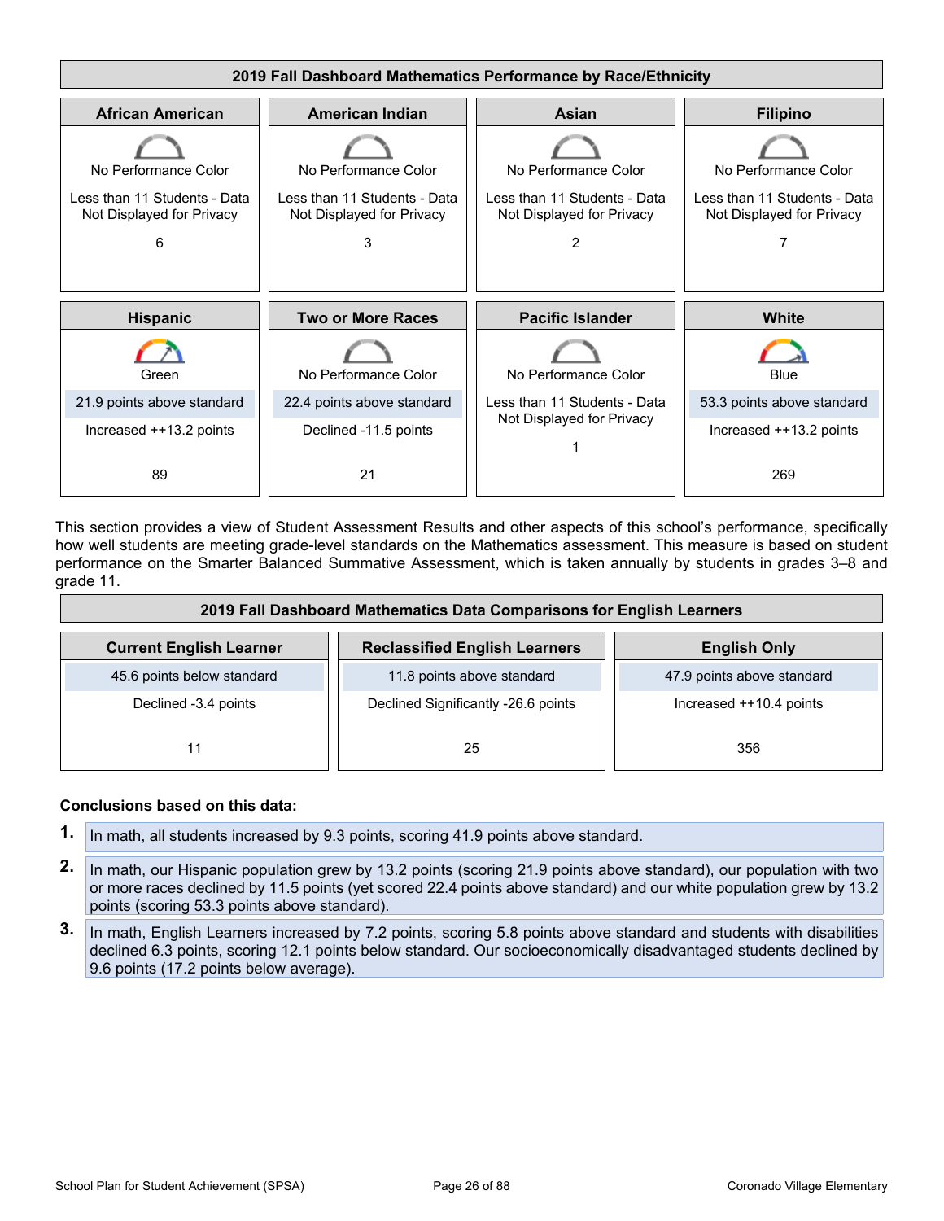| 2019 Fall Dashboard Mathematics Performance by Race/Ethnicity | | | |
|---|---|---|---|
| **African American** | **American Indian** | **Asian** | **Filipino** |
| No Performance Color<br>Less than 11 Students - Data Not Displayed for Privacy<br>6 | No Performance Color<br>Less than 11 Students - Data Not Displayed for Privacy<br>3 | No Performance Color<br>Less than 11 Students - Data Not Displayed for Privacy<br>2 | No Performance Color<br>Less than 11 Students - Data Not Displayed for Privacy<br>7 |
| **Hispanic** | **Two or More Races** | **Pacific Islander** | **White** |
| Green<br>21.9 points above standard<br>Increased ++13.2 points<br>89 | No Performance Color<br>22.4 points above standard<br>Declined -11.5 points<br>21 | No Performance Color<br>Less than 11 Students - Data Not Displayed for Privacy<br>1 | Blue<br>53.3 points above standard<br>Increased ++13.2 points<br>269 |

This section provides a view of Student Assessment Results and other aspects of this school's performance, specifically how well students are meeting grade-level standards on the Mathematics assessment. This measure is based on student performance on the Smarter Balanced Summative Assessment, which is taken annually by students in grades 3–8 and grade 11.

| 2019 Fall Dashboard Mathematics Data Comparisons for English Learners | | |
|---|---|---|
| **Current English Learner** | **Reclassified English Learners** | **English Only** |
| 45.6 points below standard | 11.8 points above standard | 47.9 points above standard |
| Declined -3.4 points | Declined Significantly -26.6 points | Increased ++10.4 points |
| 11 | 25 | 356 |

**Conclusions based on this data:**

1. In math, all students increased by 9.3 points, scoring 41.9 points above standard.
2. In math, our Hispanic population grew by 13.2 points (scoring 21.9 points above standard), our population with two or more races declined by 11.5 points (yet scored 22.4 points above standard) and our white population grew by 13.2 points (scoring 53.3 points above standard).
3. In math, English Learners increased by 7.2 points, scoring 5.8 points above standard and students with disabilities declined 6.3 points, scoring 12.1 points below standard. Our socioeconomically disadvantaged students declined by 9.6 points (17.2 points below average).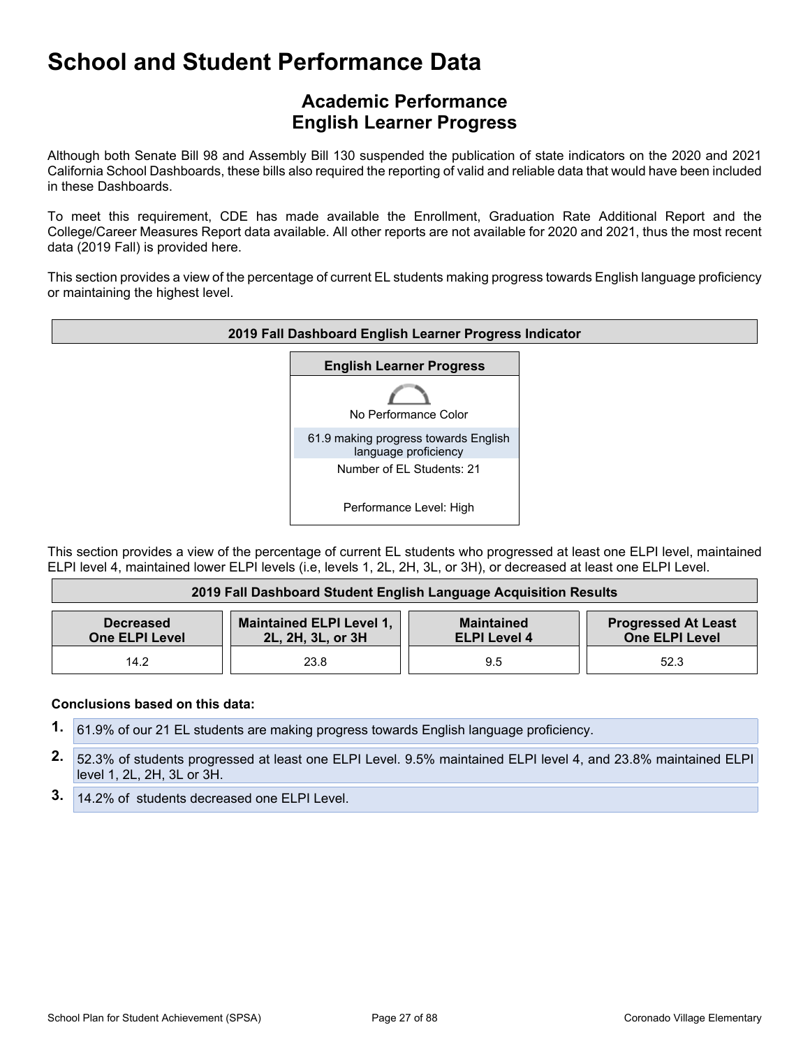# School and Student Performance Data

## Academic Performance
## English Learner Progress

Although both Senate Bill 98 and Assembly Bill 130 suspended the publication of state indicators on the 2020 and 2021 California School Dashboards, these bills also required the reporting of valid and reliable data that would have been included in these Dashboards.

To meet this requirement, CDE has made available the Enrollment, Graduation Rate Additional Report and the College/Career Measures Report data available. All other reports are not available for 2020 and 2021, thus the most recent data (2019 Fall) is provided here.

This section provides a view of the percentage of current EL students making progress towards English language proficiency or maintaining the highest level.

| 2019 Fall Dashboard English Learner Progress Indicator |
|---|
| **English Learner Progress** |
| No Performance Color |
| 61.9 making progress towards English language proficiency |
| Number of EL Students: 21 |
| Performance Level: High |

This section provides a view of the percentage of current EL students who progressed at least one ELPI level, maintained ELPI level 4, maintained lower ELPI levels (i.e, levels 1, 2L, 2H, 3L, or 3H), or decreased at least one ELPI Level.

| 2019 Fall Dashboard Student English Language Acquisition Results | | | |
|---|---|---|---|
| **Decreased One ELPI Level** | **Maintained ELPI Level 1, 2L, 2H, 3L, or 3H** | **Maintained ELPI Level 4** | **Progressed At Least One ELPI Level** |
| 14.2 | 23.8 | 9.5 | 52.3 |

**Conclusions based on this data:**

1. 61.9% of our 21 EL students are making progress towards English language proficiency.
2. 52.3% of students progressed at least one ELPI Level. 9.5% maintained ELPI level 4, and 23.8% maintained ELPI level 1, 2L, 2H, 3L or 3H.
3. 14.2% of students decreased one ELPI Level.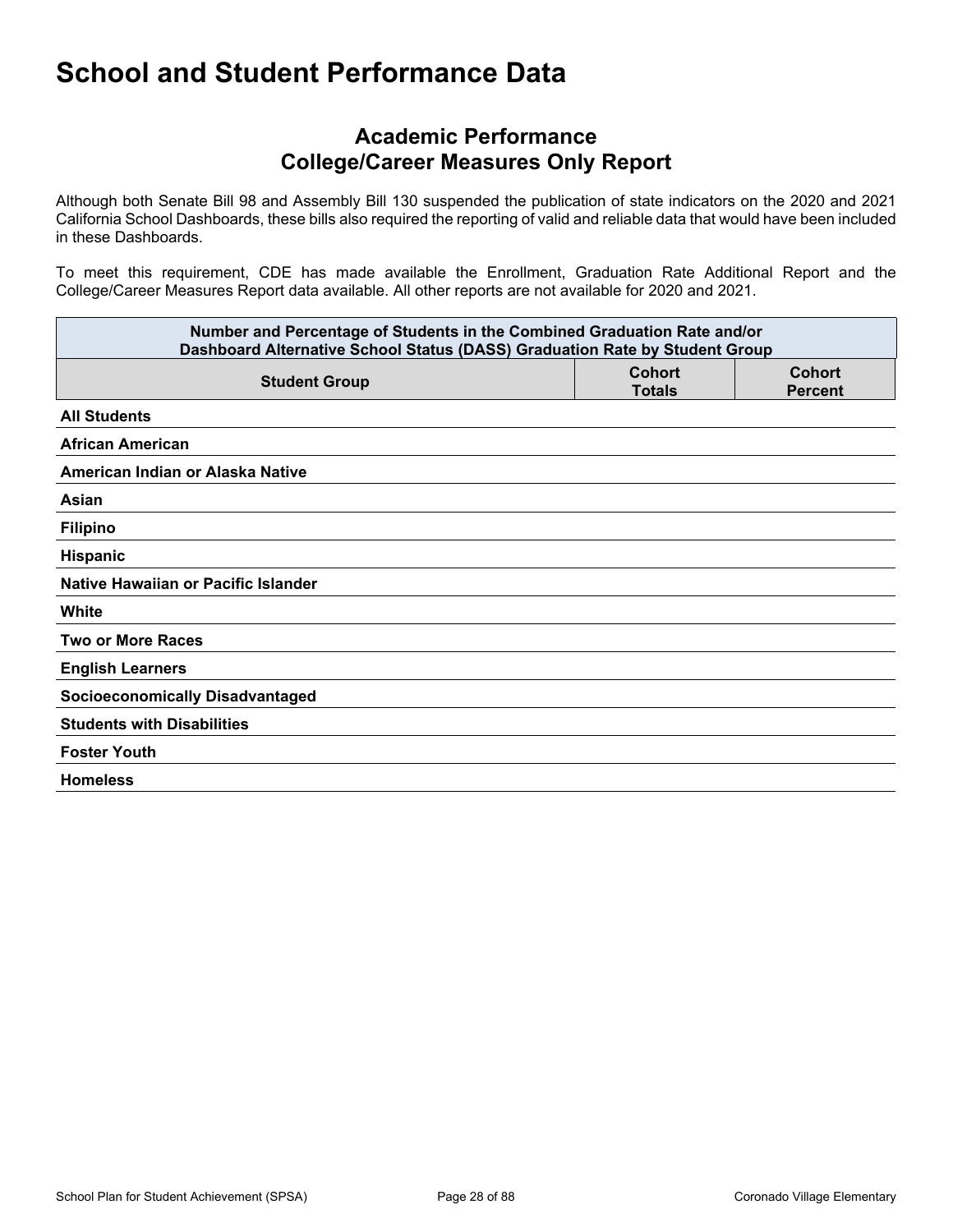# School and Student Performance Data

## Academic Performance
## College/Career Measures Only Report

Although both Senate Bill 98 and Assembly Bill 130 suspended the publication of state indicators on the 2020 and 2021 California School Dashboards, these bills also required the reporting of valid and reliable data that would have been included in these Dashboards.

To meet this requirement, CDE has made available the Enrollment, Graduation Rate Additional Report and the College/Career Measures Report data available. All other reports are not available for 2020 and 2021.

| Number and Percentage of Students in the Combined Graduation Rate and/or Dashboard Alternative School Status (DASS) Graduation Rate by Student Group | | |
|---|---|---|
| **Student Group** | **Cohort Totals** | **Cohort Percent** |
| **All Students** | | |
| **African American** | | |
| **American Indian or Alaska Native** | | |
| **Asian** | | |
| **Filipino** | | |
| **Hispanic** | | |
| **Native Hawaiian or Pacific Islander** | | |
| **White** | | |
| **Two or More Races** | | |
| **English Learners** | | |
| **Socioeconomically Disadvantaged** | | |
| **Students with Disabilities** | | |
| **Foster Youth** | | |
| **Homeless** | | |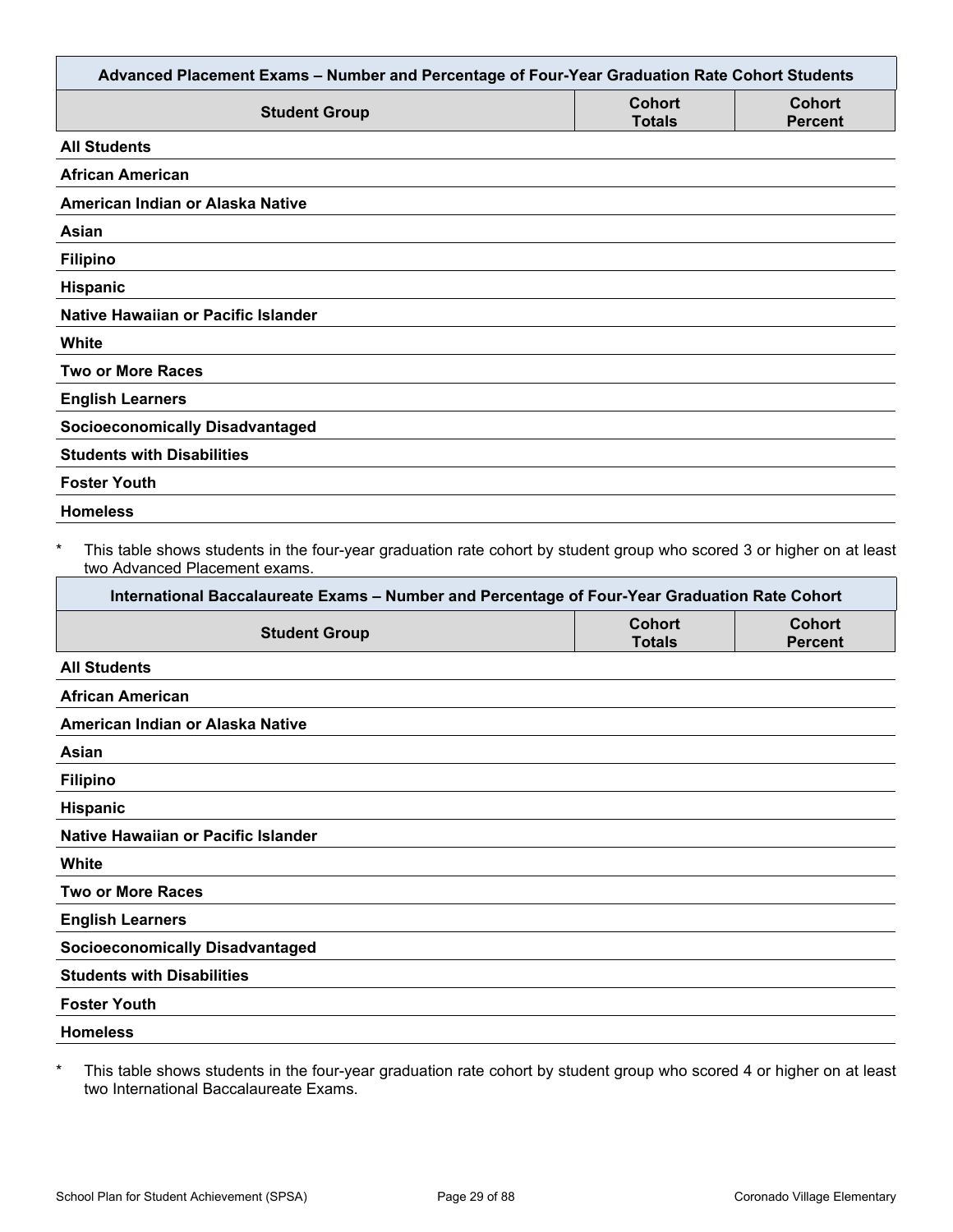| Advanced Placement Exams – Number and Percentage of Four-Year Graduation Rate Cohort Students | | |
| --- | --- | --- |
| Student Group | Cohort Totals | Cohort Percent |
| All Students | | |
| African American | | |
| American Indian or Alaska Native | | |
| Asian | | |
| Filipino | | |
| Hispanic | | |
| Native Hawaiian or Pacific Islander | | |
| White | | |
| Two or More Races | | |
| English Learners | | |
| Socioeconomically Disadvantaged | | |
| Students with Disabilities | | |
| Foster Youth | | |
| Homeless | | |

\* This table shows students in the four-year graduation rate cohort by student group who scored 3 or higher on at least two Advanced Placement exams.

| International Baccalaureate Exams – Number and Percentage of Four-Year Graduation Rate Cohort | | |
| --- | --- | --- |
| Student Group | Cohort Totals | Cohort Percent |
| All Students | | |
| African American | | |
| American Indian or Alaska Native | | |
| Asian | | |
| Filipino | | |
| Hispanic | | |
| Native Hawaiian or Pacific Islander | | |
| White | | |
| Two or More Races | | |
| English Learners | | |
| Socioeconomically Disadvantaged | | |
| Students with Disabilities | | |
| Foster Youth | | |
| Homeless | | |

\* This table shows students in the four-year graduation rate cohort by student group who scored 4 or higher on at least two International Baccalaureate Exams.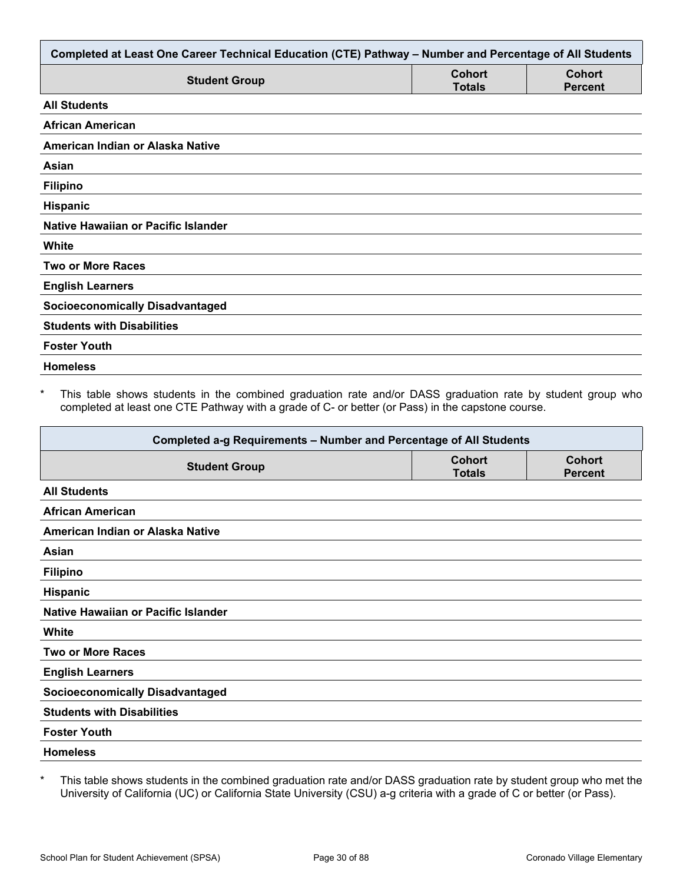| Completed at Least One Career Technical Education (CTE) Pathway – Number and Percentage of All Students | | |
|---|---|---|
| **Student Group** | **Cohort Totals** | **Cohort Percent** |
| **All Students** | | |
| **African American** | | |
| **American Indian or Alaska Native** | | |
| **Asian** | | |
| **Filipino** | | |
| **Hispanic** | | |
| **Native Hawaiian or Pacific Islander** | | |
| **White** | | |
| **Two or More Races** | | |
| **English Learners** | | |
| **Socioeconomically Disadvantaged** | | |
| **Students with Disabilities** | | |
| **Foster Youth** | | |
| **Homeless** | | |

* This table shows students in the combined graduation rate and/or DASS graduation rate by student group who completed at least one CTE Pathway with a grade of C- or better (or Pass) in the capstone course.

| Completed a-g Requirements – Number and Percentage of All Students | | |
|---|---|---|
| **Student Group** | **Cohort Totals** | **Cohort Percent** |
| **All Students** | | |
| **African American** | | |
| **American Indian or Alaska Native** | | |
| **Asian** | | |
| **Filipino** | | |
| **Hispanic** | | |
| **Native Hawaiian or Pacific Islander** | | |
| **White** | | |
| **Two or More Races** | | |
| **English Learners** | | |
| **Socioeconomically Disadvantaged** | | |
| **Students with Disabilities** | | |
| **Foster Youth** | | |
| **Homeless** | | |

* This table shows students in the combined graduation rate and/or DASS graduation rate by student group who met the University of California (UC) or California State University (CSU) a-g criteria with a grade of C or better (or Pass).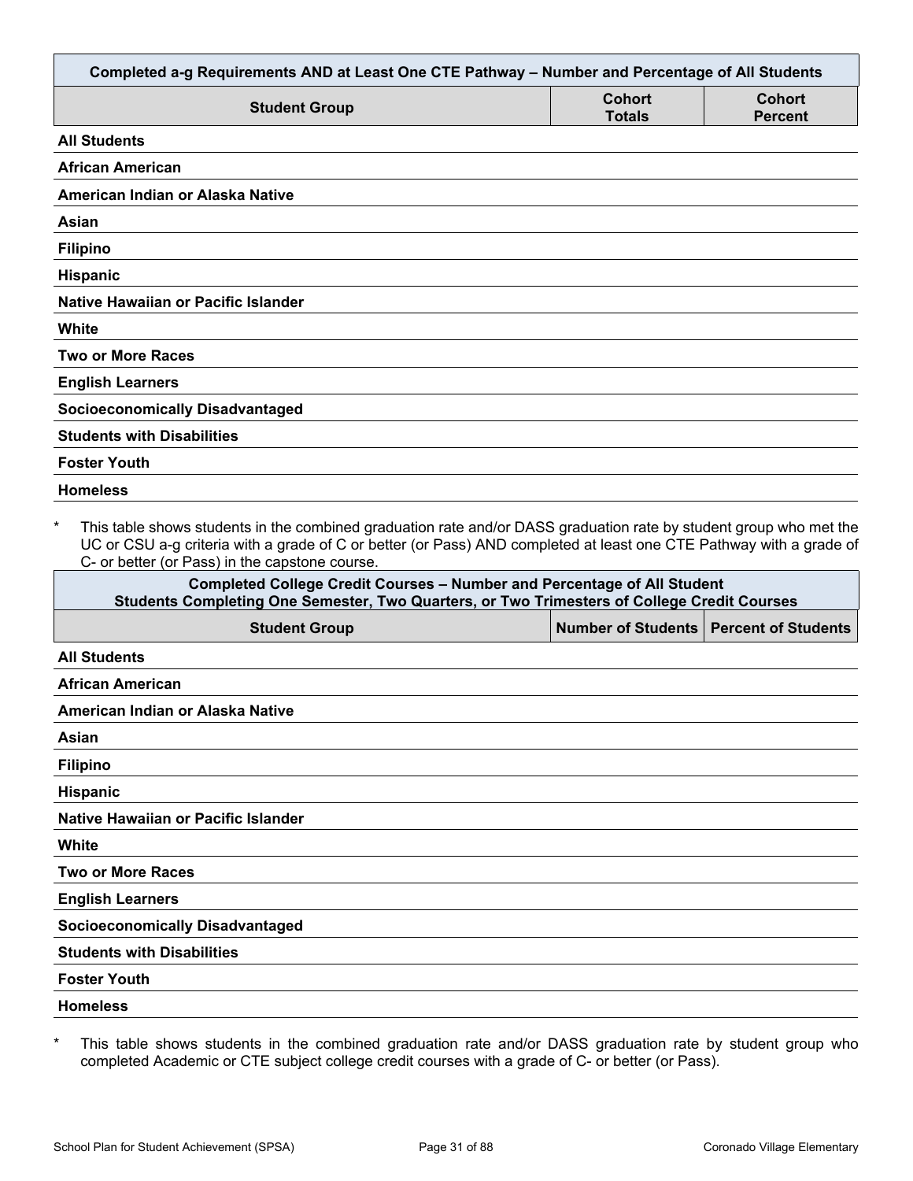| Completed a-g Requirements AND at Least One CTE Pathway – Number and Percentage of All Students | | |
|---|---|---|
| **Student Group** | **Cohort Totals** | **Cohort Percent** |
| **All Students** | | |
| **African American** | | |
| **American Indian or Alaska Native** | | |
| **Asian** | | |
| **Filipino** | | |
| **Hispanic** | | |
| **Native Hawaiian or Pacific Islander** | | |
| **White** | | |
| **Two or More Races** | | |
| **English Learners** | | |
| **Socioeconomically Disadvantaged** | | |
| **Students with Disabilities** | | |
| **Foster Youth** | | |
| **Homeless** | | |

\* This table shows students in the combined graduation rate and/or DASS graduation rate by student group who met the UC or CSU a-g criteria with a grade of C or better (or Pass) AND completed at least one CTE Pathway with a grade of C- or better (or Pass) in the capstone course.

| Completed College Credit Courses – Number and Percentage of All Student Students Completing One Semester, Two Quarters, or Two Trimesters of College Credit Courses | | |
|---|---|---|
| **Student Group** | **Number of Students** | **Percent of Students** |
| **All Students** | | |
| **African American** | | |
| **American Indian or Alaska Native** | | |
| **Asian** | | |
| **Filipino** | | |
| **Hispanic** | | |
| **Native Hawaiian or Pacific Islander** | | |
| **White** | | |
| **Two or More Races** | | |
| **English Learners** | | |
| **Socioeconomically Disadvantaged** | | |
| **Students with Disabilities** | | |
| **Foster Youth** | | |
| **Homeless** | | |

\* This table shows students in the combined graduation rate and/or DASS graduation rate by student group who completed Academic or CTE subject college credit courses with a grade of C- or better (or Pass).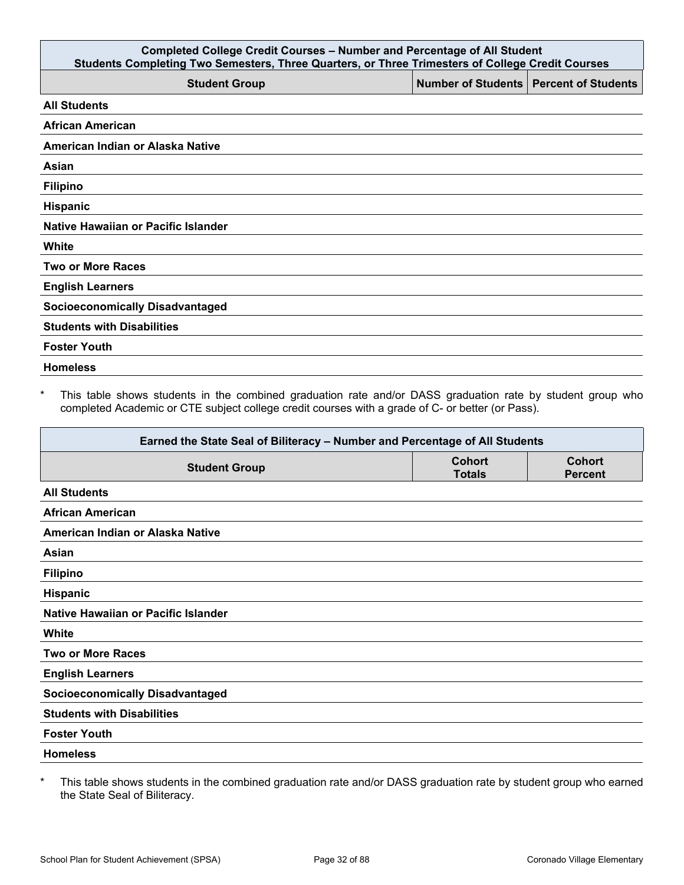| Completed College Credit Courses – Number and Percentage of All Student<br>Students Completing Two Semesters, Three Quarters, or Three Trimesters of College Credit Courses | | |
|---|---|---|
| **Student Group** | **Number of Students** | **Percent of Students** |
| **All Students** | | |
| **African American** | | |
| **American Indian or Alaska Native** | | |
| **Asian** | | |
| **Filipino** | | |
| **Hispanic** | | |
| **Native Hawaiian or Pacific Islander** | | |
| **White** | | |
| **Two or More Races** | | |
| **English Learners** | | |
| **Socioeconomically Disadvantaged** | | |
| **Students with Disabilities** | | |
| **Foster Youth** | | |
| **Homeless** | | |

* This table shows students in the combined graduation rate and/or DASS graduation rate by student group who completed Academic or CTE subject college credit courses with a grade of C- or better (or Pass).

| Earned the State Seal of Biliteracy – Number and Percentage of All Students | | |
|---|---|---|
| **Student Group** | **Cohort Totals** | **Cohort Percent** |
| **All Students** | | |
| **African American** | | |
| **American Indian or Alaska Native** | | |
| **Asian** | | |
| **Filipino** | | |
| **Hispanic** | | |
| **Native Hawaiian or Pacific Islander** | | |
| **White** | | |
| **Two or More Races** | | |
| **English Learners** | | |
| **Socioeconomically Disadvantaged** | | |
| **Students with Disabilities** | | |
| **Foster Youth** | | |
| **Homeless** | | |

* This table shows students in the combined graduation rate and/or DASS graduation rate by student group who earned the State Seal of Biliteracy.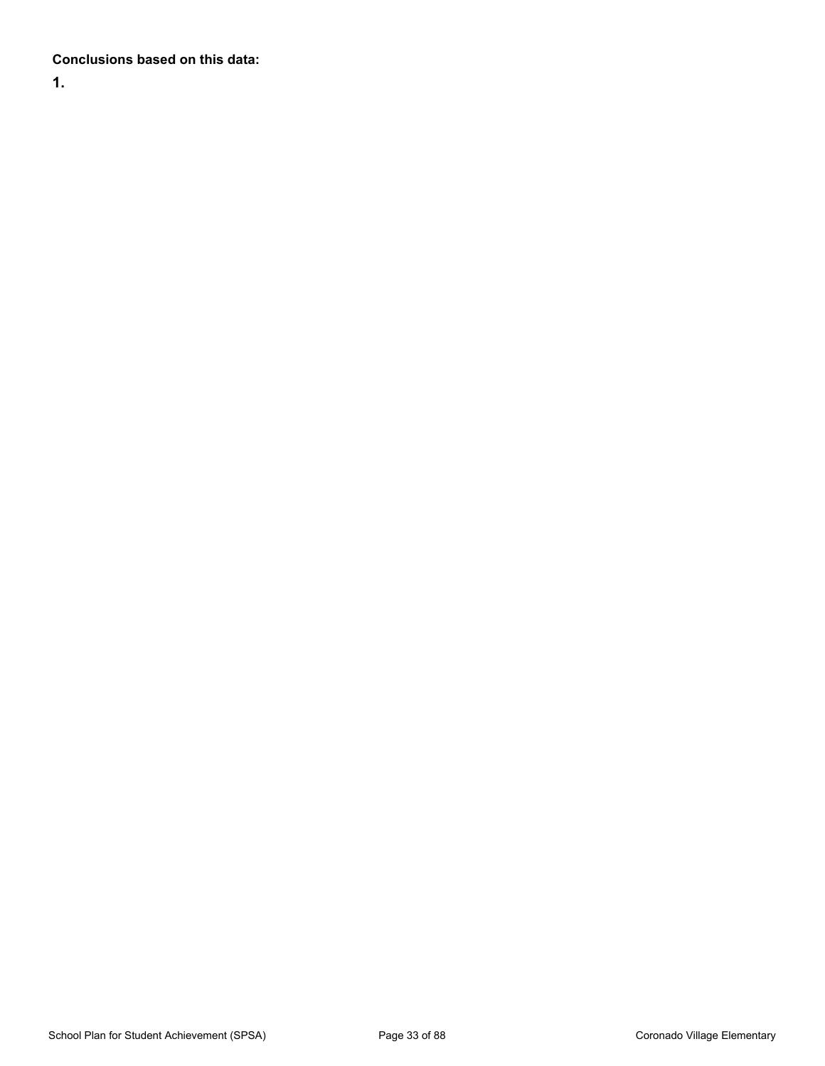**Conclusions based on this data:**

**1.**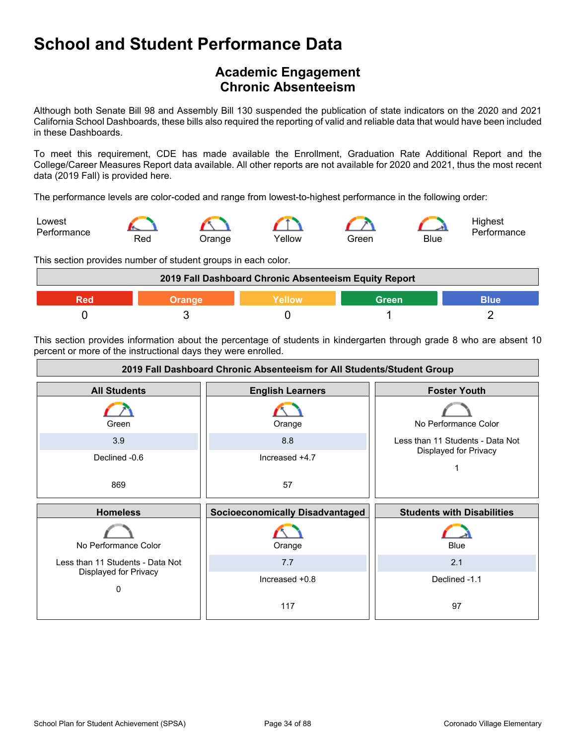# School and Student Performance Data

## Academic Engagement
## Chronic Absenteeism

Although both Senate Bill 98 and Assembly Bill 130 suspended the publication of state indicators on the 2020 and 2021 California School Dashboards, these bills also required the reporting of valid and reliable data that would have been included in these Dashboards.

To meet this requirement, CDE has made available the Enrollment, Graduation Rate Additional Report and the College/Career Measures Report data available. All other reports are not available for 2020 and 2021, thus the most recent data (2019 Fall) is provided here.

The performance levels are color-coded and range from lowest-to-highest performance in the following order:

Lowest Performance — Red — Orange — Yellow — Green — Blue — Highest Performance

This section provides number of student groups in each color.

| 2019 Fall Dashboard Chronic Absenteeism Equity Report | | | | |
|---|---|---|---|---|
| Red | Orange | Yellow | Green | Blue |
| 0 | 3 | 0 | 1 | 2 |

This section provides information about the percentage of students in kindergarten through grade 8 who are absent 10 percent or more of the instructional days they were enrolled.

| 2019 Fall Dashboard Chronic Absenteeism for All Students/Student Group | | |
|---|---|---|
| **All Students** | **English Learners** | **Foster Youth** |
| Green | Orange | No Performance Color |
| 3.9 | 8.8 | Less than 11 Students - Data Not Displayed for Privacy |
| Declined -0.6 | Increased +4.7 | 1 |
| 869 | 57 | |
| **Homeless** | **Socioeconomically Disadvantaged** | **Students with Disabilities** |
| No Performance Color | Orange | Blue |
| Less than 11 Students - Data Not Displayed for Privacy | 7.7 | 2.1 |
| 0 | Increased +0.8 | Declined -1.1 |
| | 117 | 97 |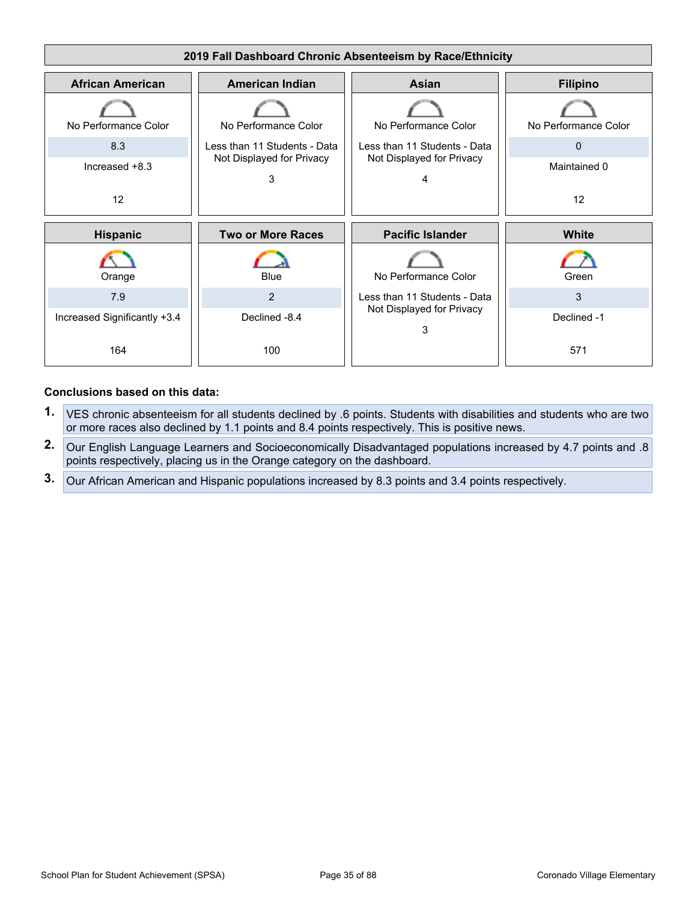**2019 Fall Dashboard Chronic Absenteeism by Race/Ethnicity**

| African American | American Indian | Asian | Filipino |
|---|---|---|---|
| No Performance Color | No Performance Color | No Performance Color | No Performance Color |
| 8.3 | Less than 11 Students - Data Not Displayed for Privacy | Less than 11 Students - Data Not Displayed for Privacy | 0 |
| Increased +8.3 | | | Maintained 0 |
| 12 | 3 | 4 | 12 |

| Hispanic | Two or More Races | Pacific Islander | White |
|---|---|---|---|
| Orange | Blue | No Performance Color | Green |
| 7.9 | 2 | Less than 11 Students - Data Not Displayed for Privacy | 3 |
| Increased Significantly +3.4 | Declined -8.4 | | Declined -1 |
| 164 | 100 | 3 | 571 |

**Conclusions based on this data:**

1. VES chronic absenteeism for all students declined by .6 points. Students with disabilities and students who are two or more races also declined by 1.1 points and 8.4 points respectively. This is positive news.
2. Our English Language Learners and Socioeconomically Disadvantaged populations increased by 4.7 points and .8 points respectively, placing us in the Orange category on the dashboard.
3. Our African American and Hispanic populations increased by 8.3 points and 3.4 points respectively.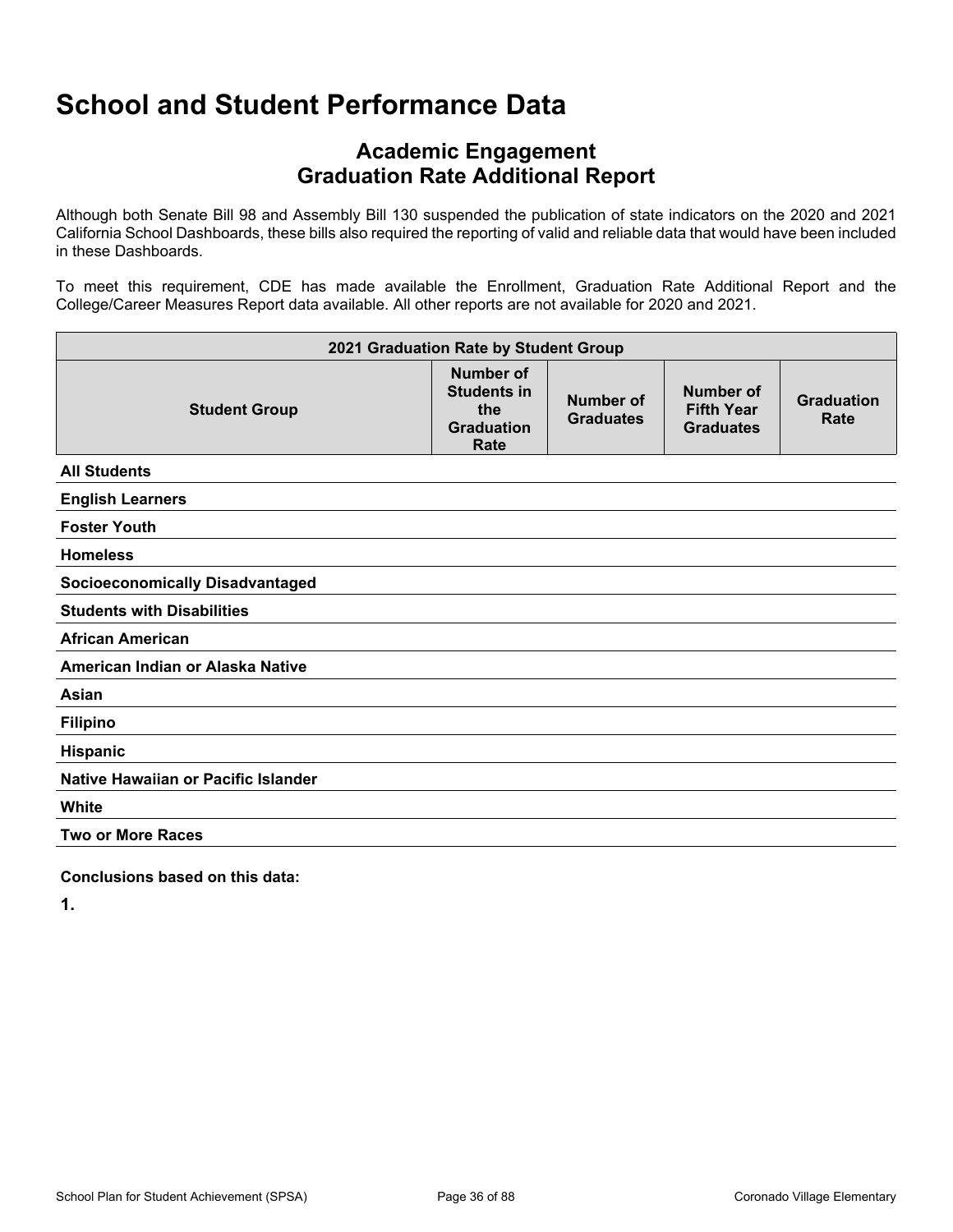# School and Student Performance Data

## Academic Engagement
## Graduation Rate Additional Report

Although both Senate Bill 98 and Assembly Bill 130 suspended the publication of state indicators on the 2020 and 2021 California School Dashboards, these bills also required the reporting of valid and reliable data that would have been included in these Dashboards.

To meet this requirement, CDE has made available the Enrollment, Graduation Rate Additional Report and the College/Career Measures Report data available. All other reports are not available for 2020 and 2021.

| 2021 Graduation Rate by Student Group | | | | |
|---|---|---|---|---|
| **Student Group** | **Number of Students in the Graduation Rate** | **Number of Graduates** | **Number of Fifth Year Graduates** | **Graduation Rate** |
| **All Students** | | | | |
| **English Learners** | | | | |
| **Foster Youth** | | | | |
| **Homeless** | | | | |
| **Socioeconomically Disadvantaged** | | | | |
| **Students with Disabilities** | | | | |
| **African American** | | | | |
| **American Indian or Alaska Native** | | | | |
| **Asian** | | | | |
| **Filipino** | | | | |
| **Hispanic** | | | | |
| **Native Hawaiian or Pacific Islander** | | | | |
| **White** | | | | |
| **Two or More Races** | | | | |

**Conclusions based on this data:**

**1.**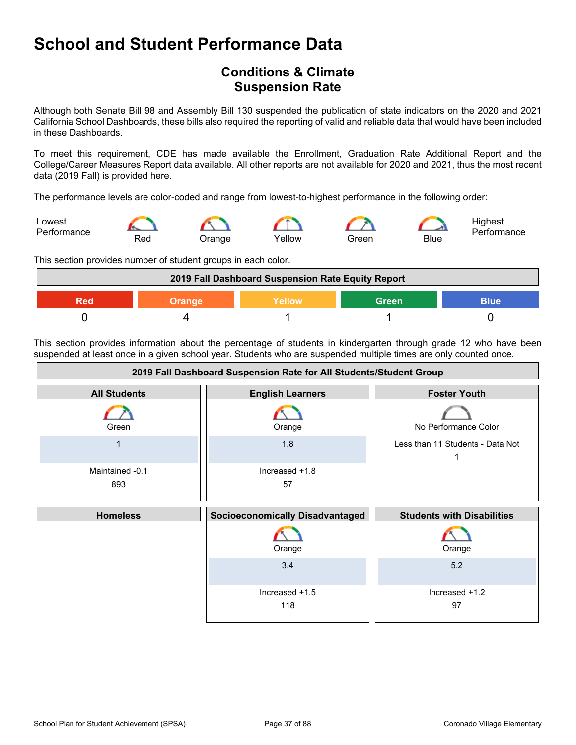# School and Student Performance Data

## Conditions & Climate
## Suspension Rate

Although both Senate Bill 98 and Assembly Bill 130 suspended the publication of state indicators on the 2020 and 2021 California School Dashboards, these bills also required the reporting of valid and reliable data that would have been included in these Dashboards.

To meet this requirement, CDE has made available the Enrollment, Graduation Rate Additional Report and the College/Career Measures Report data available. All other reports are not available for 2020 and 2021, thus the most recent data (2019 Fall) is provided here.

The performance levels are color-coded and range from lowest-to-highest performance in the following order:

Lowest Performance — Red — Orange — Yellow — Green — Blue — Highest Performance

This section provides number of student groups in each color.

| 2019 Fall Dashboard Suspension Rate Equity Report | | | | |
|---|---|---|---|---|
| Red | Orange | Yellow | Green | Blue |
| 0 | 4 | 1 | 1 | 0 |

This section provides information about the percentage of students in kindergarten through grade 12 who have been suspended at least once in a given school year. Students who are suspended multiple times are only counted once.

| 2019 Fall Dashboard Suspension Rate for All Students/Student Group | | |
|---|---|---|
| **All Students** | **English Learners** | **Foster Youth** |
| Green<br>1<br>Maintained -0.1<br>893 | Orange<br>1.8<br>Increased +1.8<br>57 | No Performance Color<br>Less than 11 Students - Data Not<br>1 |
| **Homeless** | **Socioeconomically Disadvantaged** | **Students with Disabilities** |
| | Orange<br>3.4<br>Increased +1.5<br>118 | Orange<br>5.2<br>Increased +1.2<br>97 |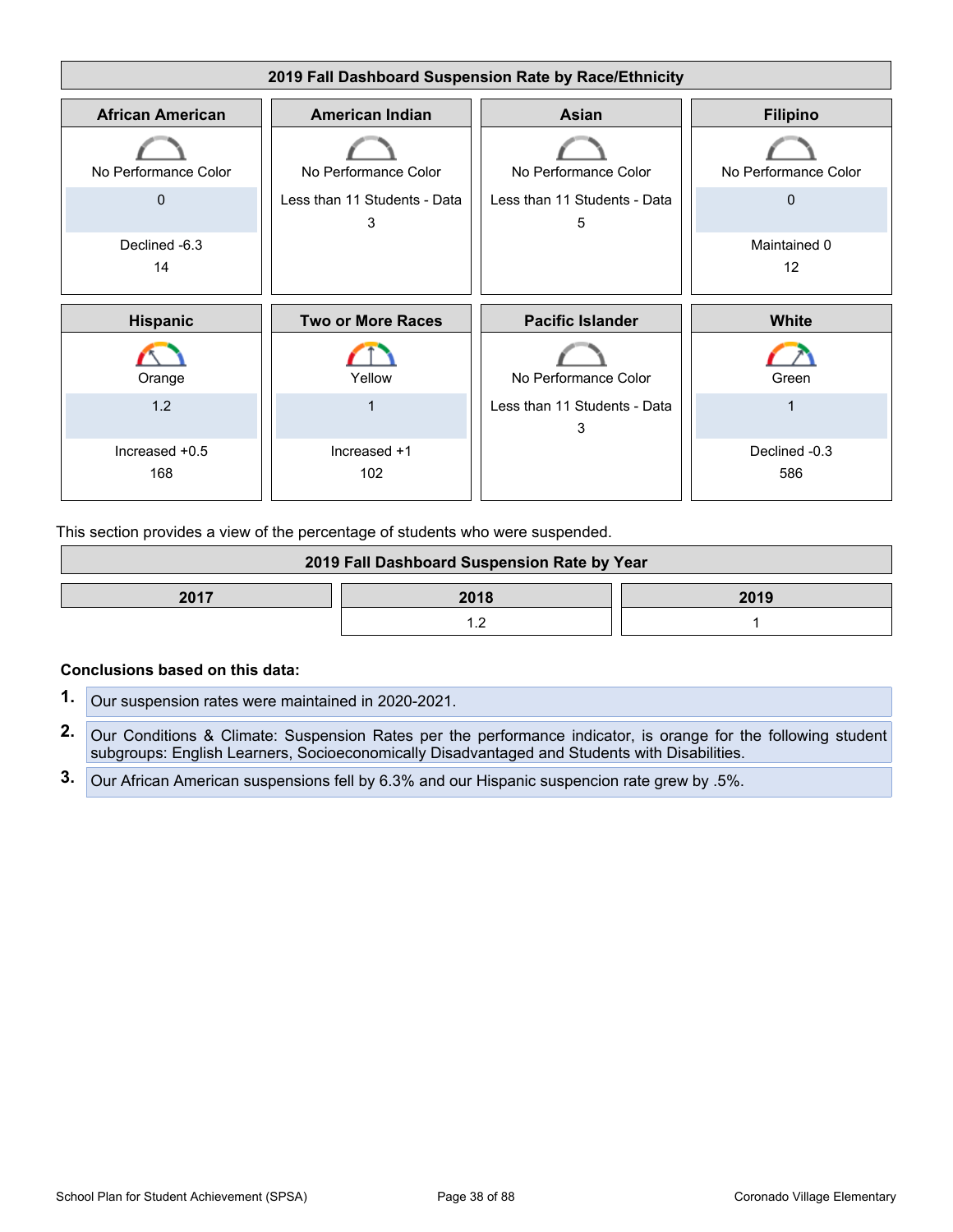### 2019 Fall Dashboard Suspension Rate by Race/Ethnicity

| African American | American Indian | Asian | Filipino |
|---|---|---|---|
| No Performance Color | No Performance Color | No Performance Color | No Performance Color |
| 0 | Less than 11 Students - Data | Less than 11 Students - Data | 0 |
| Declined -6.3 | 3 | 5 | Maintained 0 |
| 14 | | | 12 |

| Hispanic | Two or More Races | Pacific Islander | White |
|---|---|---|---|
| Orange | Yellow | No Performance Color | Green |
| 1.2 | 1 | Less than 11 Students - Data | 1 |
| Increased +0.5 | Increased +1 | 3 | Declined -0.3 |
| 168 | 102 | | 586 |

This section provides a view of the percentage of students who were suspended.

### 2019 Fall Dashboard Suspension Rate by Year

| 2017 | 2018 | 2019 |
|---|---|---|
| | 1.2 | 1 |

**Conclusions based on this data:**

1. Our suspension rates were maintained in 2020-2021.
2. Our Conditions & Climate: Suspension Rates per the performance indicator, is orange for the following student subgroups: English Learners, Socioeconomically Disadvantaged and Students with Disabilities.
3. Our African American suspensions fell by 6.3% and our Hispanic suspencion rate grew by .5%.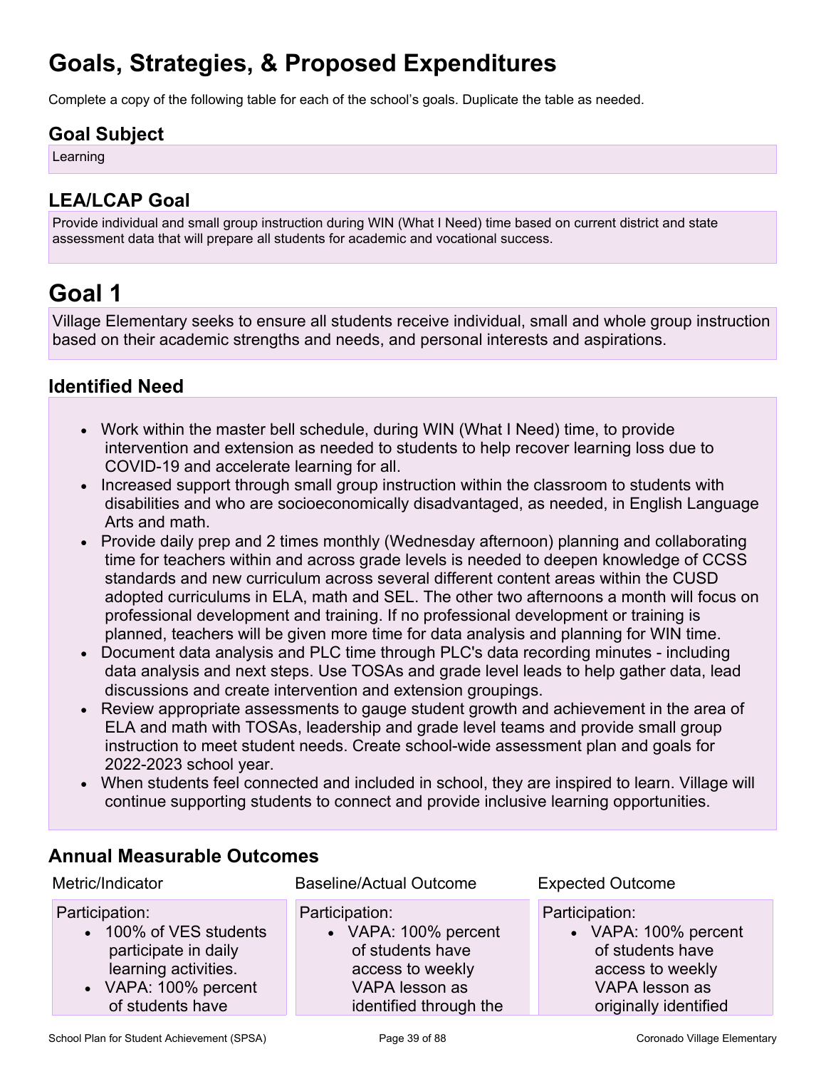# Goals, Strategies, & Proposed Expenditures

Complete a copy of the following table for each of the school's goals. Duplicate the table as needed.

## Goal Subject

Learning

## LEA/LCAP Goal

Provide individual and small group instruction during WIN (What I Need) time based on current district and state assessment data that will prepare all students for academic and vocational success.

# Goal 1

Village Elementary seeks to ensure all students receive individual, small and whole group instruction based on their academic strengths and needs, and personal interests and aspirations.

## Identified Need

- Work within the master bell schedule, during WIN (What I Need) time, to provide intervention and extension as needed to students to help recover learning loss due to COVID-19 and accelerate learning for all.
- Increased support through small group instruction within the classroom to students with disabilities and who are socioeconomically disadvantaged, as needed, in English Language Arts and math.
- Provide daily prep and 2 times monthly (Wednesday afternoon) planning and collaborating time for teachers within and across grade levels is needed to deepen knowledge of CCSS standards and new curriculum across several different content areas within the CUSD adopted curriculums in ELA, math and SEL. The other two afternoons a month will focus on professional development and training. If no professional development or training is planned, teachers will be given more time for data analysis and planning for WIN time.
- Document data analysis and PLC time through PLC's data recording minutes - including data analysis and next steps. Use TOSAs and grade level leads to help gather data, lead discussions and create intervention and extension groupings.
- Review appropriate assessments to gauge student growth and achievement in the area of ELA and math with TOSAs, leadership and grade level teams and provide small group instruction to meet student needs. Create school-wide assessment plan and goals for 2022-2023 school year.
- When students feel connected and included in school, they are inspired to learn. Village will continue supporting students to connect and provide inclusive learning opportunities.

## Annual Measurable Outcomes

| Metric/Indicator | Baseline/Actual Outcome | Expected Outcome |
|---|---|---|
| Participation:<br>• 100% of VES students participate in daily learning activities.<br>• VAPA: 100% percent of students have | Participation:<br>• VAPA: 100% percent of students have access to weekly VAPA lesson as identified through the | Participation:<br>• VAPA: 100% percent of students have access to weekly VAPA lesson as originally identified |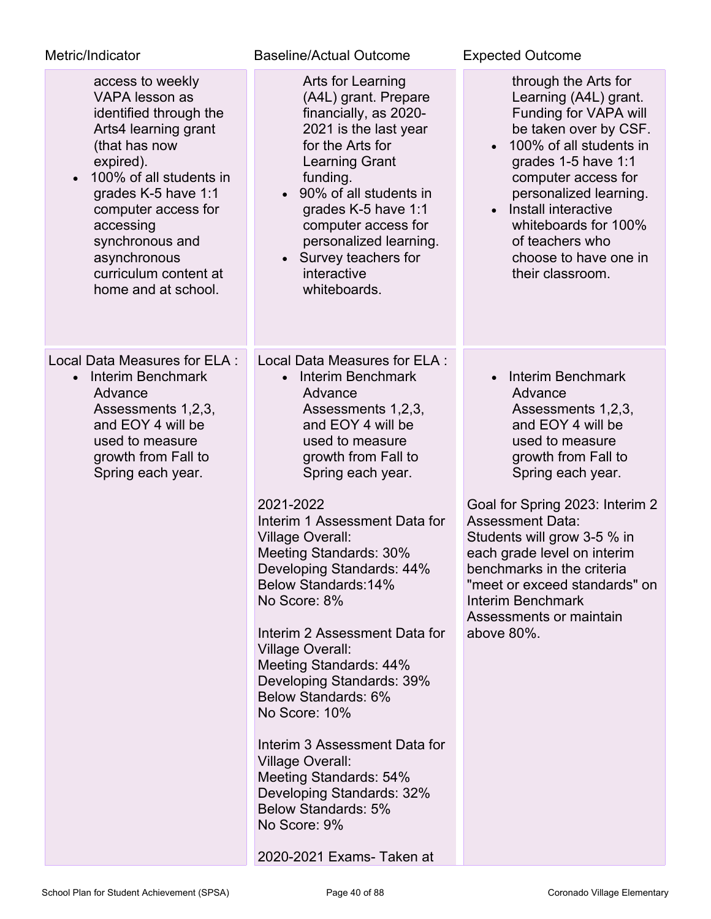| Metric/Indicator | Baseline/Actual Outcome | Expected Outcome |
| --- | --- | --- |
| access to weekly VAPA lesson as identified through the Arts4 learning grant (that has now expired).<br>• 100% of all students in grades K-5 have 1:1 computer access for accessing synchronous and asynchronous curriculum content at home and at school. | Arts for Learning (A4L) grant. Prepare financially, as 2020-2021 is the last year for the Arts for Learning Grant funding.<br>• 90% of all students in grades K-5 have 1:1 computer access for personalized learning.<br>• Survey teachers for interactive whiteboards. | through the Arts for Learning (A4L) grant. Funding for VAPA will be taken over by CSF.<br>• 100% of all students in grades 1-5 have 1:1 computer access for personalized learning.<br>• Install interactive whiteboards for 100% of teachers who choose to have one in their classroom. |
| Local Data Measures for ELA :<br>• Interim Benchmark Advance Assessments 1,2,3, and EOY 4 will be used to measure growth from Fall to Spring each year. | Local Data Measures for ELA :<br>• Interim Benchmark Advance Assessments 1,2,3, and EOY 4 will be used to measure growth from Fall to Spring each year.<br><br>2021-2022<br>Interim 1 Assessment Data for Village Overall:<br>Meeting Standards: 30%<br>Developing Standards: 44%<br>Below Standards:14%<br>No Score: 8%<br><br>Interim 2 Assessment Data for Village Overall:<br>Meeting Standards: 44%<br>Developing Standards: 39%<br>Below Standards: 6%<br>No Score: 10%<br><br>Interim 3 Assessment Data for Village Overall:<br>Meeting Standards: 54%<br>Developing Standards: 32%<br>Below Standards: 5%<br>No Score: 9%<br><br>2020-2021 Exams- Taken at | • Interim Benchmark Advance Assessments 1,2,3, and EOY 4 will be used to measure growth from Fall to Spring each year.<br><br>Goal for Spring 2023: Interim 2 Assessment Data:<br>Students will grow 3-5 % in each grade level on interim benchmarks in the criteria "meet or exceed standards" on Interim Benchmark Assessments or maintain above 80%. |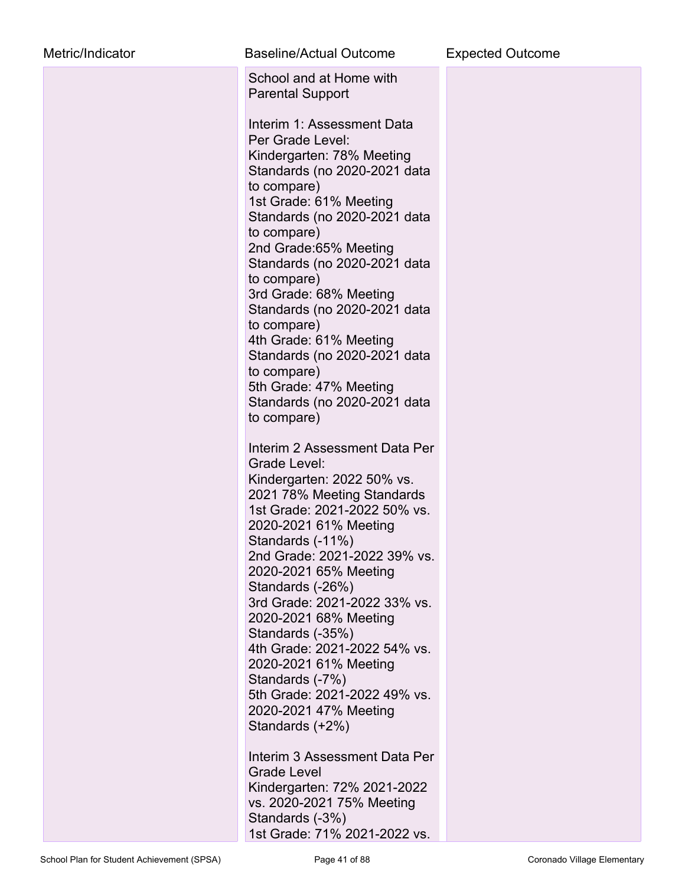| Metric/Indicator | Baseline/Actual Outcome | Expected Outcome |
|---|---|---|
| | School and at Home with Parental Support<br><br>Interim 1: Assessment Data Per Grade Level:<br>Kindergarten: 78% Meeting Standards (no 2020-2021 data to compare)<br>1st Grade: 61% Meeting Standards (no 2020-2021 data to compare)<br>2nd Grade:65% Meeting Standards (no 2020-2021 data to compare)<br>3rd Grade: 68% Meeting Standards (no 2020-2021 data to compare)<br>4th Grade: 61% Meeting Standards (no 2020-2021 data to compare)<br>5th Grade: 47% Meeting Standards (no 2020-2021 data to compare)<br><br>Interim 2 Assessment Data Per Grade Level:<br>Kindergarten: 2022 50% vs. 2021 78% Meeting Standards<br>1st Grade: 2021-2022 50% vs. 2020-2021 61% Meeting Standards (-11%)<br>2nd Grade: 2021-2022 39% vs. 2020-2021 65% Meeting Standards (-26%)<br>3rd Grade: 2021-2022 33% vs. 2020-2021 68% Meeting Standards (-35%)<br>4th Grade: 2021-2022 54% vs. 2020-2021 61% Meeting Standards (-7%)<br>5th Grade: 2021-2022 49% vs. 2020-2021 47% Meeting Standards (+2%)<br><br>Interim 3 Assessment Data Per Grade Level<br>Kindergarten: 72% 2021-2022 vs. 2020-2021 75% Meeting Standards (-3%)<br>1st Grade: 71% 2021-2022 vs. | |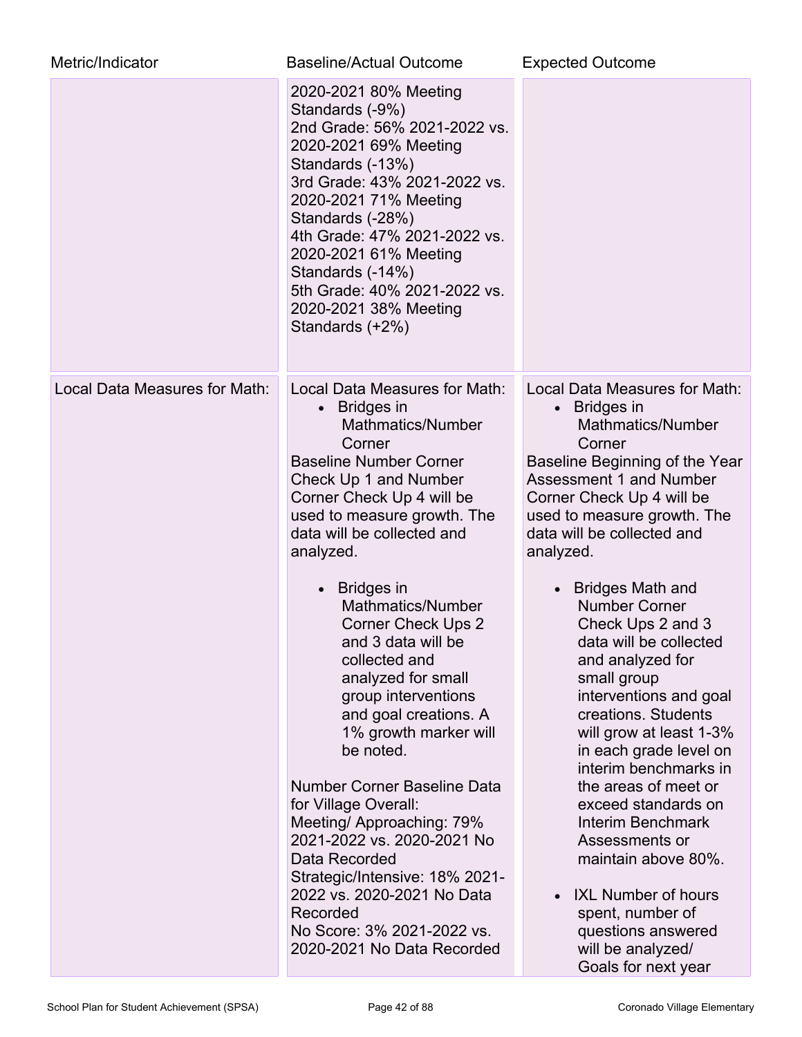| Metric/Indicator | Baseline/Actual Outcome | Expected Outcome |
| --- | --- | --- |
| | 2020-2021 80% Meeting Standards (-9%)<br>2nd Grade: 56% 2021-2022 vs. 2020-2021 69% Meeting Standards (-13%)<br>3rd Grade: 43% 2021-2022 vs. 2020-2021 71% Meeting Standards (-28%)<br>4th Grade: 47% 2021-2022 vs. 2020-2021 61% Meeting Standards (-14%)<br>5th Grade: 40% 2021-2022 vs. 2020-2021 38% Meeting Standards (+2%) | |
| Local Data Measures for Math: | Local Data Measures for Math:<br>• Bridges in Mathmatics/Number Corner<br>Baseline Number Corner Check Up 1 and Number Corner Check Up 4 will be used to measure growth. The data will be collected and analyzed.<br><br>• Bridges in Mathmatics/Number Corner Check Ups 2 and 3 data will be collected and analyzed for small group interventions and goal creations. A 1% growth marker will be noted.<br><br>Number Corner Baseline Data for Village Overall:<br>Meeting/ Approaching: 79% 2021-2022 vs. 2020-2021 No Data Recorded<br>Strategic/Intensive: 18% 2021-2022 vs. 2020-2021 No Data Recorded<br>No Score: 3% 2021-2022 vs. 2020-2021 No Data Recorded | Local Data Measures for Math:<br>• Bridges in Mathmatics/Number Corner<br>Baseline Beginning of the Year Assessment 1 and Number Corner Check Up 4 will be used to measure growth. The data will be collected and analyzed.<br><br>• Bridges Math and Number Corner Check Ups 2 and 3 data will be collected and analyzed for small group interventions and goal creations. Students will grow at least 1-3% in each grade level on interim benchmarks in the areas of meet or exceed standards on Interim Benchmark Assessments or maintain above 80%.<br><br>• IXL Number of hours spent, number of questions answered will be analyzed/ Goals for next year |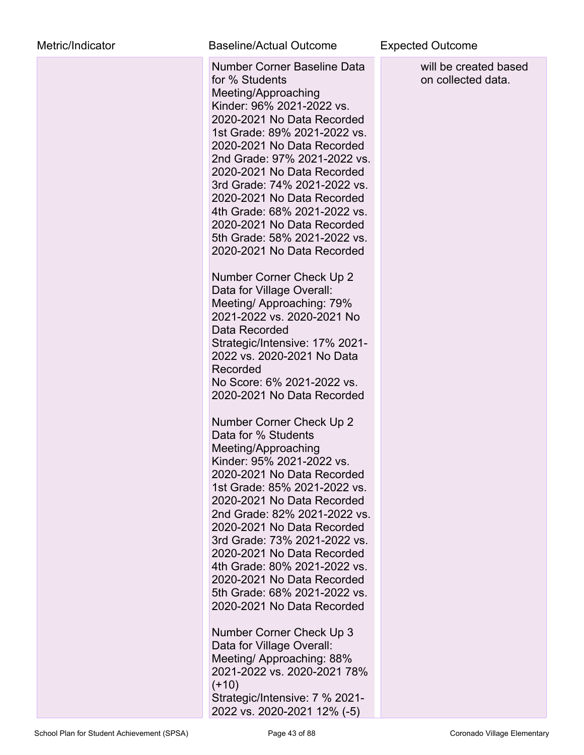| Metric/Indicator | Baseline/Actual Outcome | Expected Outcome |
|---|---|---|
| | Number Corner Baseline Data for % Students Meeting/Approaching<br>Kinder: 96% 2021-2022 vs. 2020-2021 No Data Recorded<br>1st Grade: 89% 2021-2022 vs. 2020-2021 No Data Recorded<br>2nd Grade: 97% 2021-2022 vs. 2020-2021 No Data Recorded<br>3rd Grade: 74% 2021-2022 vs. 2020-2021 No Data Recorded<br>4th Grade: 68% 2021-2022 vs. 2020-2021 No Data Recorded<br>5th Grade: 58% 2021-2022 vs. 2020-2021 No Data Recorded<br><br>Number Corner Check Up 2 Data for Village Overall:<br>Meeting/ Approaching: 79% 2021-2022 vs. 2020-2021 No Data Recorded<br>Strategic/Intensive: 17% 2021-2022 vs. 2020-2021 No Data Recorded<br>No Score: 6% 2021-2022 vs. 2020-2021 No Data Recorded<br><br>Number Corner Check Up 2 Data for % Students Meeting/Approaching<br>Kinder: 95% 2021-2022 vs. 2020-2021 No Data Recorded<br>1st Grade: 85% 2021-2022 vs. 2020-2021 No Data Recorded<br>2nd Grade: 82% 2021-2022 vs. 2020-2021 No Data Recorded<br>3rd Grade: 73% 2021-2022 vs. 2020-2021 No Data Recorded<br>4th Grade: 80% 2021-2022 vs. 2020-2021 No Data Recorded<br>5th Grade: 68% 2021-2022 vs. 2020-2021 No Data Recorded<br><br>Number Corner Check Up 3 Data for Village Overall:<br>Meeting/ Approaching: 88% 2021-2022 vs. 2020-2021 78% (+10)<br>Strategic/Intensive: 7 % 2021-2022 vs. 2020-2021 12% (-5) | will be created based on collected data. |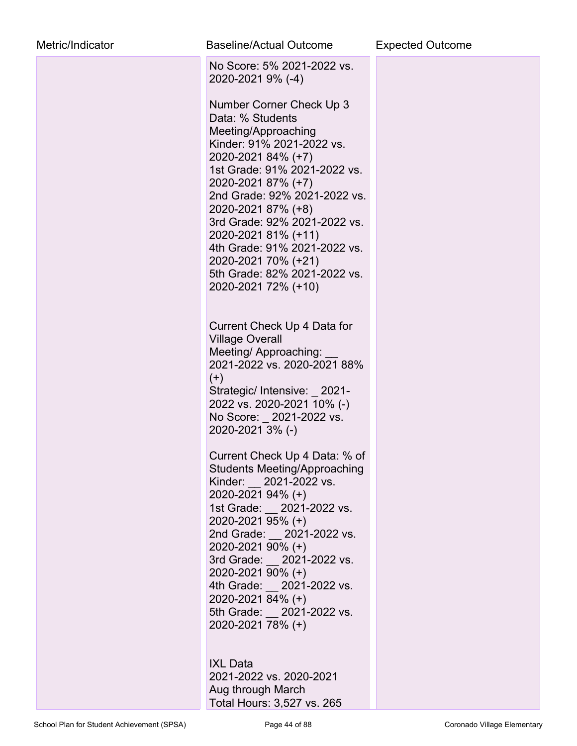| Metric/Indicator | Baseline/Actual Outcome | Expected Outcome |
| --- | --- | --- |
| | No Score: 5% 2021-2022 vs. 2020-2021 9% (-4)<br><br>Number Corner Check Up 3 Data: % Students Meeting/Approaching<br>Kinder: 91% 2021-2022 vs. 2020-2021 84% (+7)<br>1st Grade: 91% 2021-2022 vs. 2020-2021 87% (+7)<br>2nd Grade: 92% 2021-2022 vs. 2020-2021 87% (+8)<br>3rd Grade: 92% 2021-2022 vs. 2020-2021 81% (+11)<br>4th Grade: 91% 2021-2022 vs. 2020-2021 70% (+21)<br>5th Grade: 82% 2021-2022 vs. 2020-2021 72% (+10)<br><br>Current Check Up 4 Data for Village Overall<br>Meeting/ Approaching: __ 2021-2022 vs. 2020-2021 88% (+)<br>Strategic/ Intensive: _ 2021-2022 vs. 2020-2021 10% (-)<br>No Score: _ 2021-2022 vs. 2020-2021 3% (-)<br><br>Current Check Up 4 Data: % of Students Meeting/Approaching<br>Kinder: __ 2021-2022 vs. 2020-2021 94% (+)<br>1st Grade: __ 2021-2022 vs. 2020-2021 95% (+)<br>2nd Grade: __ 2021-2022 vs. 2020-2021 90% (+)<br>3rd Grade: __ 2021-2022 vs. 2020-2021 90% (+)<br>4th Grade: __ 2021-2022 vs. 2020-2021 84% (+)<br>5th Grade: __ 2021-2022 vs. 2020-2021 78% (+)<br><br>IXL Data<br>2021-2022 vs. 2020-2021<br>Aug through March<br>Total Hours: 3,527 vs. 265 | |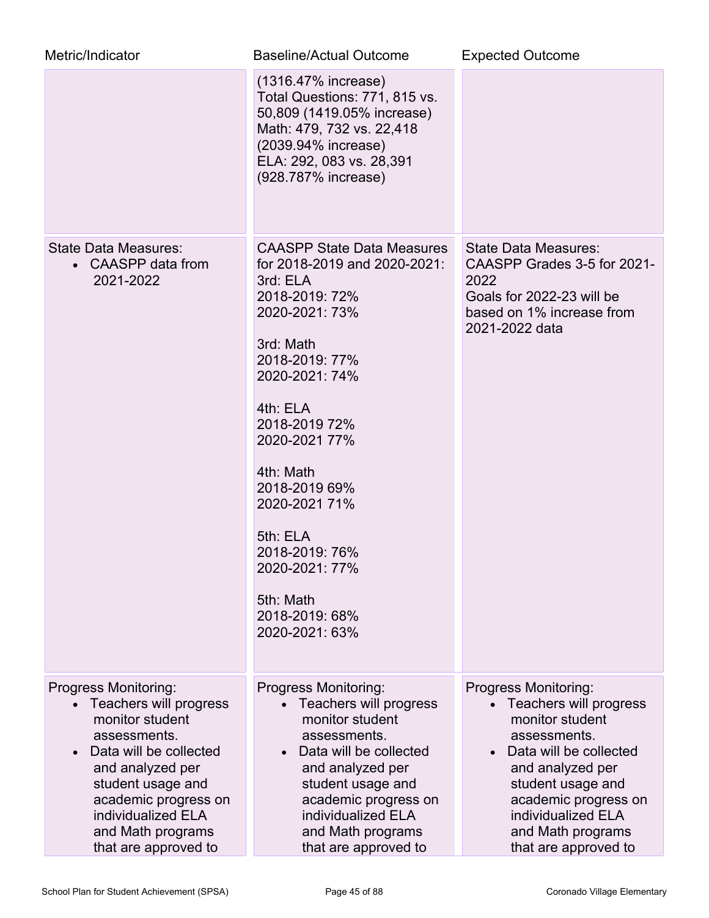| Metric/Indicator | Baseline/Actual Outcome | Expected Outcome |
|---|---|---|
| | (1316.47% increase)<br>Total Questions: 771, 815 vs. 50,809 (1419.05% increase)<br>Math: 479, 732 vs. 22,418 (2039.94% increase)<br>ELA: 292, 083 vs. 28,391 (928.787% increase) | |
| State Data Measures:<br>• CAASPP data from 2021-2022 | CAASPP State Data Measures for 2018-2019 and 2020-2021:<br>3rd: ELA<br>2018-2019: 72%<br>2020-2021: 73%<br><br>3rd: Math<br>2018-2019: 77%<br>2020-2021: 74%<br><br>4th: ELA<br>2018-2019 72%<br>2020-2021 77%<br><br>4th: Math<br>2018-2019 69%<br>2020-2021 71%<br><br>5th: ELA<br>2018-2019: 76%<br>2020-2021: 77%<br><br>5th: Math<br>2018-2019: 68%<br>2020-2021: 63% | State Data Measures:<br>CAASPP Grades 3-5 for 2021-2022<br>Goals for 2022-23 will be based on 1% increase from 2021-2022 data |
| Progress Monitoring:<br>• Teachers will progress monitor student assessments.<br>• Data will be collected and analyzed per student usage and academic progress on individualized ELA and Math programs that are approved to | Progress Monitoring:<br>• Teachers will progress monitor student assessments.<br>• Data will be collected and analyzed per student usage and academic progress on individualized ELA and Math programs that are approved to | Progress Monitoring:<br>• Teachers will progress monitor student assessments.<br>• Data will be collected and analyzed per student usage and academic progress on individualized ELA and Math programs that are approved to |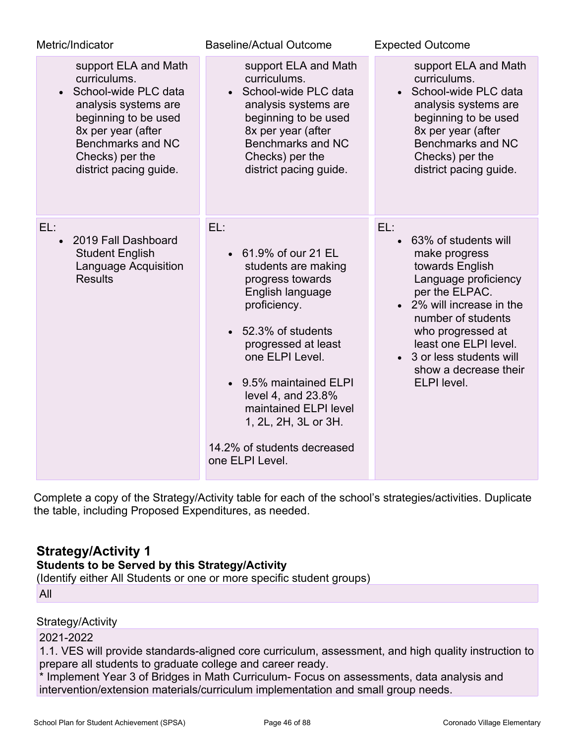| Metric/Indicator | Baseline/Actual Outcome | Expected Outcome |
|---|---|---|
| support ELA and Math curriculums.<br>• School-wide PLC data analysis systems are beginning to be used 8x per year (after Benchmarks and NC Checks) per the district pacing guide. | support ELA and Math curriculums.<br>• School-wide PLC data analysis systems are beginning to be used 8x per year (after Benchmarks and NC Checks) per the district pacing guide. | support ELA and Math curriculums.<br>• School-wide PLC data analysis systems are beginning to be used 8x per year (after Benchmarks and NC Checks) per the district pacing guide. |
| EL:<br>• 2019 Fall Dashboard Student English Language Acquisition Results | EL:<br>• 61.9% of our 21 EL students are making progress towards English language proficiency.<br>• 52.3% of students progressed at least one ELPI Level.<br>• 9.5% maintained ELPI level 4, and 23.8% maintained ELPI level 1, 2L, 2H, 3L or 3H.<br>14.2% of students decreased one ELPI Level. | EL:<br>• 63% of students will make progress towards English Language proficiency per the ELPAC.<br>• 2% will increase in the number of students who progressed at least one ELPI level.<br>• 3 or less students will show a decrease their ELPI level. |

Complete a copy of the Strategy/Activity table for each of the school's strategies/activities. Duplicate the table, including Proposed Expenditures, as needed.

## Strategy/Activity 1

**Students to be Served by this Strategy/Activity**

(Identify either All Students or one or more specific student groups)

All

Strategy/Activity

2021-2022

1.1. VES will provide standards-aligned core curriculum, assessment, and high quality instruction to prepare all students to graduate college and career ready.

* Implement Year 3 of Bridges in Math Curriculum- Focus on assessments, data analysis and intervention/extension materials/curriculum implementation and small group needs.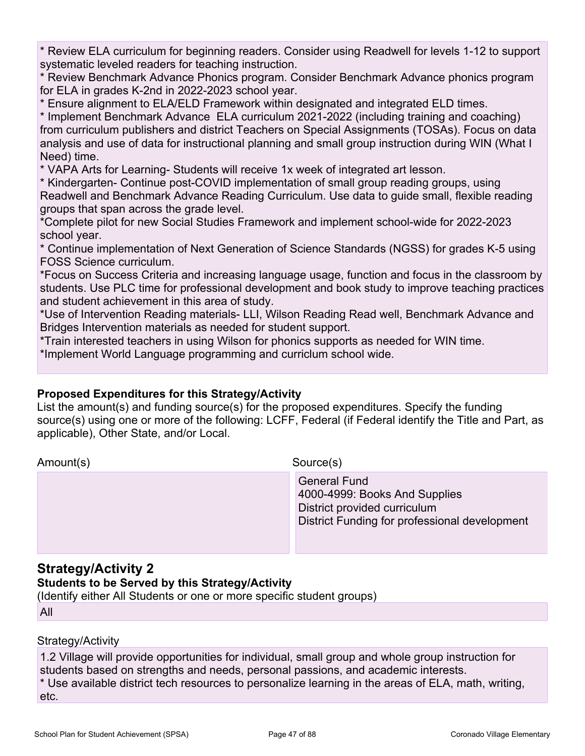* Review ELA curriculum for beginning readers. Consider using Readwell for levels 1-12 to support systematic leveled readers for teaching instruction.
* Review Benchmark Advance Phonics program. Consider Benchmark Advance phonics program for ELA in grades K-2nd in 2022-2023 school year.
* Ensure alignment to ELA/ELD Framework within designated and integrated ELD times.
* Implement Benchmark Advance ELA curriculum 2021-2022 (including training and coaching) from curriculum publishers and district Teachers on Special Assignments (TOSAs). Focus on data analysis and use of data for instructional planning and small group instruction during WIN (What I Need) time.
* VAPA Arts for Learning- Students will receive 1x week of integrated art lesson.
* Kindergarten- Continue post-COVID implementation of small group reading groups, using Readwell and Benchmark Advance Reading Curriculum. Use data to guide small, flexible reading groups that span across the grade level.
*Complete pilot for new Social Studies Framework and implement school-wide for 2022-2023 school year.
* Continue implementation of Next Generation of Science Standards (NGSS) for grades K-5 using FOSS Science curriculum.
*Focus on Success Criteria and increasing language usage, function and focus in the classroom by students. Use PLC time for professional development and book study to improve teaching practices and student achievement in this area of study.
*Use of Intervention Reading materials- LLI, Wilson Reading Read well, Benchmark Advance and Bridges Intervention materials as needed for student support.
*Train interested teachers in using Wilson for phonics supports as needed for WIN time.
*Implement World Language programming and curriclum school wide.

**Proposed Expenditures for this Strategy/Activity**

List the amount(s) and funding source(s) for the proposed expenditures. Specify the funding source(s) using one or more of the following: LCFF, Federal (if Federal identify the Title and Part, as applicable), Other State, and/or Local.

| Amount(s) | Source(s) |
| --- | --- |
| | General Fund<br>4000-4999: Books And Supplies<br>District provided curriculum<br>District Funding for professional development |

## Strategy/Activity 2

**Students to be Served by this Strategy/Activity**

(Identify either All Students or one or more specific student groups)

All

Strategy/Activity

1.2 Village will provide opportunities for individual, small group and whole group instruction for students based on strengths and needs, personal passions, and academic interests.
* Use available district tech resources to personalize learning in the areas of ELA, math, writing, etc.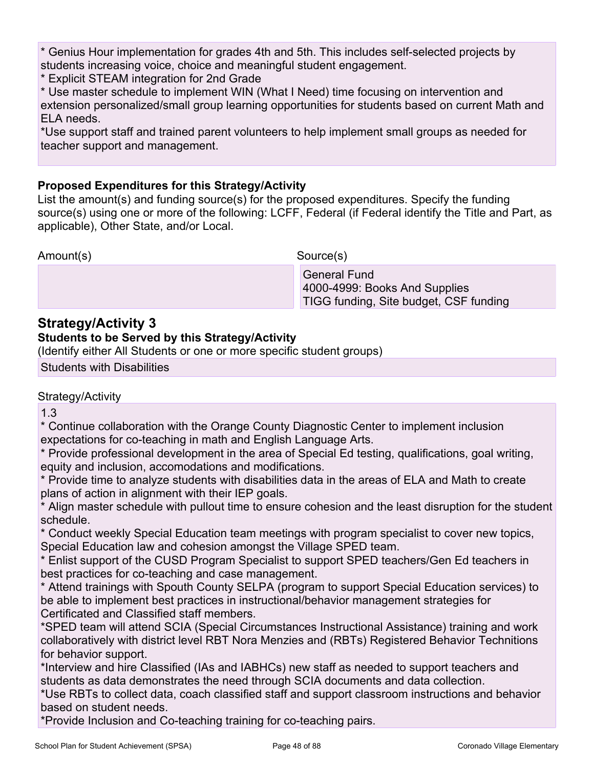* Genius Hour implementation for grades 4th and 5th. This includes self-selected projects by students increasing voice, choice and meaningful student engagement.
* Explicit STEAM integration for 2nd Grade
* Use master schedule to implement WIN (What I Need) time focusing on intervention and extension personalized/small group learning opportunities for students based on current Math and ELA needs.
*Use support staff and trained parent volunteers to help implement small groups as needed for teacher support and management.

**Proposed Expenditures for this Strategy/Activity**

List the amount(s) and funding source(s) for the proposed expenditures. Specify the funding source(s) using one or more of the following: LCFF, Federal (if Federal identify the Title and Part, as applicable), Other State, and/or Local.

| Amount(s) | Source(s) |
| --- | --- |
| | General Fund<br>4000-4999: Books And Supplies<br>TIGG funding, Site budget, CSF funding |

## Strategy/Activity 3

**Students to be Served by this Strategy/Activity**

(Identify either All Students or one or more specific student groups)

Students with Disabilities

Strategy/Activity

1.3
* Continue collaboration with the Orange County Diagnostic Center to implement inclusion expectations for co-teaching in math and English Language Arts.
* Provide professional development in the area of Special Ed testing, qualifications, goal writing, equity and inclusion, accomodations and modifications.
* Provide time to analyze students with disabilities data in the areas of ELA and Math to create plans of action in alignment with their IEP goals.
* Align master schedule with pullout time to ensure cohesion and the least disruption for the student schedule.
* Conduct weekly Special Education team meetings with program specialist to cover new topics, Special Education law and cohesion amongst the Village SPED team.
* Enlist support of the CUSD Program Specialist to support SPED teachers/Gen Ed teachers in best practices for co-teaching and case management.
* Attend trainings with Spouth County SELPA (program to support Special Education services) to be able to implement best practices in instructional/behavior management strategies for Certificated and Classified staff members.
*SPED team will attend SCIA (Special Circumstances Instructional Assistance) training and work collaboratively with district level RBT Nora Menzies and (RBTs) Registered Behavior Technitions for behavior support.
*Interview and hire Classified (IAs and IABHCs) new staff as needed to support teachers and students as data demonstrates the need through SCIA documents and data collection.
*Use RBTs to collect data, coach classified staff and support classroom instructions and behavior based on student needs.
*Provide Inclusion and Co-teaching training for co-teaching pairs.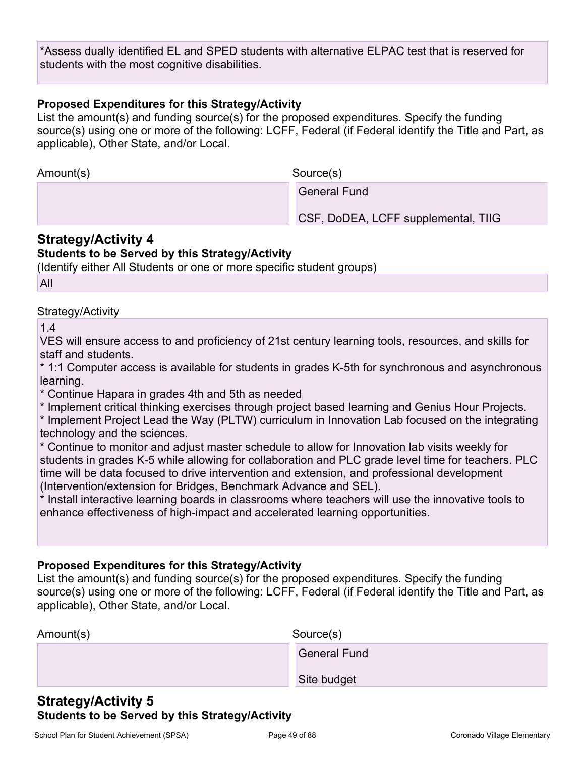*Assess dually identified EL and SPED students with alternative ELPAC test that is reserved for students with the most cognitive disabilities.

**Proposed Expenditures for this Strategy/Activity**
List the amount(s) and funding source(s) for the proposed expenditures. Specify the funding source(s) using one or more of the following: LCFF, Federal (if Federal identify the Title and Part, as applicable), Other State, and/or Local.

| Amount(s) | Source(s) |
|---|---|
| | General Fund<br><br>CSF, DoDEA, LCFF supplemental, TIIG |

## Strategy/Activity 4

**Students to be Served by this Strategy/Activity**
(Identify either All Students or one or more specific student groups)

All

Strategy/Activity

1.4
VES will ensure access to and proficiency of 21st century learning tools, resources, and skills for staff and students.
* 1:1 Computer access is available for students in grades K-5th for synchronous and asynchronous learning.
* Continue Hapara in grades 4th and 5th as needed
* Implement critical thinking exercises through project based learning and Genius Hour Projects.
* Implement Project Lead the Way (PLTW) curriculum in Innovation Lab focused on the integrating technology and the sciences.
* Continue to monitor and adjust master schedule to allow for Innovation lab visits weekly for students in grades K-5 while allowing for collaboration and PLC grade level time for teachers. PLC time will be data focused to drive intervention and extension, and professional development (Intervention/extension for Bridges, Benchmark Advance and SEL).
* Install interactive learning boards in classrooms where teachers will use the innovative tools to enhance effectiveness of high-impact and accelerated learning opportunities.

**Proposed Expenditures for this Strategy/Activity**
List the amount(s) and funding source(s) for the proposed expenditures. Specify the funding source(s) using one or more of the following: LCFF, Federal (if Federal identify the Title and Part, as applicable), Other State, and/or Local.

| Amount(s) | Source(s) |
|---|---|
| | General Fund<br><br>Site budget |

## Strategy/Activity 5

**Students to be Served by this Strategy/Activity**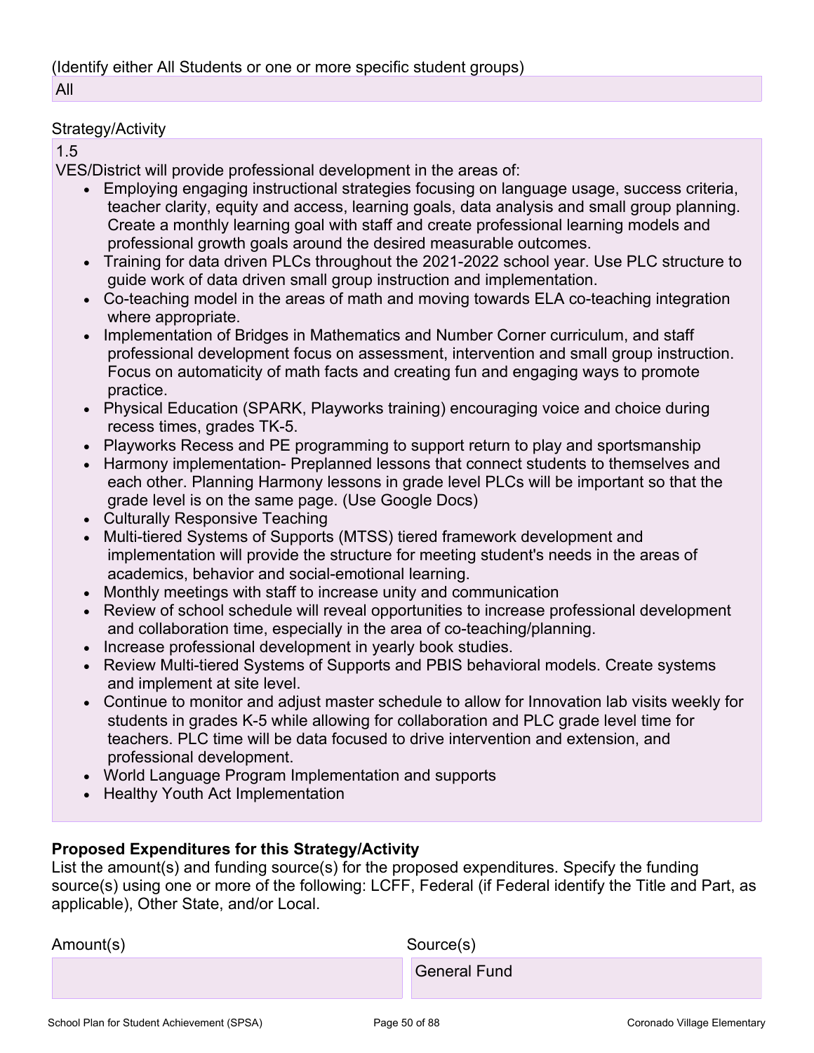(Identify either All Students or one or more specific student groups)

All

Strategy/Activity

1.5

VES/District will provide professional development in the areas of:

- Employing engaging instructional strategies focusing on language usage, success criteria, teacher clarity, equity and access, learning goals, data analysis and small group planning. Create a monthly learning goal with staff and create professional learning models and professional growth goals around the desired measurable outcomes.
- Training for data driven PLCs throughout the 2021-2022 school year. Use PLC structure to guide work of data driven small group instruction and implementation.
- Co-teaching model in the areas of math and moving towards ELA co-teaching integration where appropriate.
- Implementation of Bridges in Mathematics and Number Corner curriculum, and staff professional development focus on assessment, intervention and small group instruction. Focus on automaticity of math facts and creating fun and engaging ways to promote practice.
- Physical Education (SPARK, Playworks training) encouraging voice and choice during recess times, grades TK-5.
- Playworks Recess and PE programming to support return to play and sportsmanship
- Harmony implementation- Preplanned lessons that connect students to themselves and each other. Planning Harmony lessons in grade level PLCs will be important so that the grade level is on the same page. (Use Google Docs)
- Culturally Responsive Teaching
- Multi-tiered Systems of Supports (MTSS) tiered framework development and implementation will provide the structure for meeting student's needs in the areas of academics, behavior and social-emotional learning.
- Monthly meetings with staff to increase unity and communication
- Review of school schedule will reveal opportunities to increase professional development and collaboration time, especially in the area of co-teaching/planning.
- Increase professional development in yearly book studies.
- Review Multi-tiered Systems of Supports and PBIS behavioral models. Create systems and implement at site level.
- Continue to monitor and adjust master schedule to allow for Innovation lab visits weekly for students in grades K-5 while allowing for collaboration and PLC grade level time for teachers. PLC time will be data focused to drive intervention and extension, and professional development.
- World Language Program Implementation and supports
- Healthy Youth Act Implementation

**Proposed Expenditures for this Strategy/Activity**

List the amount(s) and funding source(s) for the proposed expenditures. Specify the funding source(s) using one or more of the following: LCFF, Federal (if Federal identify the Title and Part, as applicable), Other State, and/or Local.

| Amount(s) | Source(s) |
|---|---|
| | General Fund |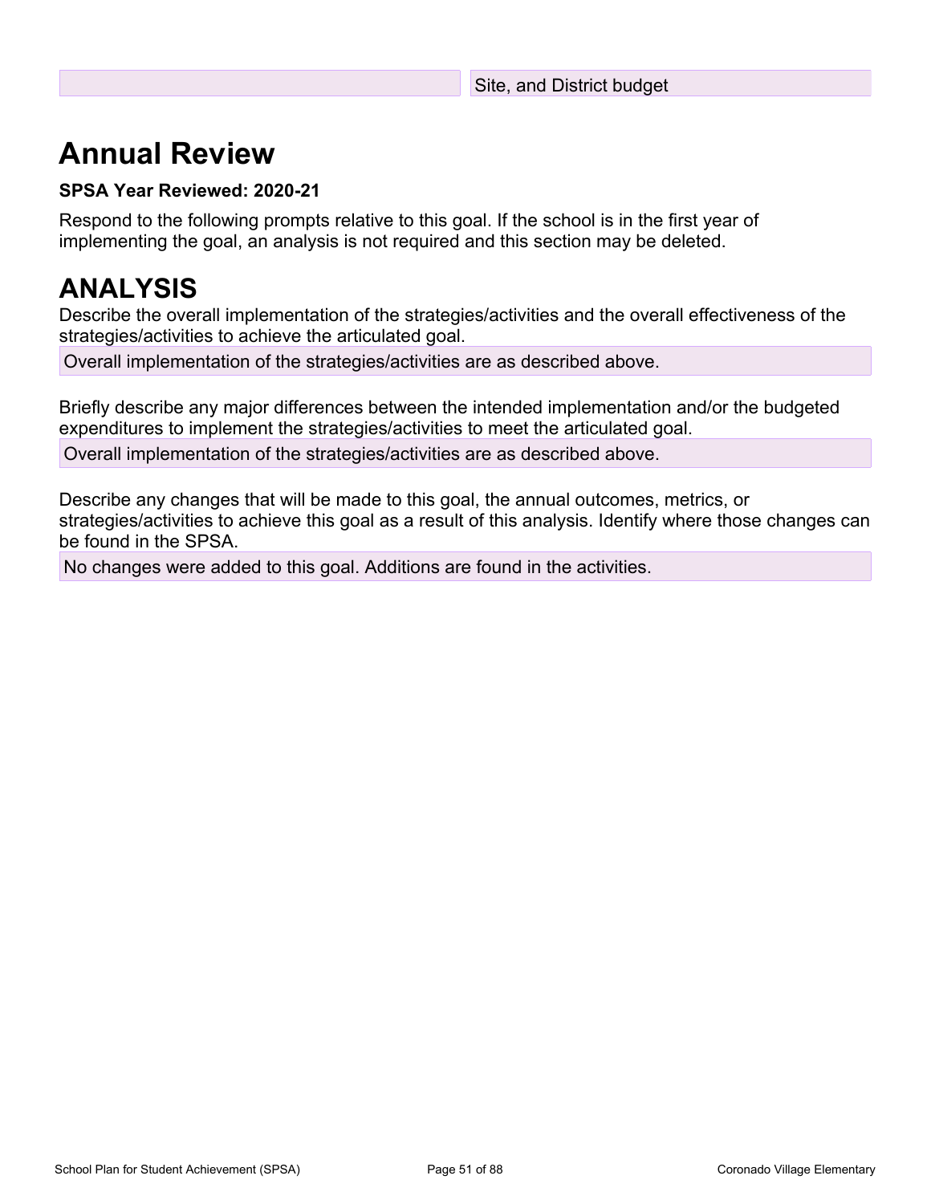| | Site, and District budget |
|---|---|

# Annual Review

**SPSA Year Reviewed: 2020-21**

Respond to the following prompts relative to this goal. If the school is in the first year of implementing the goal, an analysis is not required and this section may be deleted.

# ANALYSIS

Describe the overall implementation of the strategies/activities and the overall effectiveness of the strategies/activities to achieve the articulated goal.

Overall implementation of the strategies/activities are as described above.

Briefly describe any major differences between the intended implementation and/or the budgeted expenditures to implement the strategies/activities to meet the articulated goal.

Overall implementation of the strategies/activities are as described above.

Describe any changes that will be made to this goal, the annual outcomes, metrics, or strategies/activities to achieve this goal as a result of this analysis. Identify where those changes can be found in the SPSA.

No changes were added to this goal. Additions are found in the activities.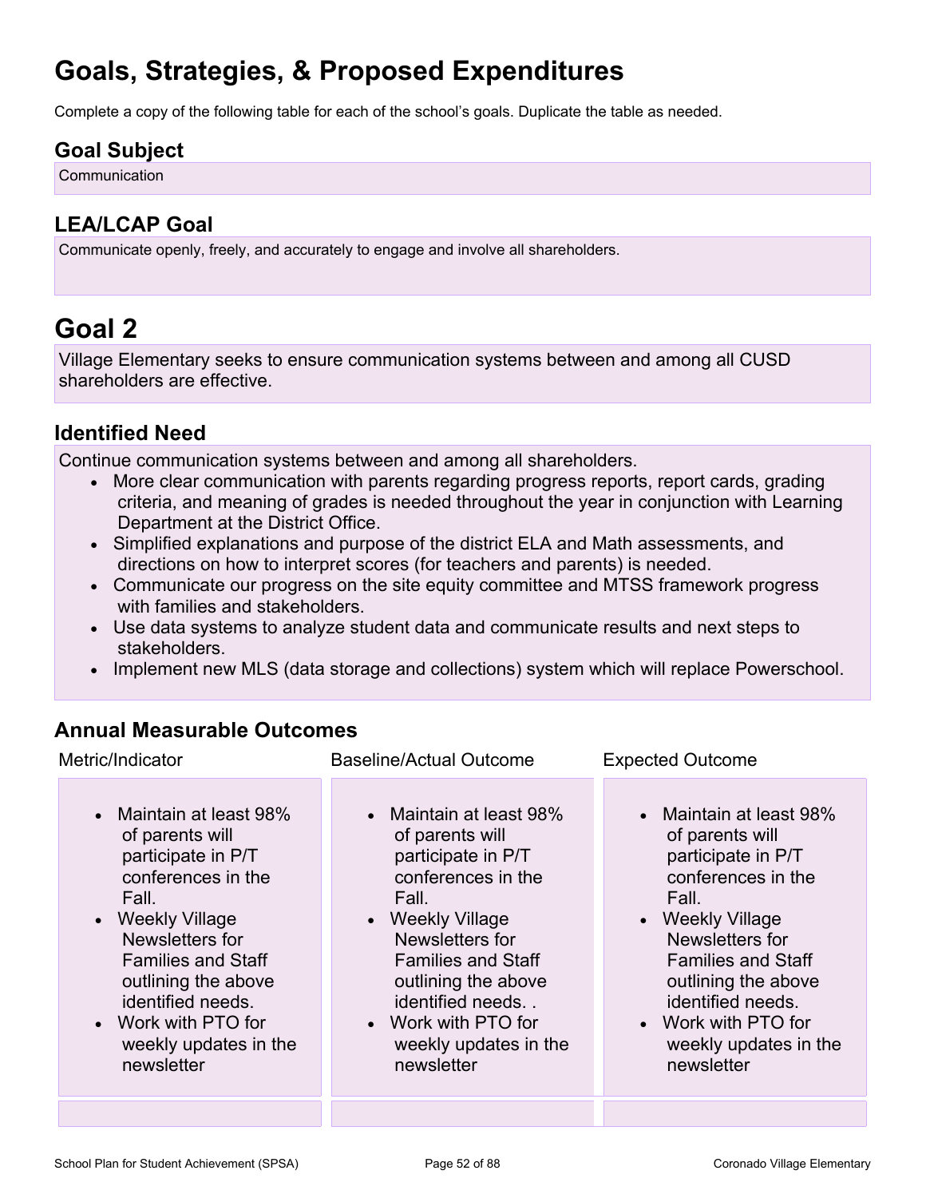# Goals, Strategies, & Proposed Expenditures

Complete a copy of the following table for each of the school's goals. Duplicate the table as needed.

## Goal Subject

Communication

## LEA/LCAP Goal

Communicate openly, freely, and accurately to engage and involve all shareholders.

# Goal 2

Village Elementary seeks to ensure communication systems between and among all CUSD shareholders are effective.

## Identified Need

Continue communication systems between and among all shareholders.

- More clear communication with parents regarding progress reports, report cards, grading criteria, and meaning of grades is needed throughout the year in conjunction with Learning Department at the District Office.
- Simplified explanations and purpose of the district ELA and Math assessments, and directions on how to interpret scores (for teachers and parents) is needed.
- Communicate our progress on the site equity committee and MTSS framework progress with families and stakeholders.
- Use data systems to analyze student data and communicate results and next steps to stakeholders.
- Implement new MLS (data storage and collections) system which will replace Powerschool.

## Annual Measurable Outcomes

| Metric/Indicator | Baseline/Actual Outcome | Expected Outcome |
| --- | --- | --- |
| • Maintain at least 98% of parents will participate in P/T conferences in the Fall.<br>• Weekly Village Newsletters for Families and Staff outlining the above identified needs.<br>• Work with PTO for weekly updates in the newsletter | • Maintain at least 98% of parents will participate in P/T conferences in the Fall.<br>• Weekly Village Newsletters for Families and Staff outlining the above identified needs. .<br>• Work with PTO for weekly updates in the newsletter | • Maintain at least 98% of parents will participate in P/T conferences in the Fall.<br>• Weekly Village Newsletters for Families and Staff outlining the above identified needs.<br>• Work with PTO for weekly updates in the newsletter |
| | | |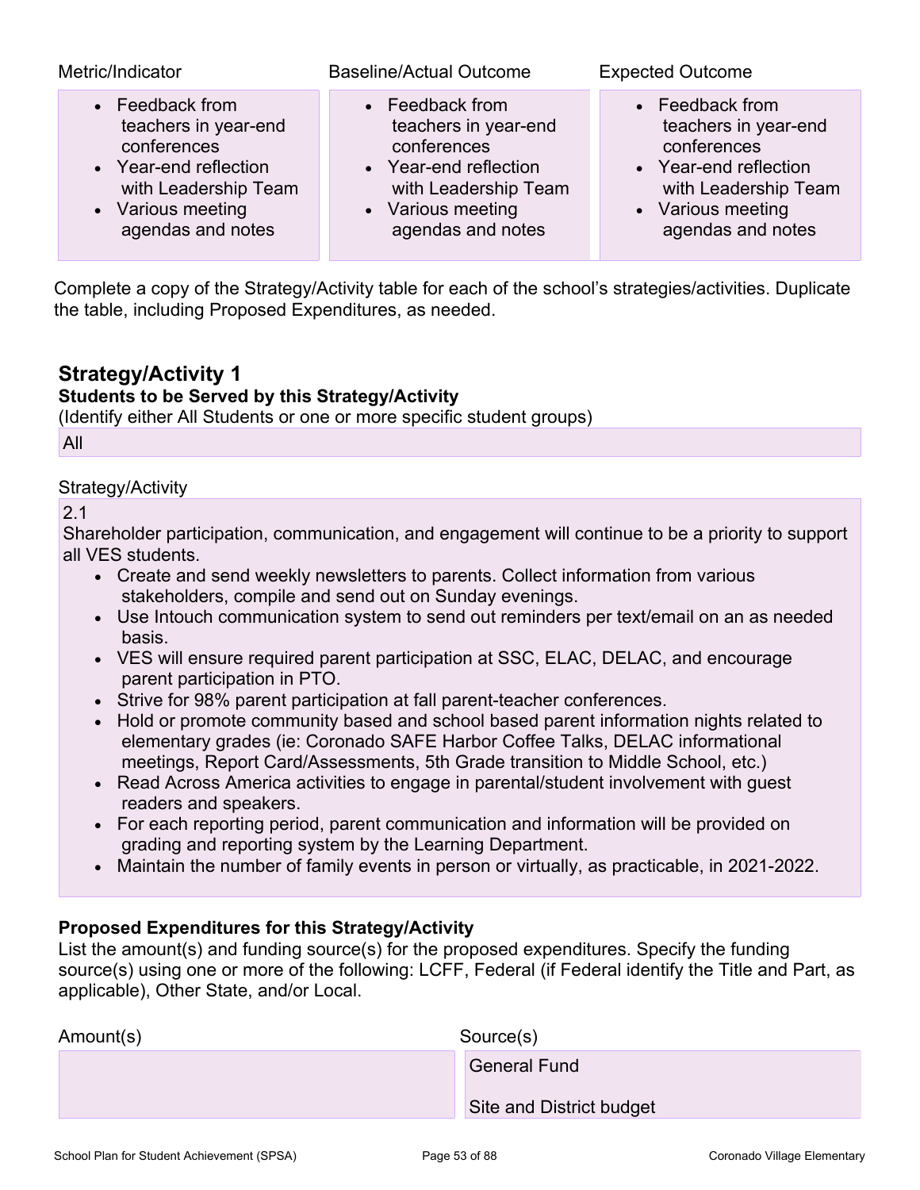| Metric/Indicator | Baseline/Actual Outcome | Expected Outcome |
| --- | --- | --- |
| • Feedback from teachers in year-end conferences<br>• Year-end reflection with Leadership Team<br>• Various meeting agendas and notes | • Feedback from teachers in year-end conferences<br>• Year-end reflection with Leadership Team<br>• Various meeting agendas and notes | • Feedback from teachers in year-end conferences<br>• Year-end reflection with Leadership Team<br>• Various meeting agendas and notes |

Complete a copy of the Strategy/Activity table for each of the school's strategies/activities. Duplicate the table, including Proposed Expenditures, as needed.

## Strategy/Activity 1

**Students to be Served by this Strategy/Activity**

(Identify either All Students or one or more specific student groups)

All

Strategy/Activity

2.1

Shareholder participation, communication, and engagement will continue to be a priority to support all VES students.

- Create and send weekly newsletters to parents. Collect information from various stakeholders, compile and send out on Sunday evenings.
- Use Intouch communication system to send out reminders per text/email on an as needed basis.
- VES will ensure required parent participation at SSC, ELAC, DELAC, and encourage parent participation in PTO.
- Strive for 98% parent participation at fall parent-teacher conferences.
- Hold or promote community based and school based parent information nights related to elementary grades (ie: Coronado SAFE Harbor Coffee Talks, DELAC informational meetings, Report Card/Assessments, 5th Grade transition to Middle School, etc.)
- Read Across America activities to engage in parental/student involvement with guest readers and speakers.
- For each reporting period, parent communication and information will be provided on grading and reporting system by the Learning Department.
- Maintain the number of family events in person or virtually, as practicable, in 2021-2022.

**Proposed Expenditures for this Strategy/Activity**

List the amount(s) and funding source(s) for the proposed expenditures. Specify the funding source(s) using one or more of the following: LCFF, Federal (if Federal identify the Title and Part, as applicable), Other State, and/or Local.

| Amount(s) | Source(s) |
| --- | --- |
| | General Fund<br><br>Site and District budget |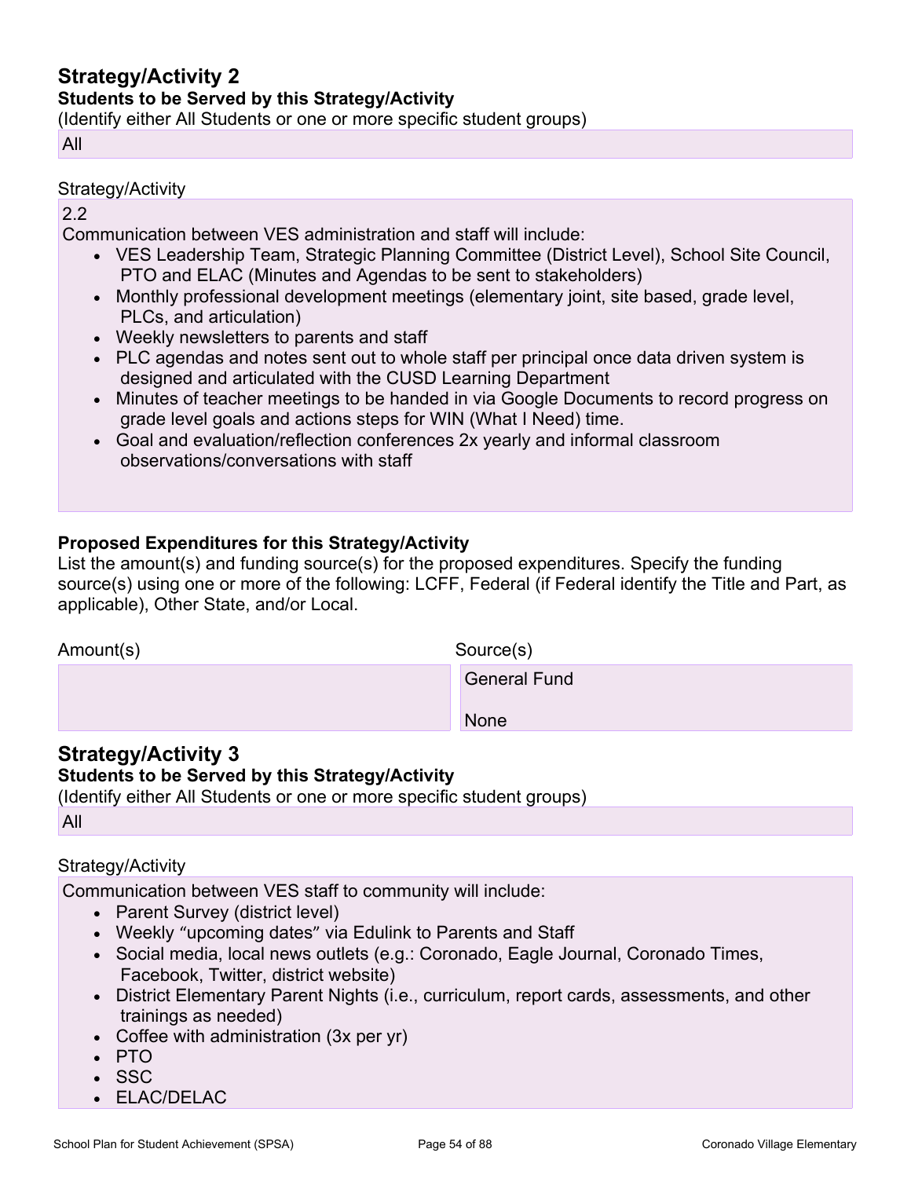## Strategy/Activity 2

**Students to be Served by this Strategy/Activity**

(Identify either All Students or one or more specific student groups)

All

Strategy/Activity

2.2

Communication between VES administration and staff will include:

- VES Leadership Team, Strategic Planning Committee (District Level), School Site Council, PTO and ELAC (Minutes and Agendas to be sent to stakeholders)
- Monthly professional development meetings (elementary joint, site based, grade level, PLCs, and articulation)
- Weekly newsletters to parents and staff
- PLC agendas and notes sent out to whole staff per principal once data driven system is designed and articulated with the CUSD Learning Department
- Minutes of teacher meetings to be handed in via Google Documents to record progress on grade level goals and actions steps for WIN (What I Need) time.
- Goal and evaluation/reflection conferences 2x yearly and informal classroom observations/conversations with staff

**Proposed Expenditures for this Strategy/Activity**

List the amount(s) and funding source(s) for the proposed expenditures. Specify the funding source(s) using one or more of the following: LCFF, Federal (if Federal identify the Title and Part, as applicable), Other State, and/or Local.

| Amount(s) | Source(s) |
|---|---|
| | General Fund<br><br>None |

## Strategy/Activity 3

**Students to be Served by this Strategy/Activity**

(Identify either All Students or one or more specific student groups)

All

Strategy/Activity

Communication between VES staff to community will include:

- Parent Survey (district level)
- Weekly “upcoming dates” via Edulink to Parents and Staff
- Social media, local news outlets (e.g.: Coronado, Eagle Journal, Coronado Times, Facebook, Twitter, district website)
- District Elementary Parent Nights (i.e., curriculum, report cards, assessments, and other trainings as needed)
- Coffee with administration (3x per yr)
- PTO
- SSC
- ELAC/DELAC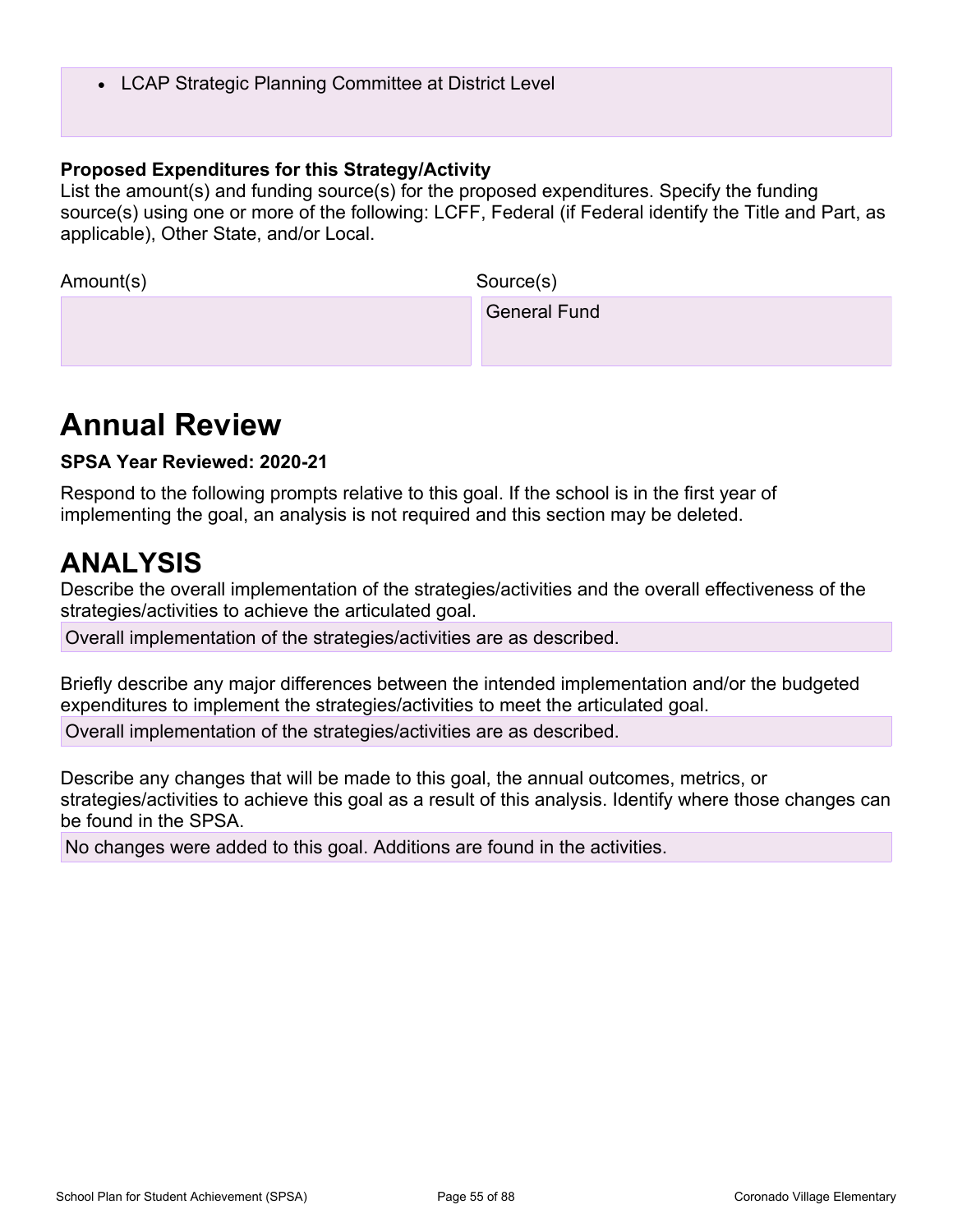- LCAP Strategic Planning Committee at District Level

**Proposed Expenditures for this Strategy/Activity**

List the amount(s) and funding source(s) for the proposed expenditures. Specify the funding source(s) using one or more of the following: LCFF, Federal (if Federal identify the Title and Part, as applicable), Other State, and/or Local.

| Amount(s) | Source(s) |
| --- | --- |
| | General Fund |

# Annual Review

**SPSA Year Reviewed: 2020-21**

Respond to the following prompts relative to this goal. If the school is in the first year of implementing the goal, an analysis is not required and this section may be deleted.

# ANALYSIS

Describe the overall implementation of the strategies/activities and the overall effectiveness of the strategies/activities to achieve the articulated goal.

Overall implementation of the strategies/activities are as described.

Briefly describe any major differences between the intended implementation and/or the budgeted expenditures to implement the strategies/activities to meet the articulated goal.

Overall implementation of the strategies/activities are as described.

Describe any changes that will be made to this goal, the annual outcomes, metrics, or strategies/activities to achieve this goal as a result of this analysis. Identify where those changes can be found in the SPSA.

No changes were added to this goal. Additions are found in the activities.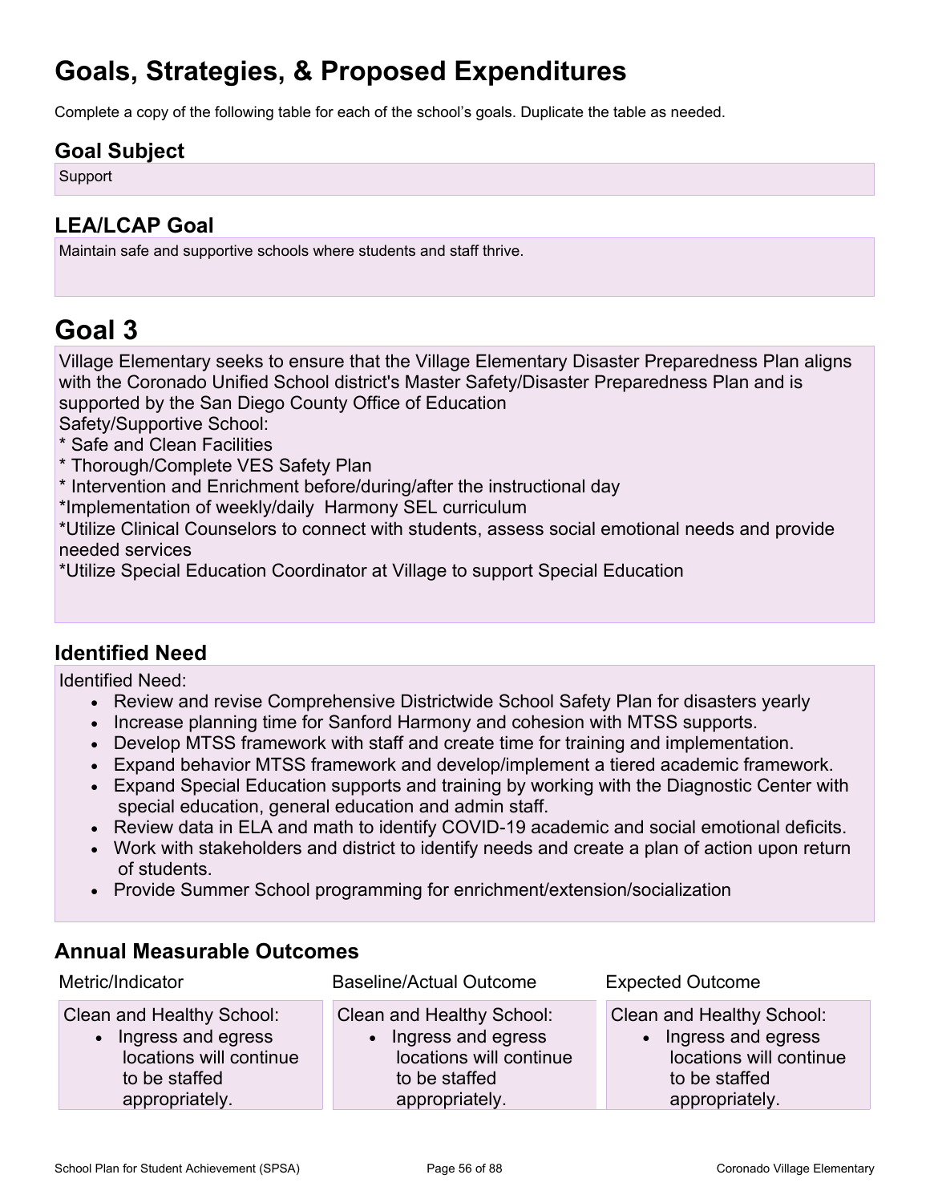# Goals, Strategies, & Proposed Expenditures

Complete a copy of the following table for each of the school's goals. Duplicate the table as needed.

## Goal Subject

Support

## LEA/LCAP Goal

Maintain safe and supportive schools where students and staff thrive.

# Goal 3

Village Elementary seeks to ensure that the Village Elementary Disaster Preparedness Plan aligns with the Coronado Unified School district's Master Safety/Disaster Preparedness Plan and is supported by the San Diego County Office of Education

Safety/Supportive School:

* Safe and Clean Facilities
* Thorough/Complete VES Safety Plan
* Intervention and Enrichment before/during/after the instructional day

*Implementation of weekly/daily Harmony SEL curriculum

*Utilize Clinical Counselors to connect with students, assess social emotional needs and provide needed services

*Utilize Special Education Coordinator at Village to support Special Education

## Identified Need

Identified Need:

- Review and revise Comprehensive Districtwide School Safety Plan for disasters yearly
- Increase planning time for Sanford Harmony and cohesion with MTSS supports.
- Develop MTSS framework with staff and create time for training and implementation.
- Expand behavior MTSS framework and develop/implement a tiered academic framework.
- Expand Special Education supports and training by working with the Diagnostic Center with special education, general education and admin staff.
- Review data in ELA and math to identify COVID-19 academic and social emotional deficits.
- Work with stakeholders and district to identify needs and create a plan of action upon return of students.
- Provide Summer School programming for enrichment/extension/socialization

## Annual Measurable Outcomes

| Metric/Indicator | Baseline/Actual Outcome | Expected Outcome |
|---|---|---|
| Clean and Healthy School:<br>• Ingress and egress locations will continue to be staffed appropriately. | Clean and Healthy School:<br>• Ingress and egress locations will continue to be staffed appropriately. | Clean and Healthy School:<br>• Ingress and egress locations will continue to be staffed appropriately. |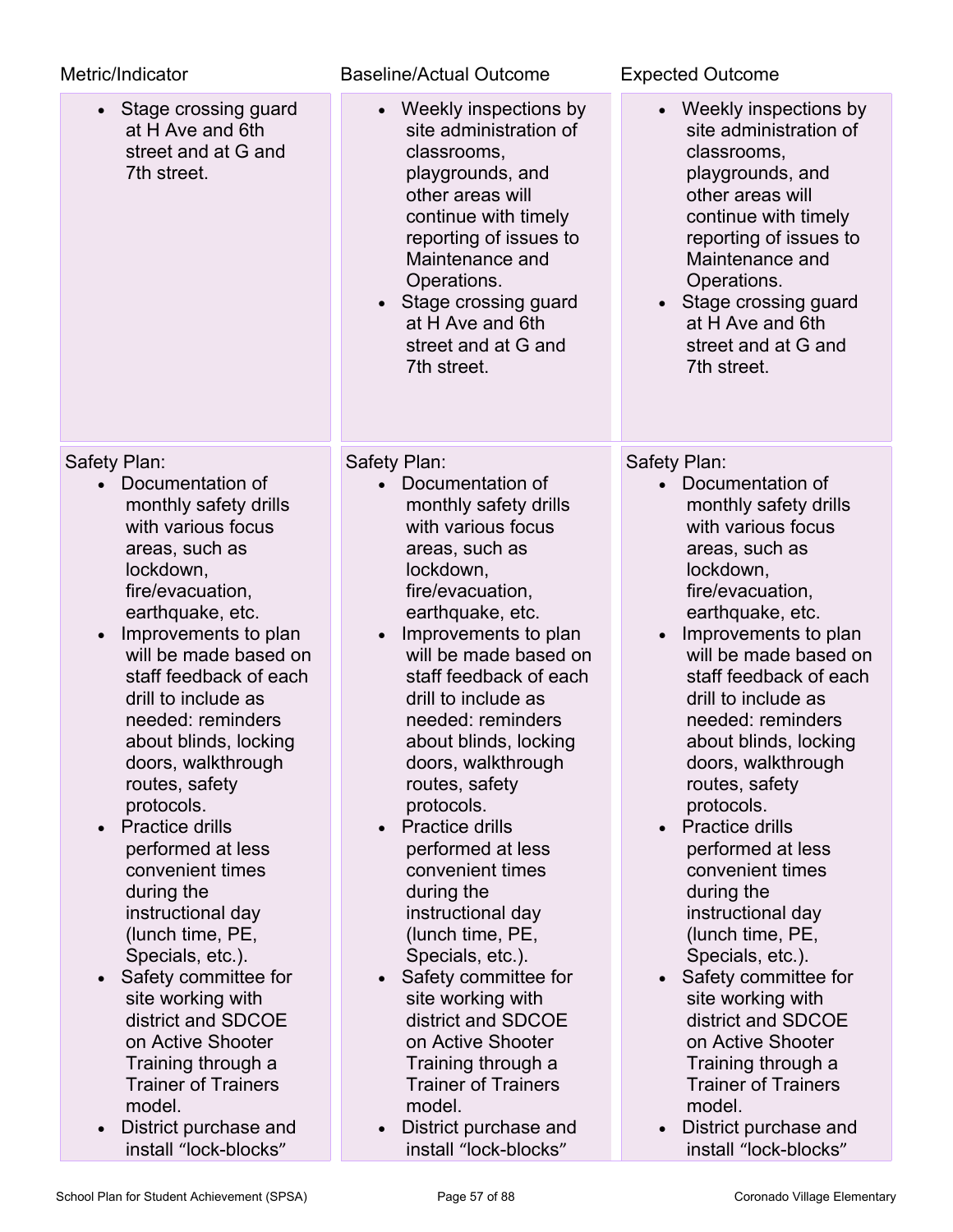| Metric/Indicator | Baseline/Actual Outcome | Expected Outcome |
| --- | --- | --- |
| • Stage crossing guard at H Ave and 6th street and at G and 7th street. | • Weekly inspections by site administration of classrooms, playgrounds, and other areas will continue with timely reporting of issues to Maintenance and Operations.<br>• Stage crossing guard at H Ave and 6th street and at G and 7th street. | • Weekly inspections by site administration of classrooms, playgrounds, and other areas will continue with timely reporting of issues to Maintenance and Operations.<br>• Stage crossing guard at H Ave and 6th street and at G and 7th street. |
| Safety Plan:<br>• Documentation of monthly safety drills with various focus areas, such as lockdown, fire/evacuation, earthquake, etc.<br>• Improvements to plan will be made based on staff feedback of each drill to include as needed: reminders about blinds, locking doors, walkthrough routes, safety protocols.<br>• Practice drills performed at less convenient times during the instructional day (lunch time, PE, Specials, etc.).<br>• Safety committee for site working with district and SDCOE on Active Shooter Training through a Trainer of Trainers model.<br>• District purchase and install "lock-blocks" | Safety Plan:<br>• Documentation of monthly safety drills with various focus areas, such as lockdown, fire/evacuation, earthquake, etc.<br>• Improvements to plan will be made based on staff feedback of each drill to include as needed: reminders about blinds, locking doors, walkthrough routes, safety protocols.<br>• Practice drills performed at less convenient times during the instructional day (lunch time, PE, Specials, etc.).<br>• Safety committee for site working with district and SDCOE on Active Shooter Training through a Trainer of Trainers model.<br>• District purchase and install "lock-blocks" | Safety Plan:<br>• Documentation of monthly safety drills with various focus areas, such as lockdown, fire/evacuation, earthquake, etc.<br>• Improvements to plan will be made based on staff feedback of each drill to include as needed: reminders about blinds, locking doors, walkthrough routes, safety protocols.<br>• Practice drills performed at less convenient times during the instructional day (lunch time, PE, Specials, etc.).<br>• Safety committee for site working with district and SDCOE on Active Shooter Training through a Trainer of Trainers model.<br>• District purchase and install "lock-blocks" |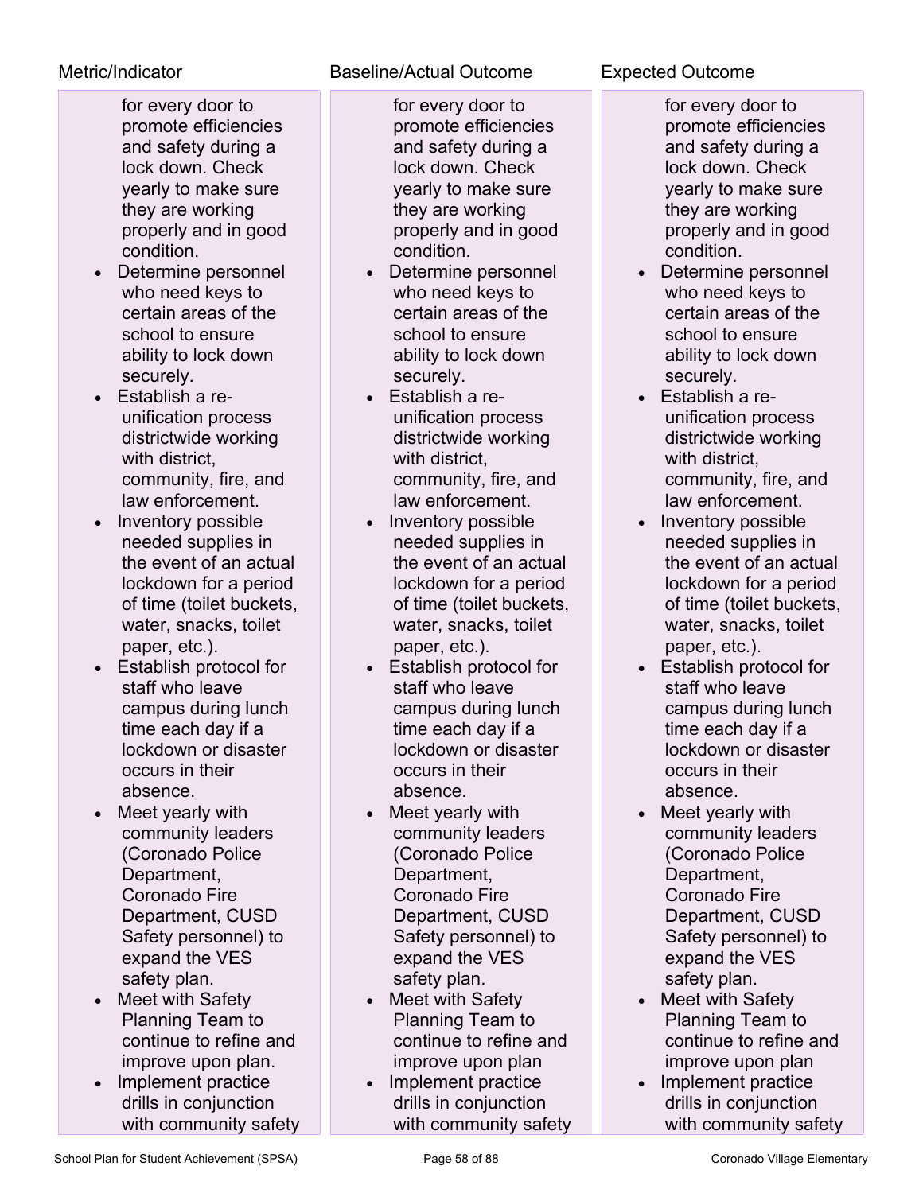| Metric/Indicator | Baseline/Actual Outcome | Expected Outcome |
| --- | --- | --- |
| for every door to promote efficiencies and safety during a lock down. Check yearly to make sure they are working properly and in good condition.<br>• Determine personnel who need keys to certain areas of the school to ensure ability to lock down securely.<br>• Establish a re-unification process districtwide working with district, community, fire, and law enforcement.<br>• Inventory possible needed supplies in the event of an actual lockdown for a period of time (toilet buckets, water, snacks, toilet paper, etc.).<br>• Establish protocol for staff who leave campus during lunch time each day if a lockdown or disaster occurs in their absence.<br>• Meet yearly with community leaders (Coronado Police Department, Coronado Fire Department, CUSD Safety personnel) to expand the VES safety plan.<br>• Meet with Safety Planning Team to continue to refine and improve upon plan.<br>• Implement practice drills in conjunction with community safety | for every door to promote efficiencies and safety during a lock down. Check yearly to make sure they are working properly and in good condition.<br>• Determine personnel who need keys to certain areas of the school to ensure ability to lock down securely.<br>• Establish a re-unification process districtwide working with district, community, fire, and law enforcement.<br>• Inventory possible needed supplies in the event of an actual lockdown for a period of time (toilet buckets, water, snacks, toilet paper, etc.).<br>• Establish protocol for staff who leave campus during lunch time each day if a lockdown or disaster occurs in their absence.<br>• Meet yearly with community leaders (Coronado Police Department, Coronado Fire Department, CUSD Safety personnel) to expand the VES safety plan.<br>• Meet with Safety Planning Team to continue to refine and improve upon plan<br>• Implement practice drills in conjunction with community safety | for every door to promote efficiencies and safety during a lock down. Check yearly to make sure they are working properly and in good condition.<br>• Determine personnel who need keys to certain areas of the school to ensure ability to lock down securely.<br>• Establish a re-unification process districtwide working with district, community, fire, and law enforcement.<br>• Inventory possible needed supplies in the event of an actual lockdown for a period of time (toilet buckets, water, snacks, toilet paper, etc.).<br>• Establish protocol for staff who leave campus during lunch time each day if a lockdown or disaster occurs in their absence.<br>• Meet yearly with community leaders (Coronado Police Department, Coronado Fire Department, CUSD Safety personnel) to expand the VES safety plan.<br>• Meet with Safety Planning Team to continue to refine and improve upon plan<br>• Implement practice drills in conjunction with community safety |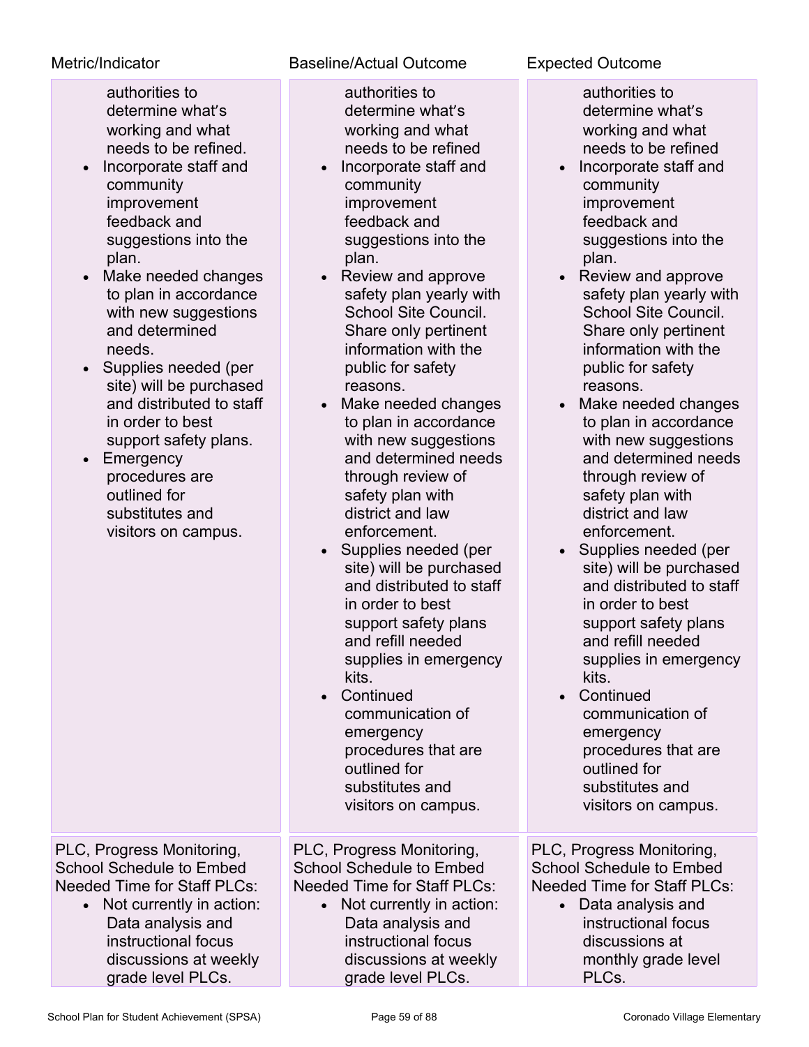| Metric/Indicator | Baseline/Actual Outcome | Expected Outcome |
| --- | --- | --- |
| authorities to determine what's working and what needs to be refined.<br>• Incorporate staff and community improvement feedback and suggestions into the plan.<br>• Make needed changes to plan in accordance with new suggestions and determined needs.<br>• Supplies needed (per site) will be purchased and distributed to staff in order to best support safety plans.<br>• Emergency procedures are outlined for substitutes and visitors on campus. | authorities to determine what's working and what needs to be refined<br>• Incorporate staff and community improvement feedback and suggestions into the plan.<br>• Review and approve safety plan yearly with School Site Council. Share only pertinent information with the public for safety reasons.<br>• Make needed changes to plan in accordance with new suggestions and determined needs through review of safety plan with district and law enforcement.<br>• Supplies needed (per site) will be purchased and distributed to staff in order to best support safety plans and refill needed supplies in emergency kits.<br>• Continued communication of emergency procedures that are outlined for substitutes and visitors on campus. | authorities to determine what's working and what needs to be refined<br>• Incorporate staff and community improvement feedback and suggestions into the plan.<br>• Review and approve safety plan yearly with School Site Council. Share only pertinent information with the public for safety reasons.<br>• Make needed changes to plan in accordance with new suggestions and determined needs through review of safety plan with district and law enforcement.<br>• Supplies needed (per site) will be purchased and distributed to staff in order to best support safety plans and refill needed supplies in emergency kits.<br>• Continued communication of emergency procedures that are outlined for substitutes and visitors on campus. |
| PLC, Progress Monitoring, School Schedule to Embed Needed Time for Staff PLCs:<br>• Not currently in action: Data analysis and instructional focus discussions at weekly grade level PLCs. | PLC, Progress Monitoring, School Schedule to Embed Needed Time for Staff PLCs:<br>• Not currently in action: Data analysis and instructional focus discussions at weekly grade level PLCs. | PLC, Progress Monitoring, School Schedule to Embed Needed Time for Staff PLCs:<br>• Data analysis and instructional focus discussions at monthly grade level PLCs. |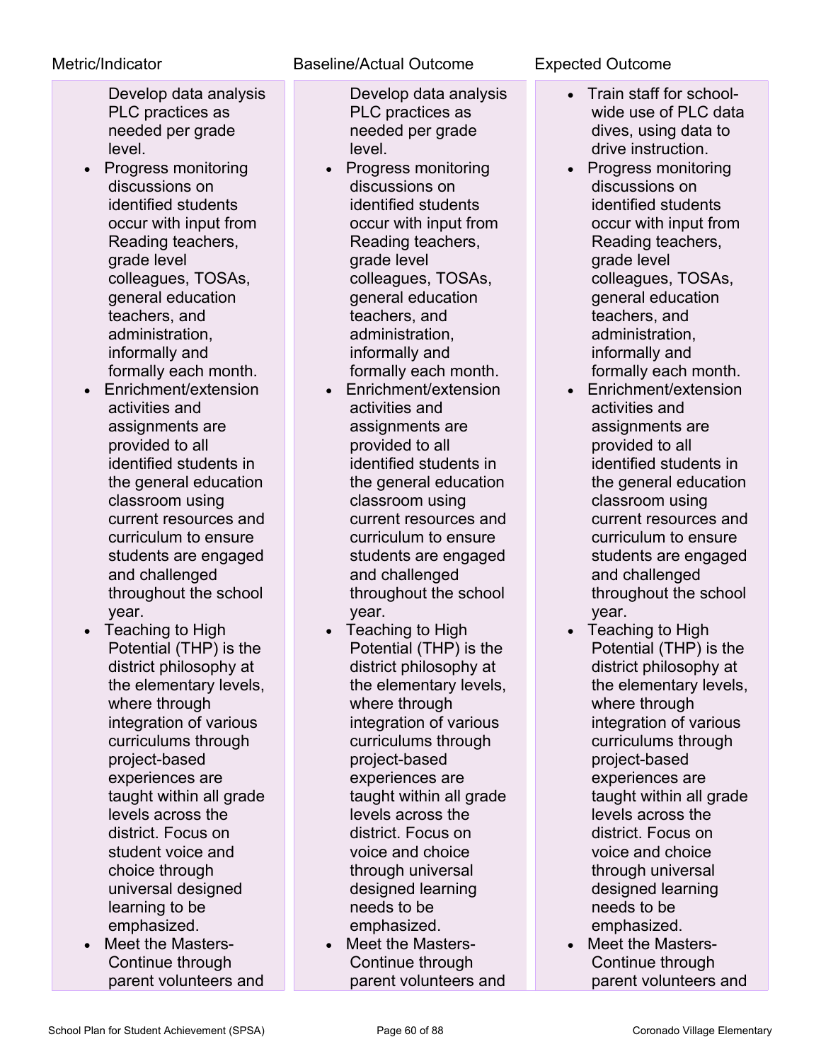| Metric/Indicator | Baseline/Actual Outcome | Expected Outcome |
|---|---|---|
| Develop data analysis PLC practices as needed per grade level.<br>• Progress monitoring discussions on identified students occur with input from Reading teachers, grade level colleagues, TOSAs, general education teachers, and administration, informally and formally each month.<br>• Enrichment/extension activities and assignments are provided to all identified students in the general education classroom using current resources and curriculum to ensure students are engaged and challenged throughout the school year.<br>• Teaching to High Potential (THP) is the district philosophy at the elementary levels, where through integration of various curriculums through project-based experiences are taught within all grade levels across the district. Focus on student voice and choice through universal designed learning to be emphasized.<br>• Meet the Masters- Continue through parent volunteers and | Develop data analysis PLC practices as needed per grade level.<br>• Progress monitoring discussions on identified students occur with input from Reading teachers, grade level colleagues, TOSAs, general education teachers, and administration, informally and formally each month.<br>• Enrichment/extension activities and assignments are provided to all identified students in the general education classroom using current resources and curriculum to ensure students are engaged and challenged throughout the school year.<br>• Teaching to High Potential (THP) is the district philosophy at the elementary levels, where through integration of various curriculums through project-based experiences are taught within all grade levels across the district. Focus on voice and choice through universal designed learning needs to be emphasized.<br>• Meet the Masters- Continue through parent volunteers and | • Train staff for school-wide use of PLC data dives, using data to drive instruction.<br>• Progress monitoring discussions on identified students occur with input from Reading teachers, grade level colleagues, TOSAs, general education teachers, and administration, informally and formally each month.<br>• Enrichment/extension activities and assignments are provided to all identified students in the general education classroom using current resources and curriculum to ensure students are engaged and challenged throughout the school year.<br>• Teaching to High Potential (THP) is the district philosophy at the elementary levels, where through integration of various curriculums through project-based experiences are taught within all grade levels across the district. Focus on voice and choice through universal designed learning needs to be emphasized.<br>• Meet the Masters- Continue through parent volunteers and |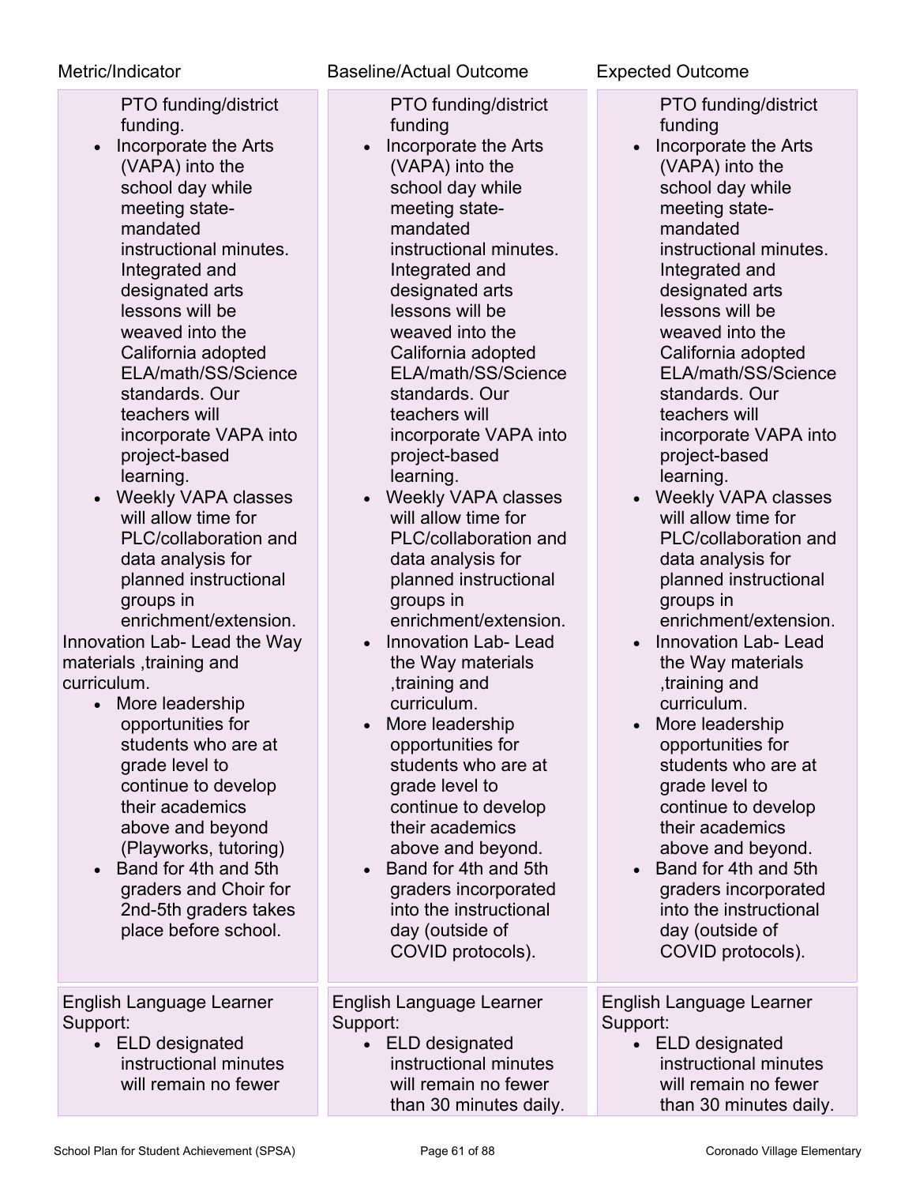| Metric/Indicator | Baseline/Actual Outcome | Expected Outcome |
| --- | --- | --- |
| PTO funding/district funding.<br>• Incorporate the Arts (VAPA) into the school day while meeting state-mandated instructional minutes. Integrated and designated arts lessons will be weaved into the California adopted ELA/math/SS/Science standards. Our teachers will incorporate VAPA into project-based learning.<br>• Weekly VAPA classes will allow time for PLC/collaboration and data analysis for planned instructional groups in enrichment/extension.<br>Innovation Lab- Lead the Way materials ,training and curriculum.<br>• More leadership opportunities for students who are at grade level to continue to develop their academics above and beyond (Playworks, tutoring)<br>• Band for 4th and 5th graders and Choir for 2nd-5th graders takes place before school. | PTO funding/district funding<br>• Incorporate the Arts (VAPA) into the school day while meeting state-mandated instructional minutes. Integrated and designated arts lessons will be weaved into the California adopted ELA/math/SS/Science standards. Our teachers will incorporate VAPA into project-based learning.<br>• Weekly VAPA classes will allow time for PLC/collaboration and data analysis for planned instructional groups in enrichment/extension.<br>• Innovation Lab- Lead the Way materials ,training and curriculum.<br>• More leadership opportunities for students who are at grade level to continue to develop their academics above and beyond.<br>• Band for 4th and 5th graders incorporated into the instructional day (outside of COVID protocols). | PTO funding/district funding<br>• Incorporate the Arts (VAPA) into the school day while meeting state-mandated instructional minutes. Integrated and designated arts lessons will be weaved into the California adopted ELA/math/SS/Science standards. Our teachers will incorporate VAPA into project-based learning.<br>• Weekly VAPA classes will allow time for PLC/collaboration and data analysis for planned instructional groups in enrichment/extension.<br>• Innovation Lab- Lead the Way materials ,training and curriculum.<br>• More leadership opportunities for students who are at grade level to continue to develop their academics above and beyond.<br>• Band for 4th and 5th graders incorporated into the instructional day (outside of COVID protocols). |
| English Language Learner Support:<br>• ELD designated instructional minutes will remain no fewer | English Language Learner Support:<br>• ELD designated instructional minutes will remain no fewer than 30 minutes daily. | English Language Learner Support:<br>• ELD designated instructional minutes will remain no fewer than 30 minutes daily. |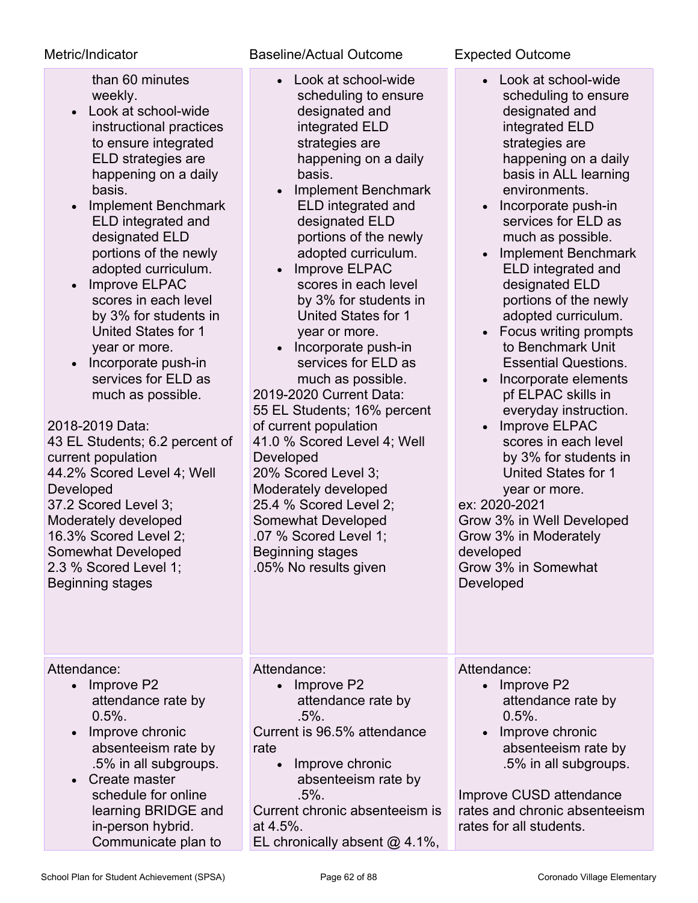| Metric/Indicator | Baseline/Actual Outcome | Expected Outcome |
|---|---|---|
| than 60 minutes weekly.<br>• Look at school-wide instructional practices to ensure integrated ELD strategies are happening on a daily basis.<br>• Implement Benchmark ELD integrated and designated ELD portions of the newly adopted curriculum.<br>• Improve ELPAC scores in each level by 3% for students in United States for 1 year or more.<br>• Incorporate push-in services for ELD as much as possible.<br><br>2018-2019 Data:<br>43 EL Students; 6.2 percent of current population<br>44.2% Scored Level 4; Well Developed<br>37.2 Scored Level 3; Moderately developed<br>16.3% Scored Level 2; Somewhat Developed<br>2.3 % Scored Level 1; Beginning stages | • Look at school-wide scheduling to ensure designated and integrated ELD strategies are happening on a daily basis.<br>• Implement Benchmark ELD integrated and designated ELD portions of the newly adopted curriculum.<br>• Improve ELPAC scores in each level by 3% for students in United States for 1 year or more.<br>• Incorporate push-in services for ELD as much as possible.<br>2019-2020 Current Data:<br>55 EL Students; 16% percent of current population<br>41.0 % Scored Level 4; Well Developed<br>20% Scored Level 3; Moderately developed<br>25.4 % Scored Level 2; Somewhat Developed<br>.07 % Scored Level 1; Beginning stages<br>.05% No results given | • Look at school-wide scheduling to ensure designated and integrated ELD strategies are happening on a daily basis in ALL learning environments.<br>• Incorporate push-in services for ELD as much as possible.<br>• Implement Benchmark ELD integrated and designated ELD portions of the newly adopted curriculum.<br>• Focus writing prompts to Benchmark Unit Essential Questions.<br>• Incorporate elements pf ELPAC skills in everyday instruction.<br>• Improve ELPAC scores in each level by 3% for students in United States for 1 year or more.<br>ex: 2020-2021<br>Grow 3% in Well Developed<br>Grow 3% in Moderately developed<br>Grow 3% in Somewhat Developed |
| Attendance:<br>• Improve P2 attendance rate by 0.5%.<br>• Improve chronic absenteeism rate by .5% in all subgroups.<br>• Create master schedule for online learning BRIDGE and in-person hybrid. Communicate plan to | Attendance:<br>• Improve P2 attendance rate by .5%.<br>Current is 96.5% attendance rate<br>• Improve chronic absenteeism rate by .5%.<br>Current chronic absenteeism is at 4.5%.<br>EL chronically absent @ 4.1%, | Attendance:<br>• Improve P2 attendance rate by 0.5%.<br>• Improve chronic absenteeism rate by .5% in all subgroups.<br><br>Improve CUSD attendance rates and chronic absenteeism rates for all students. |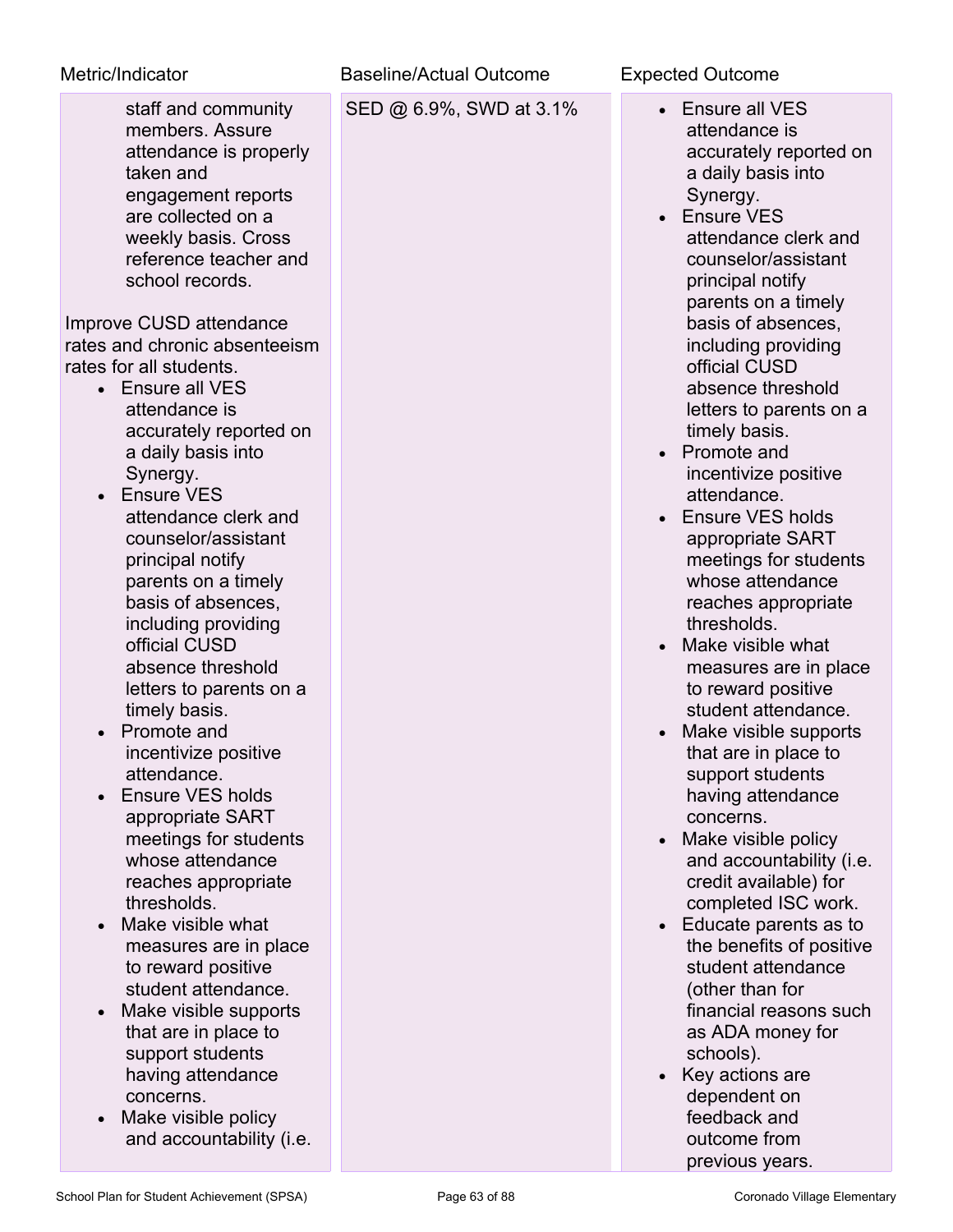| Metric/Indicator | Baseline/Actual Outcome | Expected Outcome |
| --- | --- | --- |
| staff and community members. Assure attendance is properly taken and engagement reports are collected on a weekly basis. Cross reference teacher and school records.<br><br>Improve CUSD attendance rates and chronic absenteeism rates for all students.<br>• Ensure all VES attendance is accurately reported on a daily basis into Synergy.<br>• Ensure VES attendance clerk and counselor/assistant principal notify parents on a timely basis of absences, including providing official CUSD absence threshold letters to parents on a timely basis.<br>• Promote and incentivize positive attendance.<br>• Ensure VES holds appropriate SART meetings for students whose attendance reaches appropriate thresholds.<br>• Make visible what measures are in place to reward positive student attendance.<br>• Make visible supports that are in place to support students having attendance concerns.<br>• Make visible policy and accountability (i.e. | SED @ 6.9%, SWD at 3.1% | • Ensure all VES attendance is accurately reported on a daily basis into Synergy.<br>• Ensure VES attendance clerk and counselor/assistant principal notify parents on a timely basis of absences, including providing official CUSD absence threshold letters to parents on a timely basis.<br>• Promote and incentivize positive attendance.<br>• Ensure VES holds appropriate SART meetings for students whose attendance reaches appropriate thresholds.<br>• Make visible what measures are in place to reward positive student attendance.<br>• Make visible supports that are in place to support students having attendance concerns.<br>• Make visible policy and accountability (i.e. credit available) for completed ISC work.<br>• Educate parents as to the benefits of positive student attendance (other than for financial reasons such as ADA money for schools).<br>• Key actions are dependent on feedback and outcome from previous years. |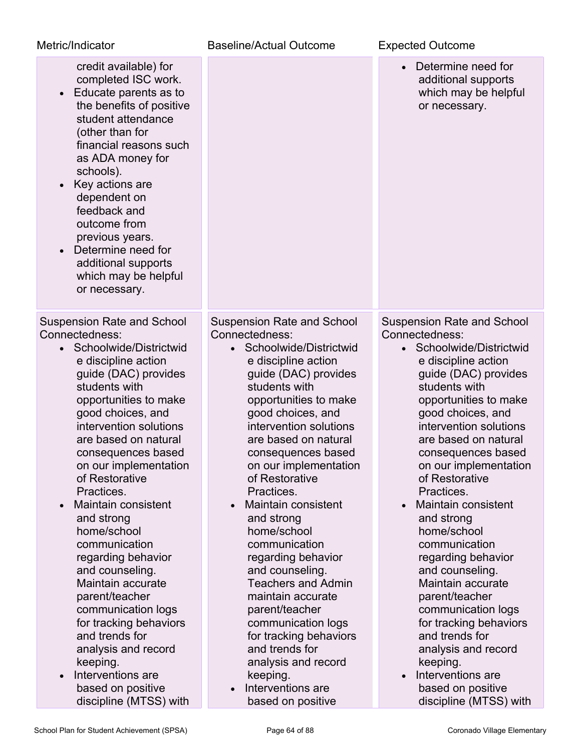| Metric/Indicator | Baseline/Actual Outcome | Expected Outcome |
|---|---|---|
| credit available) for completed ISC work.<br>• Educate parents as to the benefits of positive student attendance (other than for financial reasons such as ADA money for schools).<br>• Key actions are dependent on feedback and outcome from previous years.<br>• Determine need for additional supports which may be helpful or necessary. | | • Determine need for additional supports which may be helpful or necessary. |
| Suspension Rate and School Connectedness:<br>• Schoolwide/Districtwide discipline action guide (DAC) provides students with opportunities to make good choices, and intervention solutions are based on natural consequences based on our implementation of Restorative Practices.<br>• Maintain consistent and strong home/school communication regarding behavior and counseling. Maintain accurate parent/teacher communication logs for tracking behaviors and trends for analysis and record keeping.<br>• Interventions are based on positive discipline (MTSS) with | Suspension Rate and School Connectedness:<br>• Schoolwide/Districtwide discipline action guide (DAC) provides students with opportunities to make good choices, and intervention solutions are based on natural consequences based on our implementation of Restorative Practices.<br>• Maintain consistent and strong home/school communication regarding behavior and counseling. Teachers and Admin maintain accurate parent/teacher communication logs for tracking behaviors and trends for analysis and record keeping.<br>• Interventions are based on positive | Suspension Rate and School Connectedness:<br>• Schoolwide/Districtwide discipline action guide (DAC) provides students with opportunities to make good choices, and intervention solutions are based on natural consequences based on our implementation of Restorative Practices.<br>• Maintain consistent and strong home/school communication regarding behavior and counseling. Maintain accurate parent/teacher communication logs for tracking behaviors and trends for analysis and record keeping.<br>• Interventions are based on positive discipline (MTSS) with |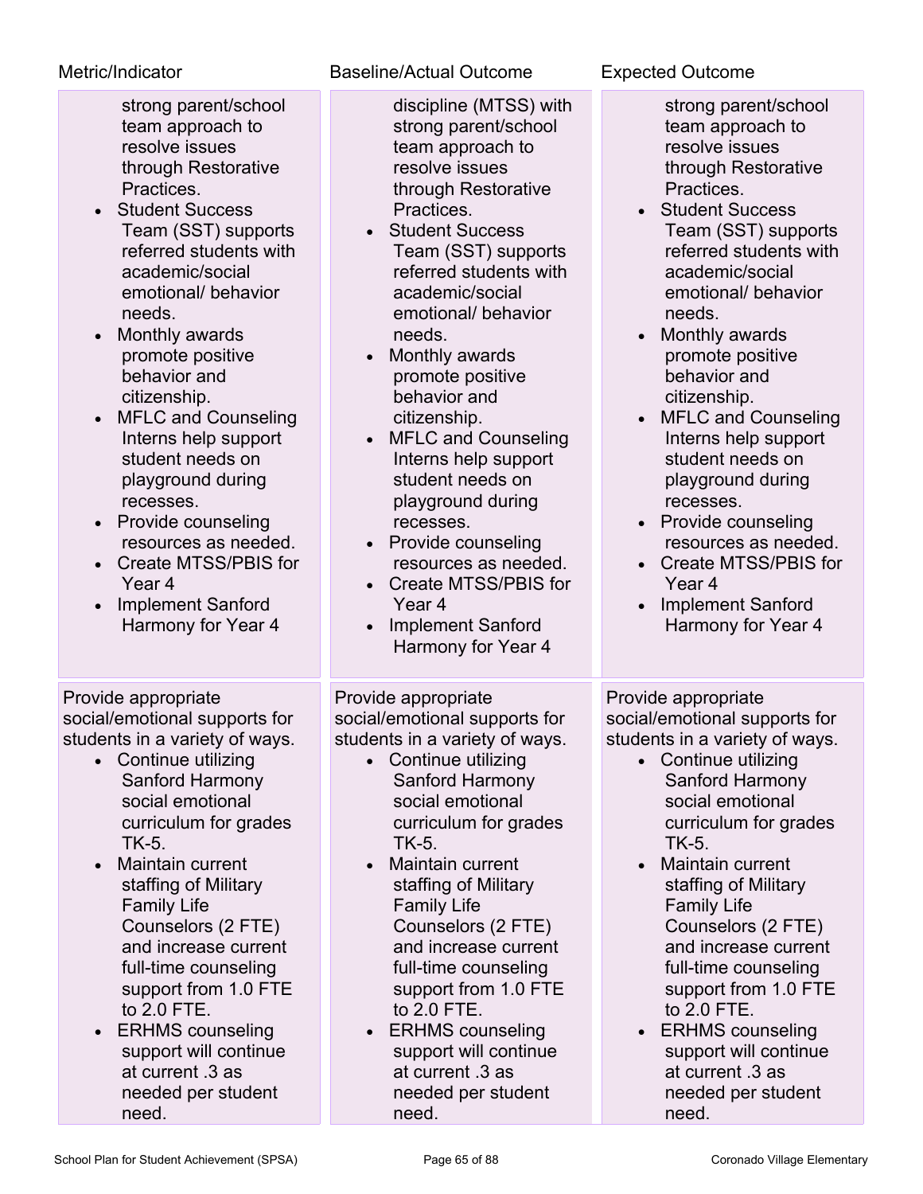| Metric/Indicator | Baseline/Actual Outcome | Expected Outcome |
| --- | --- | --- |
| strong parent/school team approach to resolve issues through Restorative Practices.<br>• Student Success Team (SST) supports referred students with academic/social emotional/ behavior needs.<br>• Monthly awards promote positive behavior and citizenship.<br>• MFLC and Counseling Interns help support student needs on playground during recesses.<br>• Provide counseling resources as needed.<br>• Create MTSS/PBIS for Year 4<br>• Implement Sanford Harmony for Year 4 | discipline (MTSS) with strong parent/school team approach to resolve issues through Restorative Practices.<br>• Student Success Team (SST) supports referred students with academic/social emotional/ behavior needs.<br>• Monthly awards promote positive behavior and citizenship.<br>• MFLC and Counseling Interns help support student needs on playground during recesses.<br>• Provide counseling resources as needed.<br>• Create MTSS/PBIS for Year 4<br>• Implement Sanford Harmony for Year 4 | strong parent/school team approach to resolve issues through Restorative Practices.<br>• Student Success Team (SST) supports referred students with academic/social emotional/ behavior needs.<br>• Monthly awards promote positive behavior and citizenship.<br>• MFLC and Counseling Interns help support student needs on playground during recesses.<br>• Provide counseling resources as needed.<br>• Create MTSS/PBIS for Year 4<br>• Implement Sanford Harmony for Year 4 |
| Provide appropriate social/emotional supports for students in a variety of ways.<br>• Continue utilizing Sanford Harmony social emotional curriculum for grades TK-5.<br>• Maintain current staffing of Military Family Life Counselors (2 FTE) and increase current full-time counseling support from 1.0 FTE to 2.0 FTE.<br>• ERHMS counseling support will continue at current .3 as needed per student need. | Provide appropriate social/emotional supports for students in a variety of ways.<br>• Continue utilizing Sanford Harmony social emotional curriculum for grades TK-5.<br>• Maintain current staffing of Military Family Life Counselors (2 FTE) and increase current full-time counseling support from 1.0 FTE to 2.0 FTE.<br>• ERHMS counseling support will continue at current .3 as needed per student need. | Provide appropriate social/emotional supports for students in a variety of ways.<br>• Continue utilizing Sanford Harmony social emotional curriculum for grades TK-5.<br>• Maintain current staffing of Military Family Life Counselors (2 FTE) and increase current full-time counseling support from 1.0 FTE to 2.0 FTE.<br>• ERHMS counseling support will continue at current .3 as needed per student need. |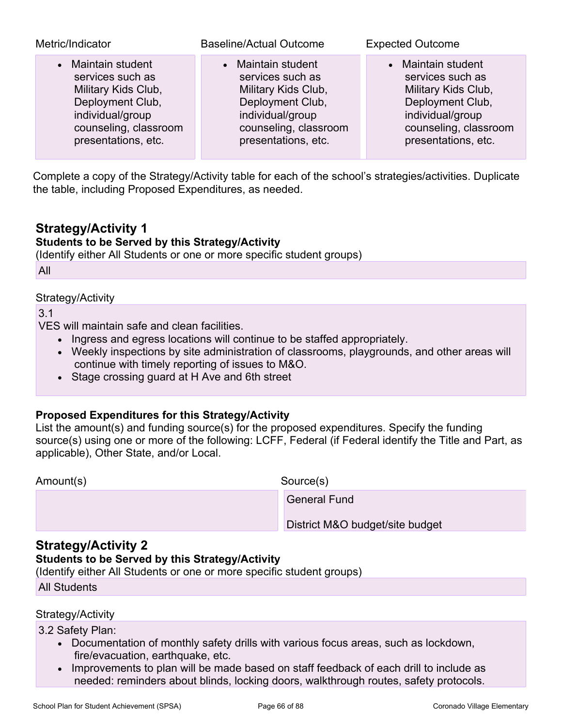| Metric/Indicator | Baseline/Actual Outcome | Expected Outcome |
| --- | --- | --- |
| • Maintain student services such as Military Kids Club, Deployment Club, individual/group counseling, classroom presentations, etc. | • Maintain student services such as Military Kids Club, Deployment Club, individual/group counseling, classroom presentations, etc. | • Maintain student services such as Military Kids Club, Deployment Club, individual/group counseling, classroom presentations, etc. |

Complete a copy of the Strategy/Activity table for each of the school's strategies/activities. Duplicate the table, including Proposed Expenditures, as needed.

## Strategy/Activity 1

**Students to be Served by this Strategy/Activity**

(Identify either All Students or one or more specific student groups)

All

Strategy/Activity

3.1

VES will maintain safe and clean facilities.

- Ingress and egress locations will continue to be staffed appropriately.
- Weekly inspections by site administration of classrooms, playgrounds, and other areas will continue with timely reporting of issues to M&O.
- Stage crossing guard at H Ave and 6th street

**Proposed Expenditures for this Strategy/Activity**

List the amount(s) and funding source(s) for the proposed expenditures. Specify the funding source(s) using one or more of the following: LCFF, Federal (if Federal identify the Title and Part, as applicable), Other State, and/or Local.

| Amount(s) | Source(s) |
| --- | --- |
| | General Fund<br><br>District M&O budget/site budget |

## Strategy/Activity 2

**Students to be Served by this Strategy/Activity**

(Identify either All Students or one or more specific student groups)

All Students

Strategy/Activity

3.2 Safety Plan:

- Documentation of monthly safety drills with various focus areas, such as lockdown, fire/evacuation, earthquake, etc.
- Improvements to plan will be made based on staff feedback of each drill to include as needed: reminders about blinds, locking doors, walkthrough routes, safety protocols.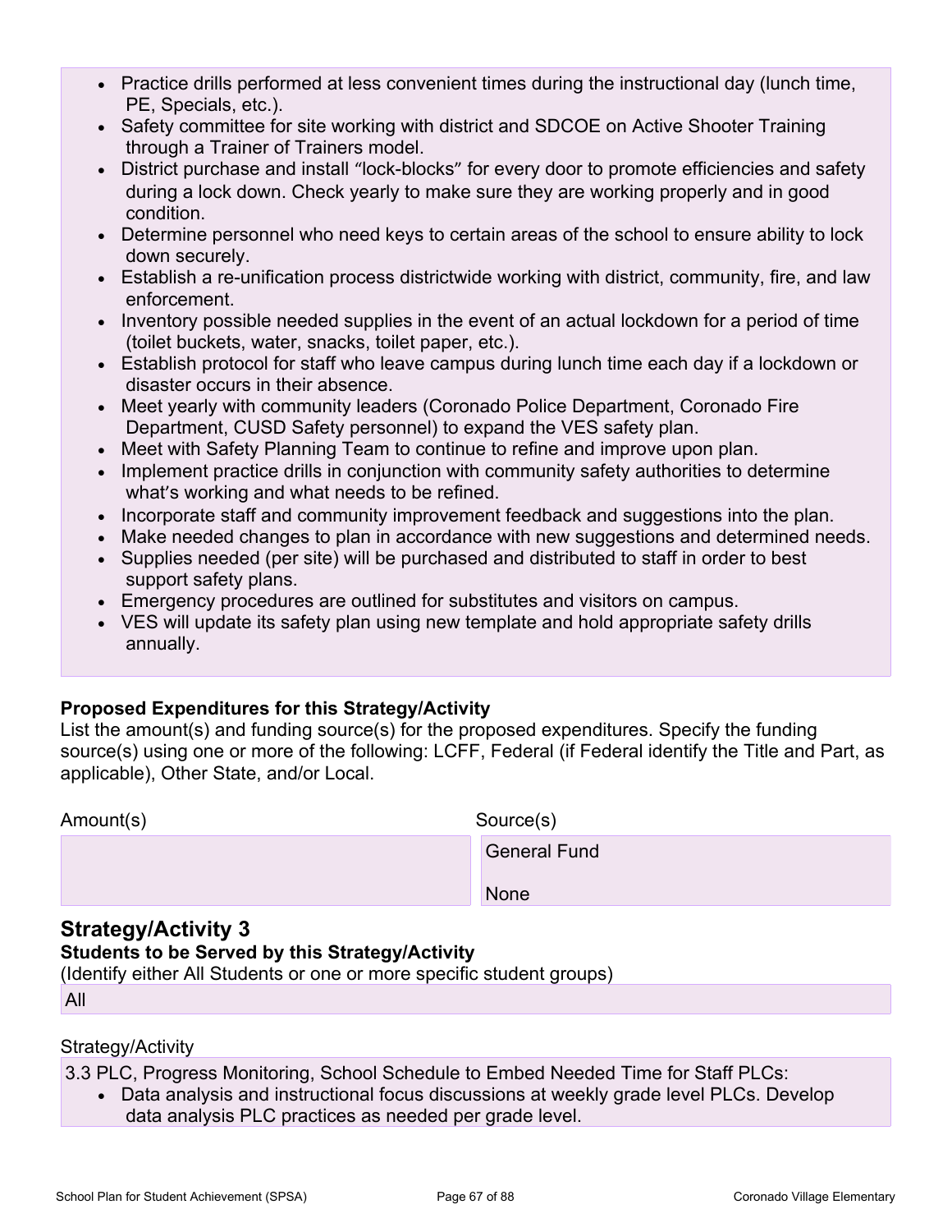- Practice drills performed at less convenient times during the instructional day (lunch time, PE, Specials, etc.).
- Safety committee for site working with district and SDCOE on Active Shooter Training through a Trainer of Trainers model.
- District purchase and install "lock-blocks" for every door to promote efficiencies and safety during a lock down. Check yearly to make sure they are working properly and in good condition.
- Determine personnel who need keys to certain areas of the school to ensure ability to lock down securely.
- Establish a re-unification process districtwide working with district, community, fire, and law enforcement.
- Inventory possible needed supplies in the event of an actual lockdown for a period of time (toilet buckets, water, snacks, toilet paper, etc.).
- Establish protocol for staff who leave campus during lunch time each day if a lockdown or disaster occurs in their absence.
- Meet yearly with community leaders (Coronado Police Department, Coronado Fire Department, CUSD Safety personnel) to expand the VES safety plan.
- Meet with Safety Planning Team to continue to refine and improve upon plan.
- Implement practice drills in conjunction with community safety authorities to determine what's working and what needs to be refined.
- Incorporate staff and community improvement feedback and suggestions into the plan.
- Make needed changes to plan in accordance with new suggestions and determined needs.
- Supplies needed (per site) will be purchased and distributed to staff in order to best support safety plans.
- Emergency procedures are outlined for substitutes and visitors on campus.
- VES will update its safety plan using new template and hold appropriate safety drills annually.

**Proposed Expenditures for this Strategy/Activity**

List the amount(s) and funding source(s) for the proposed expenditures. Specify the funding source(s) using one or more of the following: LCFF, Federal (if Federal identify the Title and Part, as applicable), Other State, and/or Local.

| Amount(s) | Source(s) |
|---|---|
| | General Fund<br>None |

## Strategy/Activity 3

**Students to be Served by this Strategy/Activity**

(Identify either All Students or one or more specific student groups)

All

Strategy/Activity

3.3 PLC, Progress Monitoring, School Schedule to Embed Needed Time for Staff PLCs:

- Data analysis and instructional focus discussions at weekly grade level PLCs. Develop data analysis PLC practices as needed per grade level.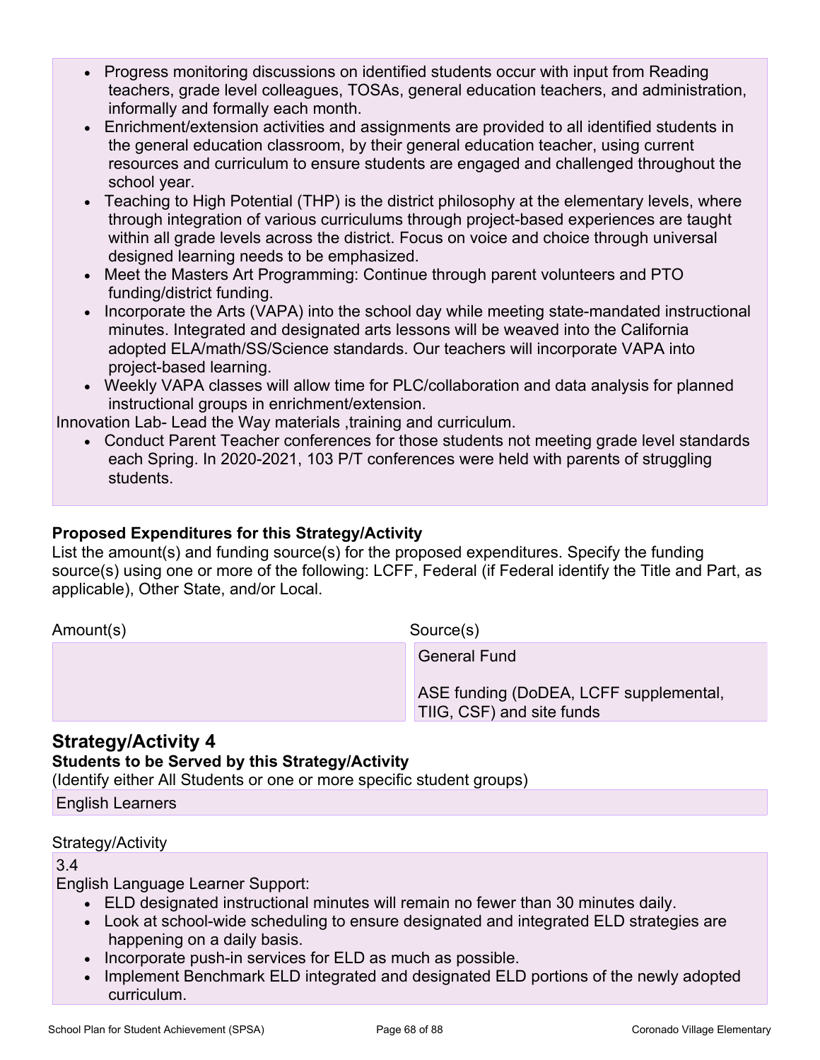- Progress monitoring discussions on identified students occur with input from Reading teachers, grade level colleagues, TOSAs, general education teachers, and administration, informally and formally each month.
- Enrichment/extension activities and assignments are provided to all identified students in the general education classroom, by their general education teacher, using current resources and curriculum to ensure students are engaged and challenged throughout the school year.
- Teaching to High Potential (THP) is the district philosophy at the elementary levels, where through integration of various curriculums through project-based experiences are taught within all grade levels across the district. Focus on voice and choice through universal designed learning needs to be emphasized.
- Meet the Masters Art Programming: Continue through parent volunteers and PTO funding/district funding.
- Incorporate the Arts (VAPA) into the school day while meeting state-mandated instructional minutes. Integrated and designated arts lessons will be weaved into the California adopted ELA/math/SS/Science standards. Our teachers will incorporate VAPA into project-based learning.
- Weekly VAPA classes will allow time for PLC/collaboration and data analysis for planned instructional groups in enrichment/extension.

Innovation Lab- Lead the Way materials ,training and curriculum.

- Conduct Parent Teacher conferences for those students not meeting grade level standards each Spring. In 2020-2021, 103 P/T conferences were held with parents of struggling students.

**Proposed Expenditures for this Strategy/Activity**

List the amount(s) and funding source(s) for the proposed expenditures. Specify the funding source(s) using one or more of the following: LCFF, Federal (if Federal identify the Title and Part, as applicable), Other State, and/or Local.

| Amount(s) | Source(s) |
|---|---|
| | General Fund<br><br>ASE funding (DoDEA, LCFF supplemental, TIIG, CSF) and site funds |

## Strategy/Activity 4

**Students to be Served by this Strategy/Activity**

(Identify either All Students or one or more specific student groups)

English Learners

Strategy/Activity

3.4

English Language Learner Support:

- ELD designated instructional minutes will remain no fewer than 30 minutes daily.
- Look at school-wide scheduling to ensure designated and integrated ELD strategies are happening on a daily basis.
- Incorporate push-in services for ELD as much as possible.
- Implement Benchmark ELD integrated and designated ELD portions of the newly adopted curriculum.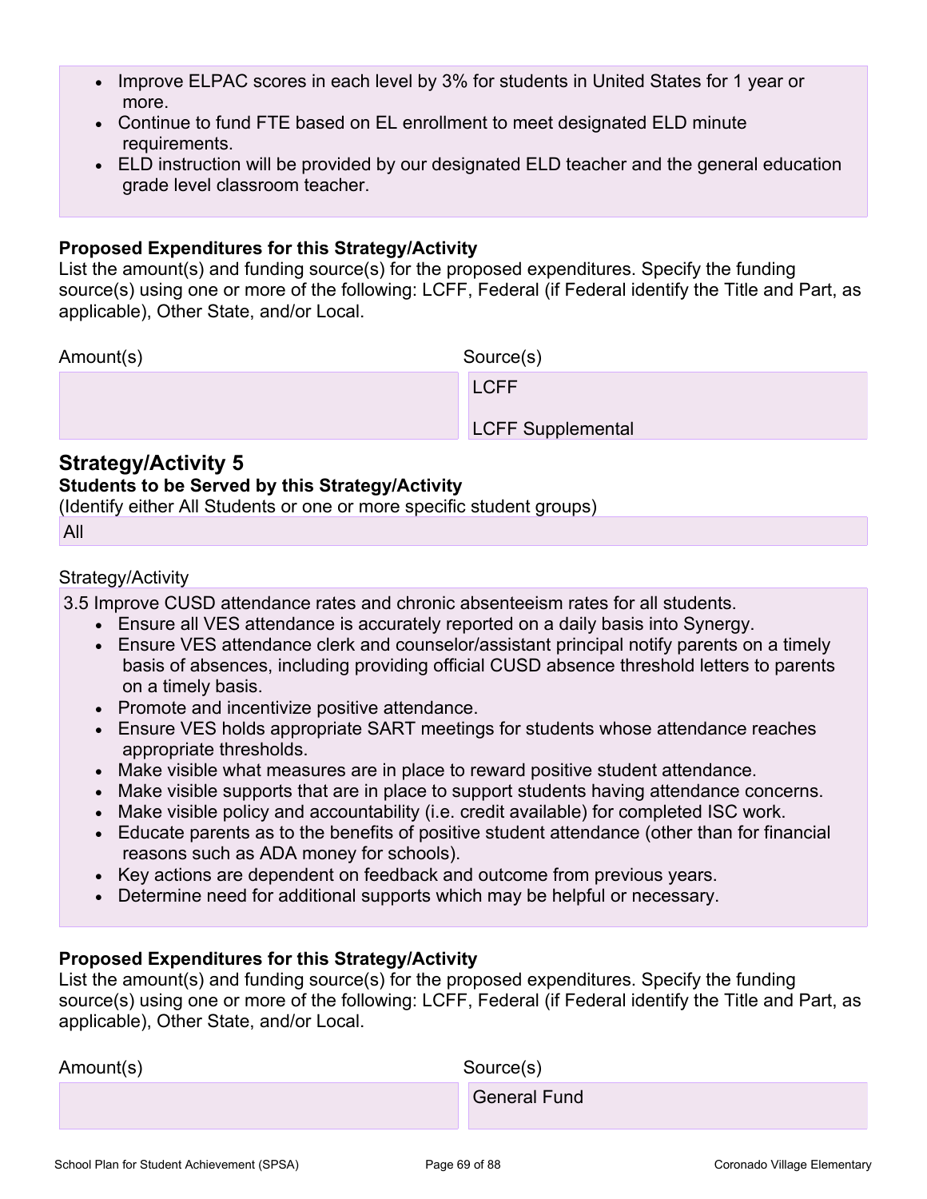- Improve ELPAC scores in each level by 3% for students in United States for 1 year or more.
- Continue to fund FTE based on EL enrollment to meet designated ELD minute requirements.
- ELD instruction will be provided by our designated ELD teacher and the general education grade level classroom teacher.

**Proposed Expenditures for this Strategy/Activity**

List the amount(s) and funding source(s) for the proposed expenditures. Specify the funding source(s) using one or more of the following: LCFF, Federal (if Federal identify the Title and Part, as applicable), Other State, and/or Local.

| Amount(s) | Source(s) |
| --- | --- |
| | LCFF<br><br>LCFF Supplemental |

## Strategy/Activity 5

**Students to be Served by this Strategy/Activity**

(Identify either All Students or one or more specific student groups)

All

Strategy/Activity

3.5 Improve CUSD attendance rates and chronic absenteeism rates for all students.

- Ensure all VES attendance is accurately reported on a daily basis into Synergy.
- Ensure VES attendance clerk and counselor/assistant principal notify parents on a timely basis of absences, including providing official CUSD absence threshold letters to parents on a timely basis.
- Promote and incentivize positive attendance.
- Ensure VES holds appropriate SART meetings for students whose attendance reaches appropriate thresholds.
- Make visible what measures are in place to reward positive student attendance.
- Make visible supports that are in place to support students having attendance concerns.
- Make visible policy and accountability (i.e. credit available) for completed ISC work.
- Educate parents as to the benefits of positive student attendance (other than for financial reasons such as ADA money for schools).
- Key actions are dependent on feedback and outcome from previous years.
- Determine need for additional supports which may be helpful or necessary.

**Proposed Expenditures for this Strategy/Activity**

List the amount(s) and funding source(s) for the proposed expenditures. Specify the funding source(s) using one or more of the following: LCFF, Federal (if Federal identify the Title and Part, as applicable), Other State, and/or Local.

| Amount(s) | Source(s) |
| --- | --- |
| | General Fund |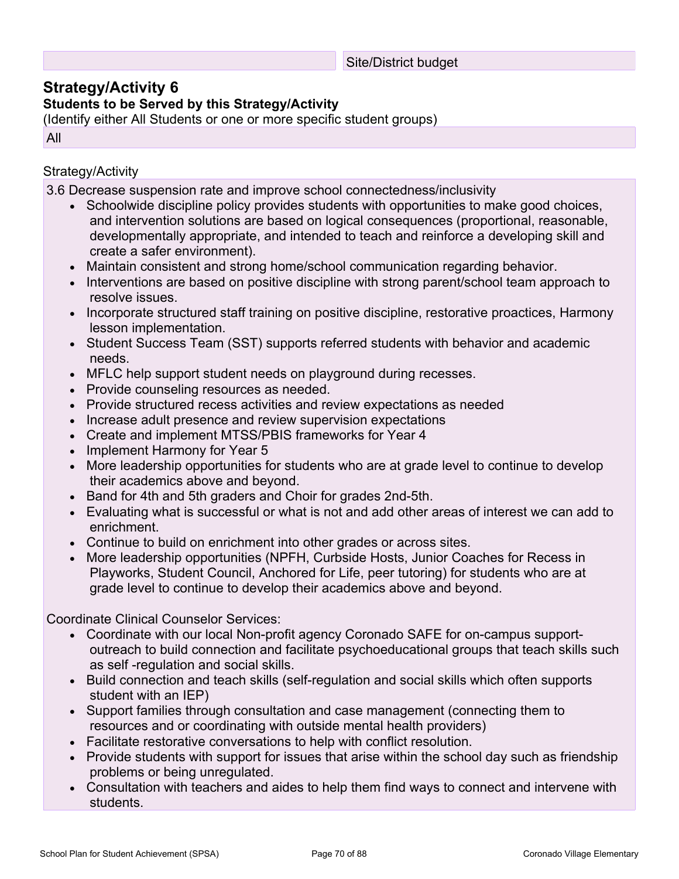| | Site/District budget |
|---|---|

## Strategy/Activity 6

**Students to be Served by this Strategy/Activity**

(Identify either All Students or one or more specific student groups)

All

Strategy/Activity

3.6 Decrease suspension rate and improve school connectedness/inclusivity

- Schoolwide discipline policy provides students with opportunities to make good choices, and intervention solutions are based on logical consequences (proportional, reasonable, developmentally appropriate, and intended to teach and reinforce a developing skill and create a safer environment).
- Maintain consistent and strong home/school communication regarding behavior.
- Interventions are based on positive discipline with strong parent/school team approach to resolve issues.
- Incorporate structured staff training on positive discipline, restorative proactices, Harmony lesson implementation.
- Student Success Team (SST) supports referred students with behavior and academic needs.
- MFLC help support student needs on playground during recesses.
- Provide counseling resources as needed.
- Provide structured recess activities and review expectations as needed
- Increase adult presence and review supervision expectations
- Create and implement MTSS/PBIS frameworks for Year 4
- Implement Harmony for Year 5
- More leadership opportunities for students who are at grade level to continue to develop their academics above and beyond.
- Band for 4th and 5th graders and Choir for grades 2nd-5th.
- Evaluating what is successful or what is not and add other areas of interest we can add to enrichment.
- Continue to build on enrichment into other grades or across sites.
- More leadership opportunities (NPFH, Curbside Hosts, Junior Coaches for Recess in Playworks, Student Council, Anchored for Life, peer tutoring) for students who are at grade level to continue to develop their academics above and beyond.

Coordinate Clinical Counselor Services:

- Coordinate with our local Non-profit agency Coronado SAFE for on-campus support-outreach to build connection and facilitate psychoeducational groups that teach skills such as self -regulation and social skills.
- Build connection and teach skills (self-regulation and social skills which often supports student with an IEP)
- Support families through consultation and case management (connecting them to resources and or coordinating with outside mental health providers)
- Facilitate restorative conversations to help with conflict resolution.
- Provide students with support for issues that arise within the school day such as friendship problems or being unregulated.
- Consultation with teachers and aides to help them find ways to connect and intervene with students.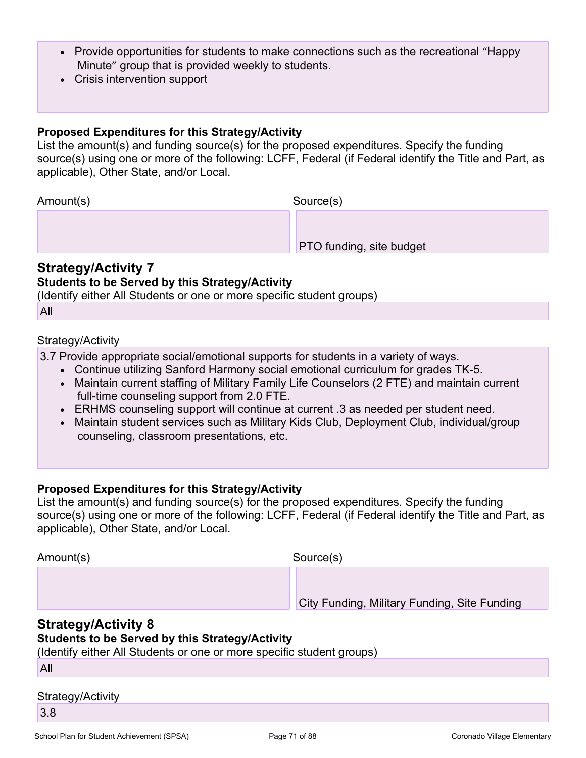- Provide opportunities for students to make connections such as the recreational "Happy Minute" group that is provided weekly to students.
- Crisis intervention support

**Proposed Expenditures for this Strategy/Activity**
List the amount(s) and funding source(s) for the proposed expenditures. Specify the funding source(s) using one or more of the following: LCFF, Federal (if Federal identify the Title and Part, as applicable), Other State, and/or Local.

| Amount(s) | Source(s) |
| --- | --- |
| | PTO funding, site budget |

## Strategy/Activity 7

**Students to be Served by this Strategy/Activity**
(Identify either All Students or one or more specific student groups)

All

Strategy/Activity

3.7 Provide appropriate social/emotional supports for students in a variety of ways.

- Continue utilizing Sanford Harmony social emotional curriculum for grades TK-5.
- Maintain current staffing of Military Family Life Counselors (2 FTE) and maintain current full-time counseling support from 2.0 FTE.
- ERHMS counseling support will continue at current .3 as needed per student need.
- Maintain student services such as Military Kids Club, Deployment Club, individual/group counseling, classroom presentations, etc.

**Proposed Expenditures for this Strategy/Activity**
List the amount(s) and funding source(s) for the proposed expenditures. Specify the funding source(s) using one or more of the following: LCFF, Federal (if Federal identify the Title and Part, as applicable), Other State, and/or Local.

| Amount(s) | Source(s) |
| --- | --- |
| | City Funding, Military Funding, Site Funding |

## Strategy/Activity 8

**Students to be Served by this Strategy/Activity**
(Identify either All Students or one or more specific student groups)

All

Strategy/Activity

3.8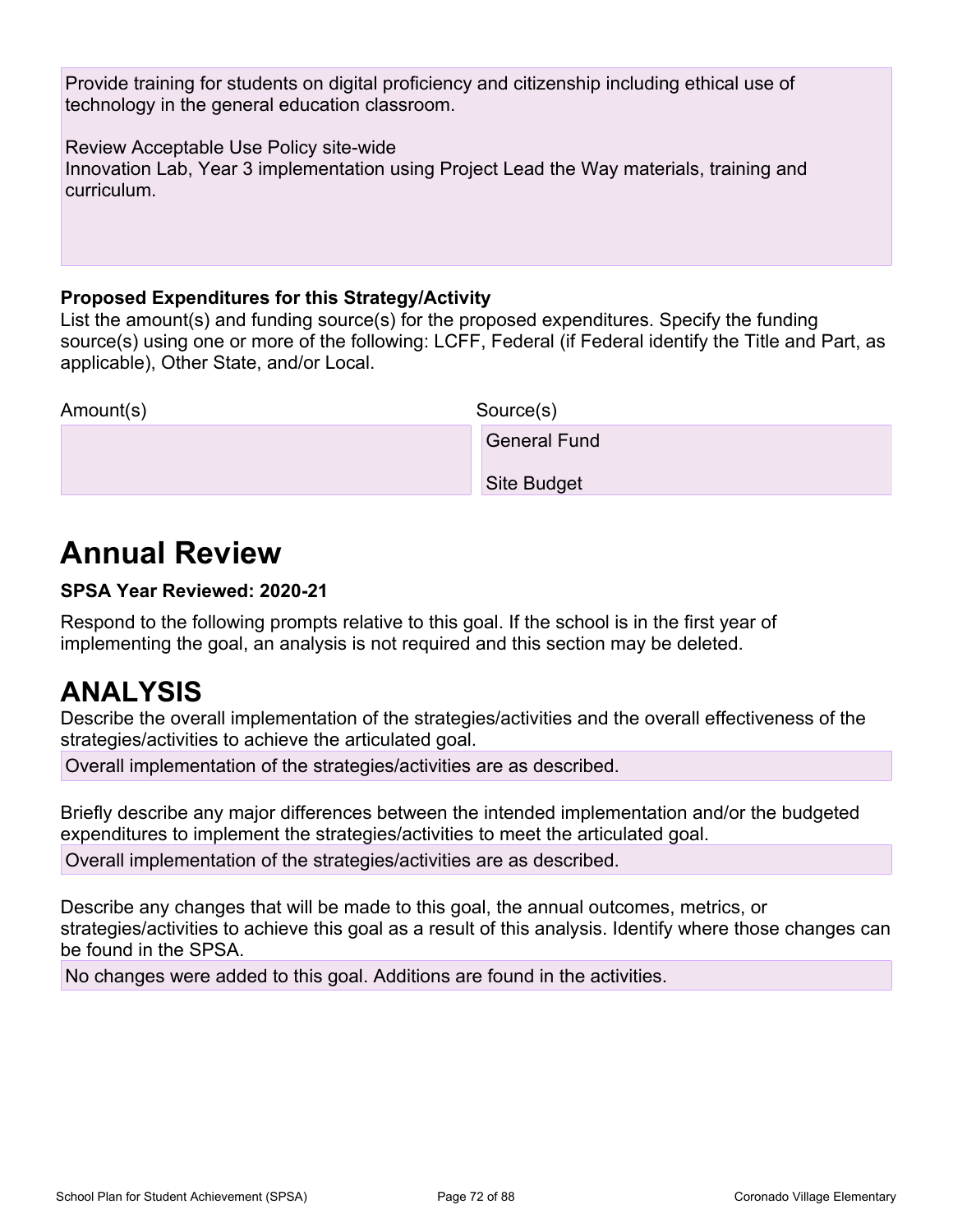Provide training for students on digital proficiency and citizenship including ethical use of technology in the general education classroom.

Review Acceptable Use Policy site-wide
Innovation Lab, Year 3 implementation using Project Lead the Way materials, training and curriculum.

**Proposed Expenditures for this Strategy/Activity**
List the amount(s) and funding source(s) for the proposed expenditures. Specify the funding source(s) using one or more of the following: LCFF, Federal (if Federal identify the Title and Part, as applicable), Other State, and/or Local.

| Amount(s) | Source(s) |
| --- | --- |
| | General Fund<br><br>Site Budget |

# Annual Review

**SPSA Year Reviewed: 2020-21**

Respond to the following prompts relative to this goal. If the school is in the first year of implementing the goal, an analysis is not required and this section may be deleted.

# ANALYSIS

Describe the overall implementation of the strategies/activities and the overall effectiveness of the strategies/activities to achieve the articulated goal.

Overall implementation of the strategies/activities are as described.

Briefly describe any major differences between the intended implementation and/or the budgeted expenditures to implement the strategies/activities to meet the articulated goal.

Overall implementation of the strategies/activities are as described.

Describe any changes that will be made to this goal, the annual outcomes, metrics, or strategies/activities to achieve this goal as a result of this analysis. Identify where those changes can be found in the SPSA.

No changes were added to this goal. Additions are found in the activities.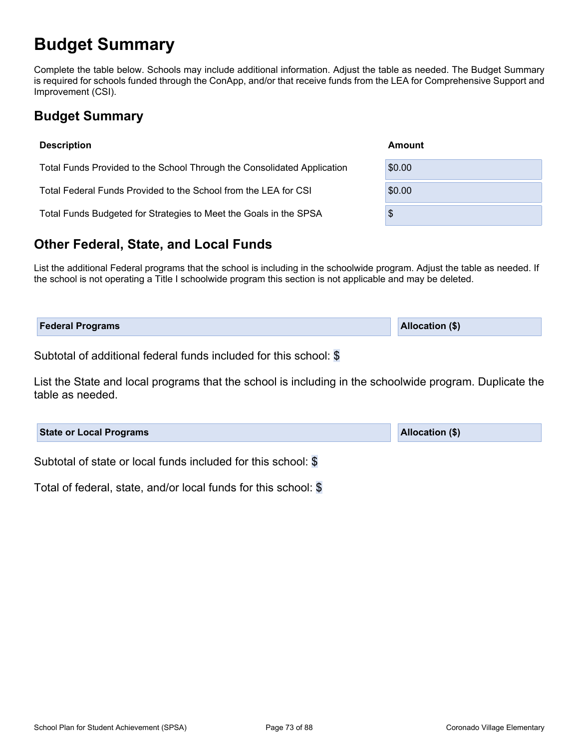# Budget Summary

Complete the table below. Schools may include additional information. Adjust the table as needed. The Budget Summary is required for schools funded through the ConApp, and/or that receive funds from the LEA for Comprehensive Support and Improvement (CSI).

## Budget Summary

| Description | Amount |
| --- | --- |
| Total Funds Provided to the School Through the Consolidated Application | $0.00 |
| Total Federal Funds Provided to the School from the LEA for CSI | $0.00 |
| Total Funds Budgeted for Strategies to Meet the Goals in the SPSA | $ |

## Other Federal, State, and Local Funds

List the additional Federal programs that the school is including in the schoolwide program. Adjust the table as needed. If the school is not operating a Title I schoolwide program this section is not applicable and may be deleted.

| Federal Programs | Allocation ($) |
| --- | --- |

Subtotal of additional federal funds included for this school: $

List the State and local programs that the school is including in the schoolwide program. Duplicate the table as needed.

| State or Local Programs | Allocation ($) |
| --- | --- |

Subtotal of state or local funds included for this school: $

Total of federal, state, and/or local funds for this school: $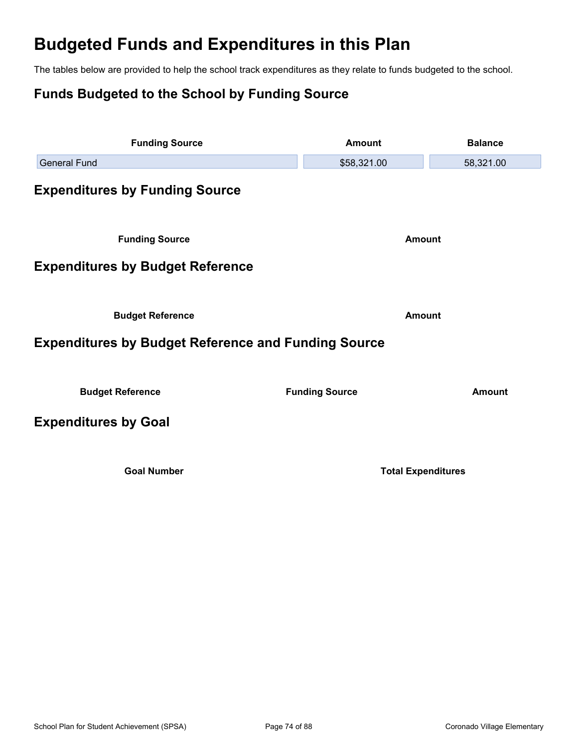# Budgeted Funds and Expenditures in this Plan

The tables below are provided to help the school track expenditures as they relate to funds budgeted to the school.

## Funds Budgeted to the School by Funding Source

| Funding Source | Amount | Balance |
|---|---|---|
| General Fund | $58,321.00 | 58,321.00 |

## Expenditures by Funding Source

| Funding Source | Amount |
|---|---|

## Expenditures by Budget Reference

| Budget Reference | Amount |
|---|---|

## Expenditures by Budget Reference and Funding Source

| Budget Reference | Funding Source | Amount |
|---|---|---|

## Expenditures by Goal

| Goal Number | Total Expenditures |
|---|---|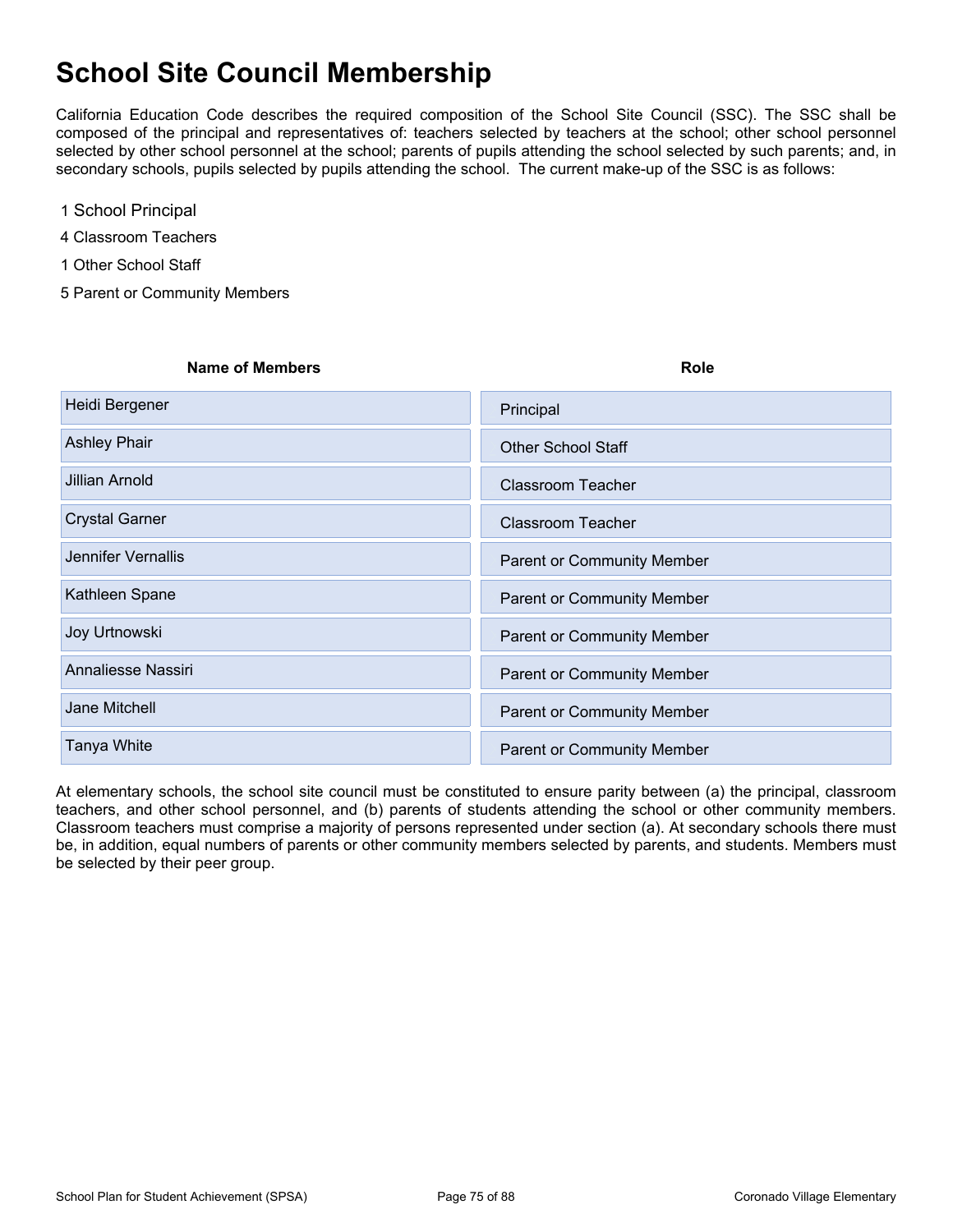# School Site Council Membership

California Education Code describes the required composition of the School Site Council (SSC). The SSC shall be composed of the principal and representatives of: teachers selected by teachers at the school; other school personnel selected by other school personnel at the school; parents of pupils attending the school selected by such parents; and, in secondary schools, pupils selected by pupils attending the school. The current make-up of the SSC is as follows:

1 School Principal

4 Classroom Teachers

1 Other School Staff

5 Parent or Community Members

| Name of Members | Role |
|---|---|
| Heidi Bergener | Principal |
| Ashley Phair | Other School Staff |
| Jillian Arnold | Classroom Teacher |
| Crystal Garner | Classroom Teacher |
| Jennifer Vernallis | Parent or Community Member |
| Kathleen Spane | Parent or Community Member |
| Joy Urtnowski | Parent or Community Member |
| Annaliesse Nassiri | Parent or Community Member |
| Jane Mitchell | Parent or Community Member |
| Tanya White | Parent or Community Member |

At elementary schools, the school site council must be constituted to ensure parity between (a) the principal, classroom teachers, and other school personnel, and (b) parents of students attending the school or other community members. Classroom teachers must comprise a majority of persons represented under section (a). At secondary schools there must be, in addition, equal numbers of parents or other community members selected by parents, and students. Members must be selected by their peer group.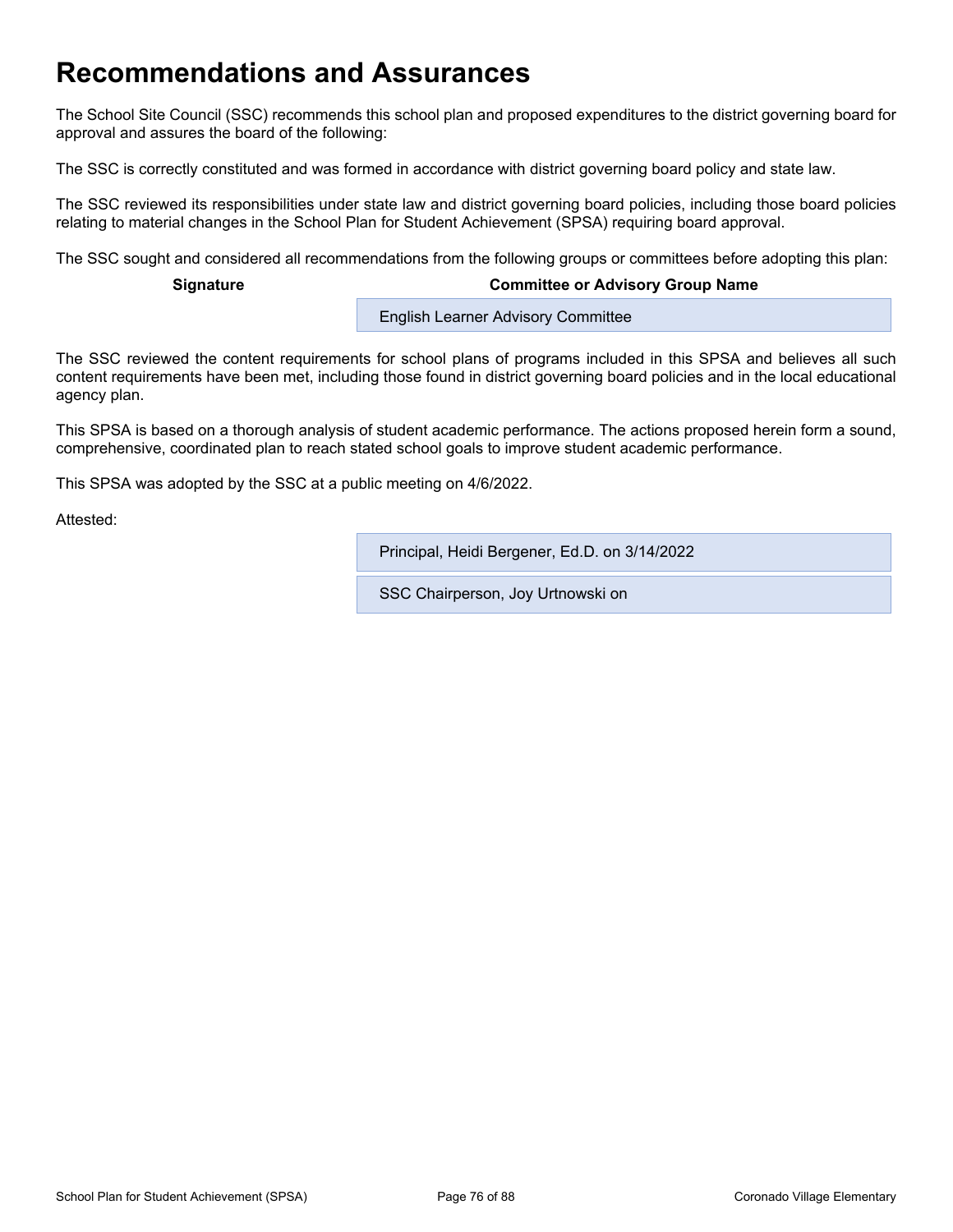# Recommendations and Assurances

The School Site Council (SSC) recommends this school plan and proposed expenditures to the district governing board for approval and assures the board of the following:

The SSC is correctly constituted and was formed in accordance with district governing board policy and state law.

The SSC reviewed its responsibilities under state law and district governing board policies, including those board policies relating to material changes in the School Plan for Student Achievement (SPSA) requiring board approval.

The SSC sought and considered all recommendations from the following groups or committees before adopting this plan:

| Signature | Committee or Advisory Group Name |
| --- | --- |
| | English Learner Advisory Committee |

The SSC reviewed the content requirements for school plans of programs included in this SPSA and believes all such content requirements have been met, including those found in district governing board policies and in the local educational agency plan.

This SPSA is based on a thorough analysis of student academic performance. The actions proposed herein form a sound, comprehensive, coordinated plan to reach stated school goals to improve student academic performance.

This SPSA was adopted by the SSC at a public meeting on 4/6/2022.

Attested:

Principal, Heidi Bergener, Ed.D. on 3/14/2022

SSC Chairperson, Joy Urtnowski on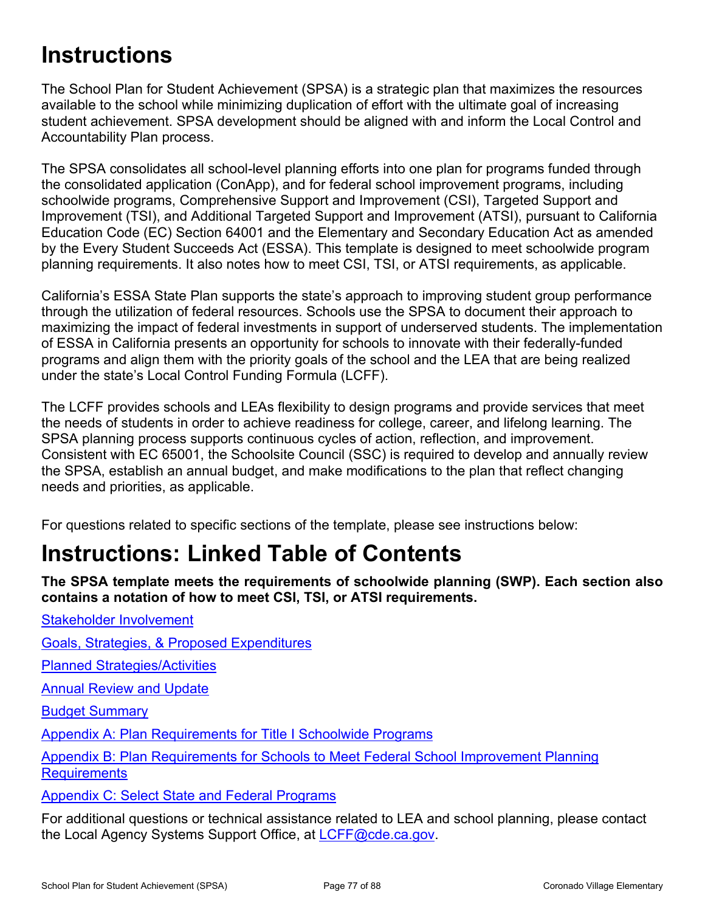# Instructions

The School Plan for Student Achievement (SPSA) is a strategic plan that maximizes the resources available to the school while minimizing duplication of effort with the ultimate goal of increasing student achievement. SPSA development should be aligned with and inform the Local Control and Accountability Plan process.

The SPSA consolidates all school-level planning efforts into one plan for programs funded through the consolidated application (ConApp), and for federal school improvement programs, including schoolwide programs, Comprehensive Support and Improvement (CSI), Targeted Support and Improvement (TSI), and Additional Targeted Support and Improvement (ATSI), pursuant to California Education Code (EC) Section 64001 and the Elementary and Secondary Education Act as amended by the Every Student Succeeds Act (ESSA). This template is designed to meet schoolwide program planning requirements. It also notes how to meet CSI, TSI, or ATSI requirements, as applicable.

California's ESSA State Plan supports the state's approach to improving student group performance through the utilization of federal resources. Schools use the SPSA to document their approach to maximizing the impact of federal investments in support of underserved students. The implementation of ESSA in California presents an opportunity for schools to innovate with their federally-funded programs and align them with the priority goals of the school and the LEA that are being realized under the state's Local Control Funding Formula (LCFF).

The LCFF provides schools and LEAs flexibility to design programs and provide services that meet the needs of students in order to achieve readiness for college, career, and lifelong learning. The SPSA planning process supports continuous cycles of action, reflection, and improvement. Consistent with EC 65001, the Schoolsite Council (SSC) is required to develop and annually review the SPSA, establish an annual budget, and make modifications to the plan that reflect changing needs and priorities, as applicable.

For questions related to specific sections of the template, please see instructions below:

# Instructions: Linked Table of Contents

**The SPSA template meets the requirements of schoolwide planning (SWP). Each section also contains a notation of how to meet CSI, TSI, or ATSI requirements.**

Stakeholder Involvement

Goals, Strategies, & Proposed Expenditures

Planned Strategies/Activities

Annual Review and Update

Budget Summary

Appendix A: Plan Requirements for Title I Schoolwide Programs

Appendix B: Plan Requirements for Schools to Meet Federal School Improvement Planning Requirements

Appendix C: Select State and Federal Programs

For additional questions or technical assistance related to LEA and school planning, please contact the Local Agency Systems Support Office, at LCFF@cde.ca.gov.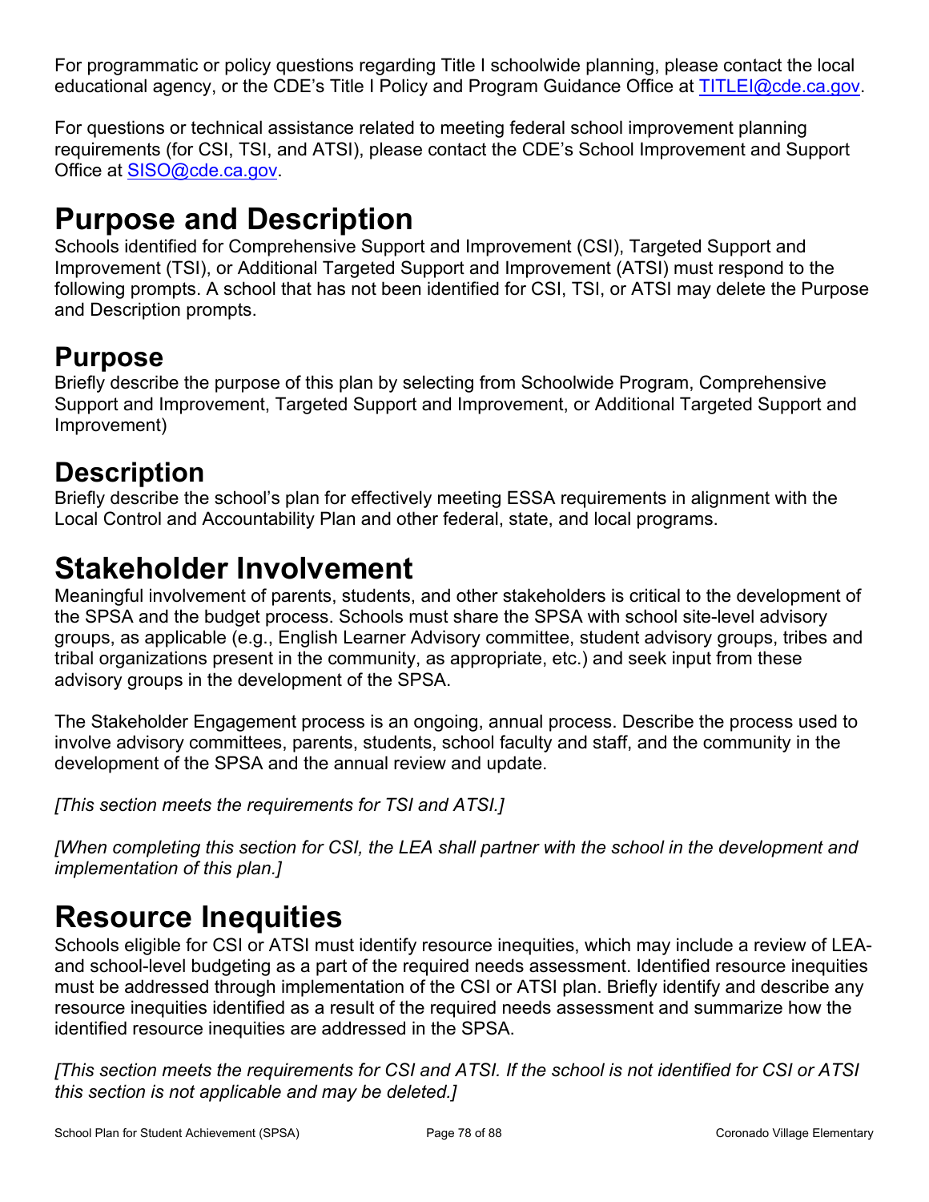For programmatic or policy questions regarding Title I schoolwide planning, please contact the local educational agency, or the CDE's Title I Policy and Program Guidance Office at [TITLEI@cde.ca.gov](mailto:TITLEI@cde.ca.gov).

For questions or technical assistance related to meeting federal school improvement planning requirements (for CSI, TSI, and ATSI), please contact the CDE's School Improvement and Support Office at [SISO@cde.ca.gov](mailto:SISO@cde.ca.gov).

# Purpose and Description

Schools identified for Comprehensive Support and Improvement (CSI), Targeted Support and Improvement (TSI), or Additional Targeted Support and Improvement (ATSI) must respond to the following prompts. A school that has not been identified for CSI, TSI, or ATSI may delete the Purpose and Description prompts.

## Purpose

Briefly describe the purpose of this plan by selecting from Schoolwide Program, Comprehensive Support and Improvement, Targeted Support and Improvement, or Additional Targeted Support and Improvement)

## Description

Briefly describe the school's plan for effectively meeting ESSA requirements in alignment with the Local Control and Accountability Plan and other federal, state, and local programs.

# Stakeholder Involvement

Meaningful involvement of parents, students, and other stakeholders is critical to the development of the SPSA and the budget process. Schools must share the SPSA with school site-level advisory groups, as applicable (e.g., English Learner Advisory committee, student advisory groups, tribes and tribal organizations present in the community, as appropriate, etc.) and seek input from these advisory groups in the development of the SPSA.

The Stakeholder Engagement process is an ongoing, annual process. Describe the process used to involve advisory committees, parents, students, school faculty and staff, and the community in the development of the SPSA and the annual review and update.

*[This section meets the requirements for TSI and ATSI.]*

*[When completing this section for CSI, the LEA shall partner with the school in the development and implementation of this plan.]*

# Resource Inequities

Schools eligible for CSI or ATSI must identify resource inequities, which may include a review of LEA- and school-level budgeting as a part of the required needs assessment. Identified resource inequities must be addressed through implementation of the CSI or ATSI plan. Briefly identify and describe any resource inequities identified as a result of the required needs assessment and summarize how the identified resource inequities are addressed in the SPSA.

*[This section meets the requirements for CSI and ATSI. If the school is not identified for CSI or ATSI this section is not applicable and may be deleted.]*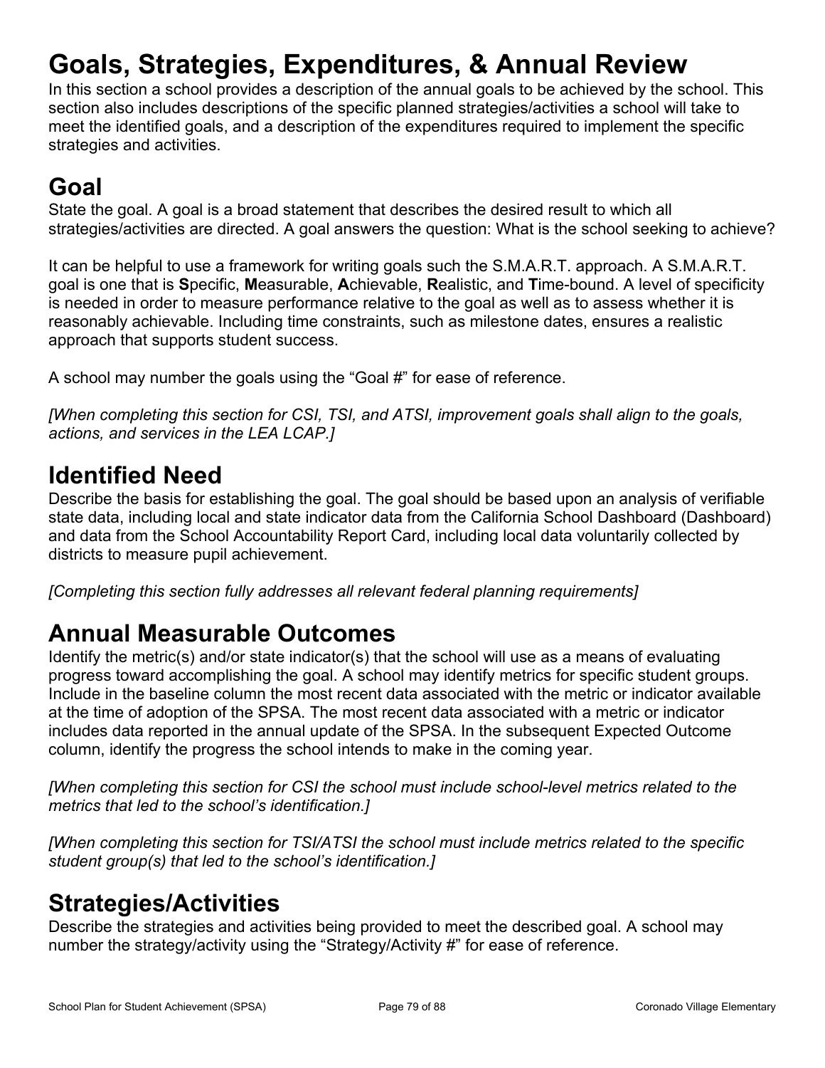# Goals, Strategies, Expenditures, & Annual Review

In this section a school provides a description of the annual goals to be achieved by the school. This section also includes descriptions of the specific planned strategies/activities a school will take to meet the identified goals, and a description of the expenditures required to implement the specific strategies and activities.

## Goal

State the goal. A goal is a broad statement that describes the desired result to which all strategies/activities are directed. A goal answers the question: What is the school seeking to achieve?

It can be helpful to use a framework for writing goals such the S.M.A.R.T. approach. A S.M.A.R.T. goal is one that is **S**pecific, **M**easurable, **A**chievable, **R**ealistic, and **T**ime-bound. A level of specificity is needed in order to measure performance relative to the goal as well as to assess whether it is reasonably achievable. Including time constraints, such as milestone dates, ensures a realistic approach that supports student success.

A school may number the goals using the "Goal #" for ease of reference.

*[When completing this section for CSI, TSI, and ATSI, improvement goals shall align to the goals, actions, and services in the LEA LCAP.]*

## Identified Need

Describe the basis for establishing the goal. The goal should be based upon an analysis of verifiable state data, including local and state indicator data from the California School Dashboard (Dashboard) and data from the School Accountability Report Card, including local data voluntarily collected by districts to measure pupil achievement.

*[Completing this section fully addresses all relevant federal planning requirements]*

## Annual Measurable Outcomes

Identify the metric(s) and/or state indicator(s) that the school will use as a means of evaluating progress toward accomplishing the goal. A school may identify metrics for specific student groups. Include in the baseline column the most recent data associated with the metric or indicator available at the time of adoption of the SPSA. The most recent data associated with a metric or indicator includes data reported in the annual update of the SPSA. In the subsequent Expected Outcome column, identify the progress the school intends to make in the coming year.

*[When completing this section for CSI the school must include school-level metrics related to the metrics that led to the school's identification.]*

*[When completing this section for TSI/ATSI the school must include metrics related to the specific student group(s) that led to the school's identification.]*

## Strategies/Activities

Describe the strategies and activities being provided to meet the described goal. A school may number the strategy/activity using the "Strategy/Activity #" for ease of reference.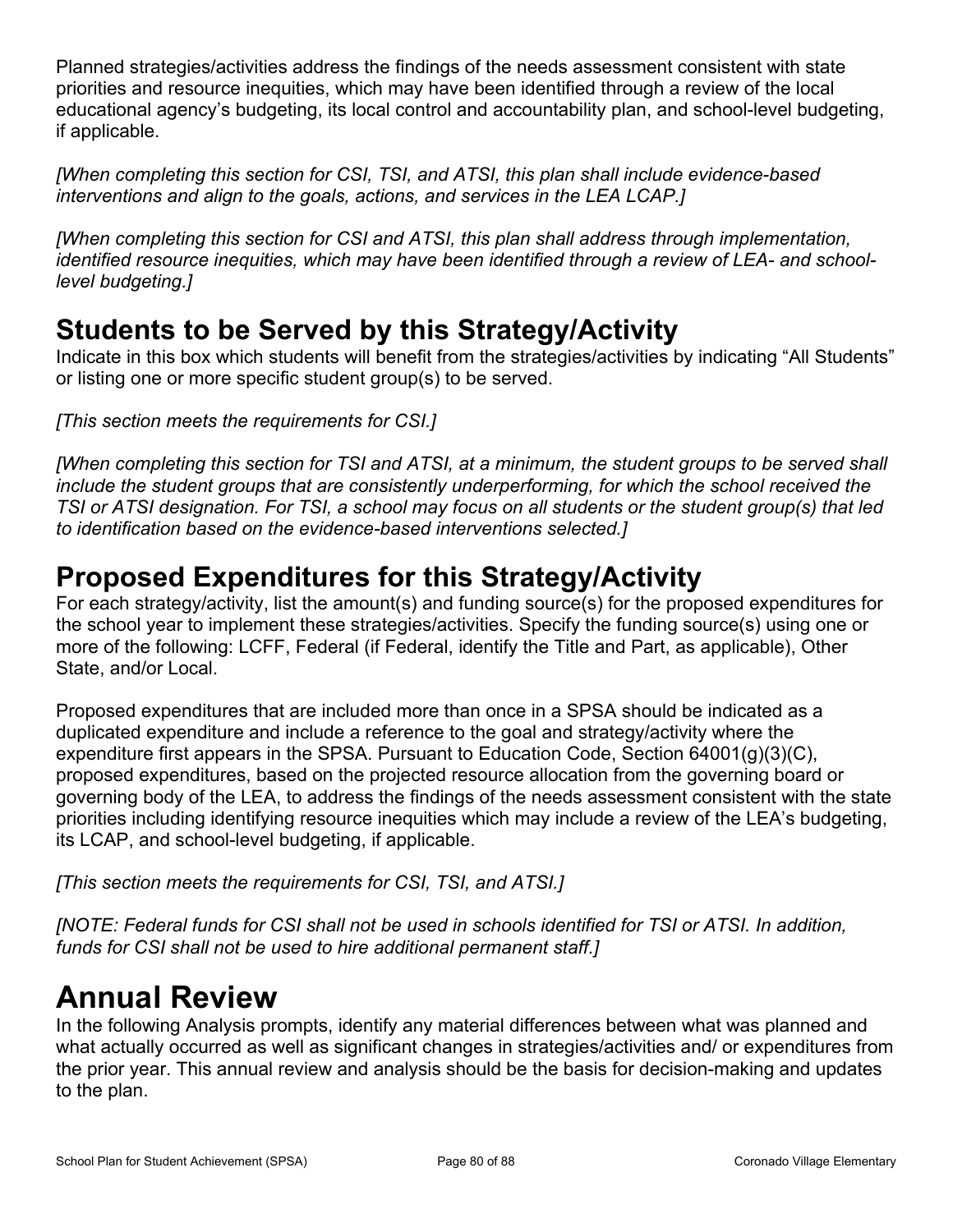Planned strategies/activities address the findings of the needs assessment consistent with state priorities and resource inequities, which may have been identified through a review of the local educational agency's budgeting, its local control and accountability plan, and school-level budgeting, if applicable.

*[When completing this section for CSI, TSI, and ATSI, this plan shall include evidence-based interventions and align to the goals, actions, and services in the LEA LCAP.]*

*[When completing this section for CSI and ATSI, this plan shall address through implementation, identified resource inequities, which may have been identified through a review of LEA- and school-level budgeting.]*

## Students to be Served by this Strategy/Activity

Indicate in this box which students will benefit from the strategies/activities by indicating "All Students" or listing one or more specific student group(s) to be served.

*[This section meets the requirements for CSI.]*

*[When completing this section for TSI and ATSI, at a minimum, the student groups to be served shall include the student groups that are consistently underperforming, for which the school received the TSI or ATSI designation. For TSI, a school may focus on all students or the student group(s) that led to identification based on the evidence-based interventions selected.]*

## Proposed Expenditures for this Strategy/Activity

For each strategy/activity, list the amount(s) and funding source(s) for the proposed expenditures for the school year to implement these strategies/activities. Specify the funding source(s) using one or more of the following: LCFF, Federal (if Federal, identify the Title and Part, as applicable), Other State, and/or Local.

Proposed expenditures that are included more than once in a SPSA should be indicated as a duplicated expenditure and include a reference to the goal and strategy/activity where the expenditure first appears in the SPSA. Pursuant to Education Code, Section 64001(g)(3)(C), proposed expenditures, based on the projected resource allocation from the governing board or governing body of the LEA, to address the findings of the needs assessment consistent with the state priorities including identifying resource inequities which may include a review of the LEA's budgeting, its LCAP, and school-level budgeting, if applicable.

*[This section meets the requirements for CSI, TSI, and ATSI.]*

*[NOTE: Federal funds for CSI shall not be used in schools identified for TSI or ATSI. In addition, funds for CSI shall not be used to hire additional permanent staff.]*

# Annual Review

In the following Analysis prompts, identify any material differences between what was planned and what actually occurred as well as significant changes in strategies/activities and/ or expenditures from the prior year. This annual review and analysis should be the basis for decision-making and updates to the plan.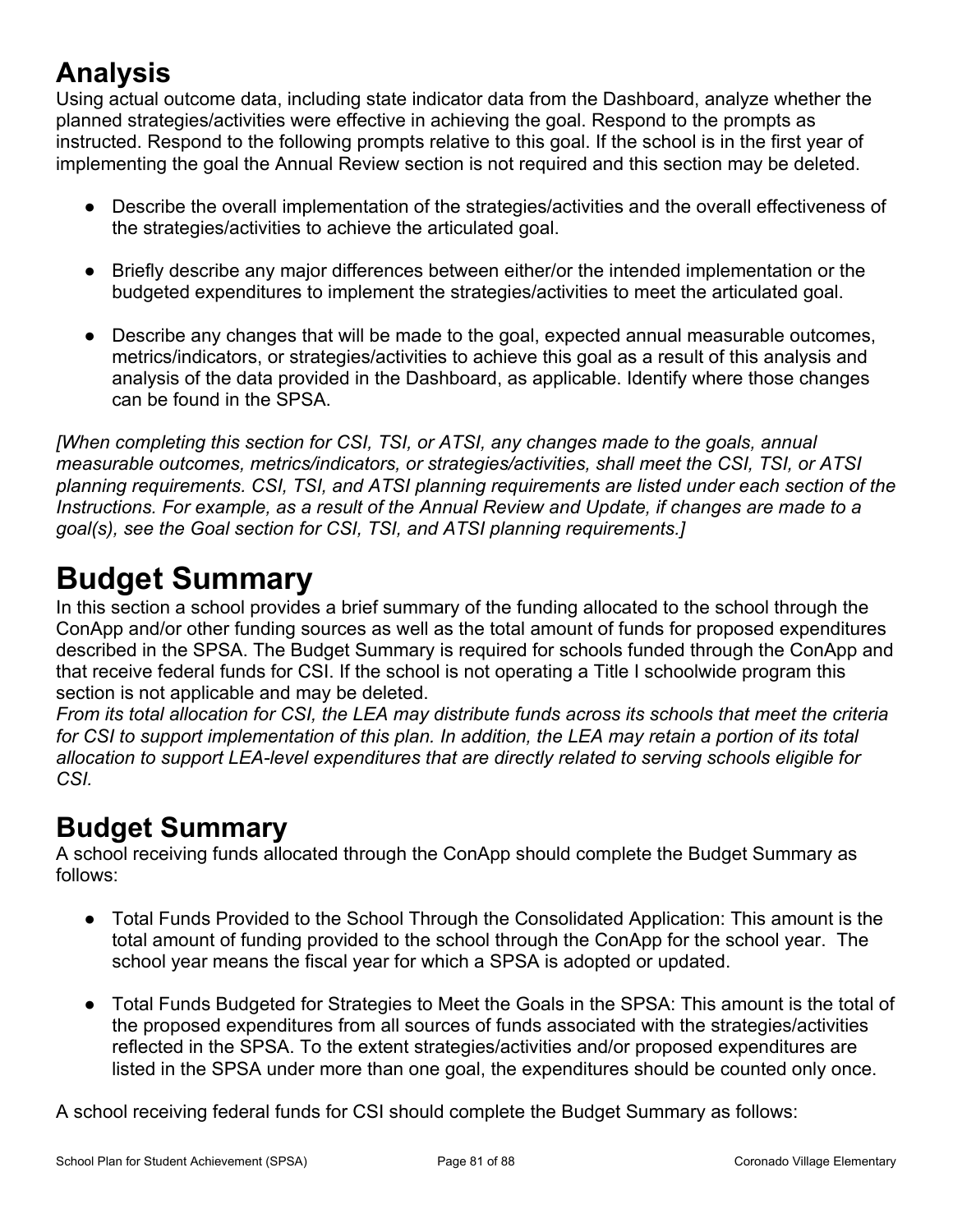## Analysis

Using actual outcome data, including state indicator data from the Dashboard, analyze whether the planned strategies/activities were effective in achieving the goal. Respond to the prompts as instructed. Respond to the following prompts relative to this goal. If the school is in the first year of implementing the goal the Annual Review section is not required and this section may be deleted.

- Describe the overall implementation of the strategies/activities and the overall effectiveness of the strategies/activities to achieve the articulated goal.
- Briefly describe any major differences between either/or the intended implementation or the budgeted expenditures to implement the strategies/activities to meet the articulated goal.
- Describe any changes that will be made to the goal, expected annual measurable outcomes, metrics/indicators, or strategies/activities to achieve this goal as a result of this analysis and analysis of the data provided in the Dashboard, as applicable. Identify where those changes can be found in the SPSA.

*[When completing this section for CSI, TSI, or ATSI, any changes made to the goals, annual measurable outcomes, metrics/indicators, or strategies/activities, shall meet the CSI, TSI, or ATSI planning requirements. CSI, TSI, and ATSI planning requirements are listed under each section of the Instructions. For example, as a result of the Annual Review and Update, if changes are made to a goal(s), see the Goal section for CSI, TSI, and ATSI planning requirements.]*

# Budget Summary

In this section a school provides a brief summary of the funding allocated to the school through the ConApp and/or other funding sources as well as the total amount of funds for proposed expenditures described in the SPSA. The Budget Summary is required for schools funded through the ConApp and that receive federal funds for CSI. If the school is not operating a Title I schoolwide program this section is not applicable and may be deleted.

*From its total allocation for CSI, the LEA may distribute funds across its schools that meet the criteria for CSI to support implementation of this plan. In addition, the LEA may retain a portion of its total allocation to support LEA-level expenditures that are directly related to serving schools eligible for CSI.*

## Budget Summary

A school receiving funds allocated through the ConApp should complete the Budget Summary as follows:

- Total Funds Provided to the School Through the Consolidated Application: This amount is the total amount of funding provided to the school through the ConApp for the school year. The school year means the fiscal year for which a SPSA is adopted or updated.
- Total Funds Budgeted for Strategies to Meet the Goals in the SPSA: This amount is the total of the proposed expenditures from all sources of funds associated with the strategies/activities reflected in the SPSA. To the extent strategies/activities and/or proposed expenditures are listed in the SPSA under more than one goal, the expenditures should be counted only once.

A school receiving federal funds for CSI should complete the Budget Summary as follows: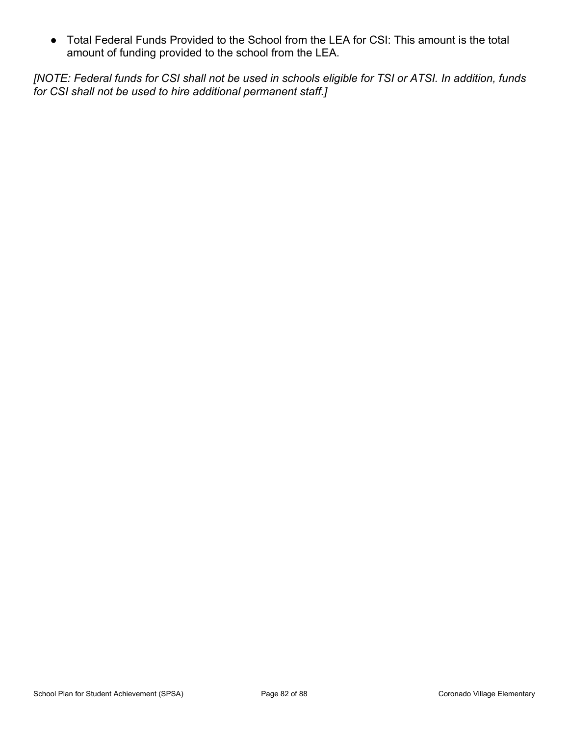- Total Federal Funds Provided to the School from the LEA for CSI: This amount is the total amount of funding provided to the school from the LEA.

*[NOTE: Federal funds for CSI shall not be used in schools eligible for TSI or ATSI. In addition, funds for CSI shall not be used to hire additional permanent staff.]*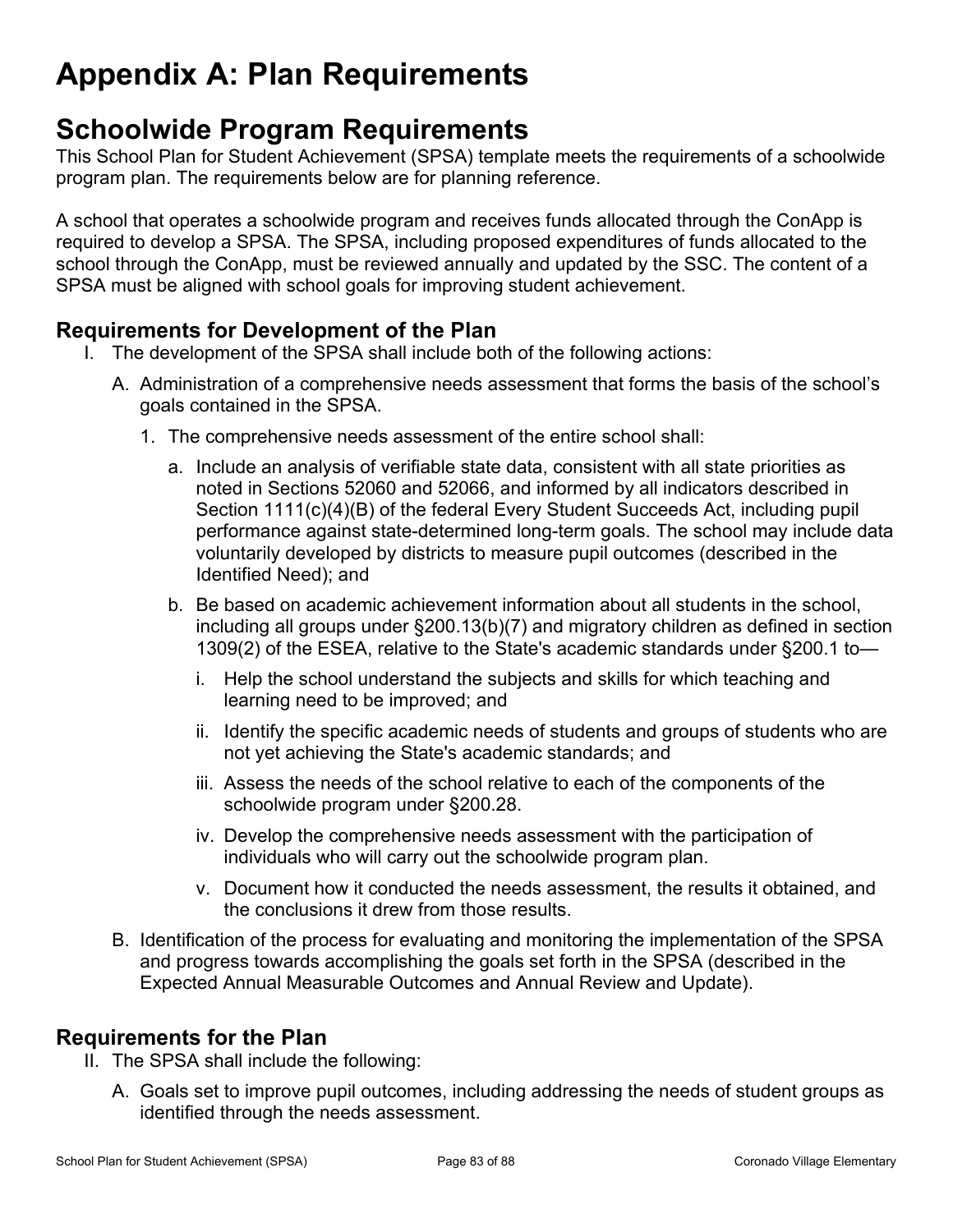# Appendix A: Plan Requirements

## Schoolwide Program Requirements

This School Plan for Student Achievement (SPSA) template meets the requirements of a schoolwide program plan. The requirements below are for planning reference.

A school that operates a schoolwide program and receives funds allocated through the ConApp is required to develop a SPSA. The SPSA, including proposed expenditures of funds allocated to the school through the ConApp, must be reviewed annually and updated by the SSC. The content of a SPSA must be aligned with school goals for improving student achievement.

### Requirements for Development of the Plan

I. The development of the SPSA shall include both of the following actions:

   A. Administration of a comprehensive needs assessment that forms the basis of the school's goals contained in the SPSA.

      1. The comprehensive needs assessment of the entire school shall:

         a. Include an analysis of verifiable state data, consistent with all state priorities as noted in Sections 52060 and 52066, and informed by all indicators described in Section 1111(c)(4)(B) of the federal Every Student Succeeds Act, including pupil performance against state-determined long-term goals. The school may include data voluntarily developed by districts to measure pupil outcomes (described in the Identified Need); and

         b. Be based on academic achievement information about all students in the school, including all groups under §200.13(b)(7) and migratory children as defined in section 1309(2) of the ESEA, relative to the State's academic standards under §200.1 to—

            i. Help the school understand the subjects and skills for which teaching and learning need to be improved; and

            ii. Identify the specific academic needs of students and groups of students who are not yet achieving the State's academic standards; and

            iii. Assess the needs of the school relative to each of the components of the schoolwide program under §200.28.

            iv. Develop the comprehensive needs assessment with the participation of individuals who will carry out the schoolwide program plan.

            v. Document how it conducted the needs assessment, the results it obtained, and the conclusions it drew from those results.

   B. Identification of the process for evaluating and monitoring the implementation of the SPSA and progress towards accomplishing the goals set forth in the SPSA (described in the Expected Annual Measurable Outcomes and Annual Review and Update).

### Requirements for the Plan

II. The SPSA shall include the following:

   A. Goals set to improve pupil outcomes, including addressing the needs of student groups as identified through the needs assessment.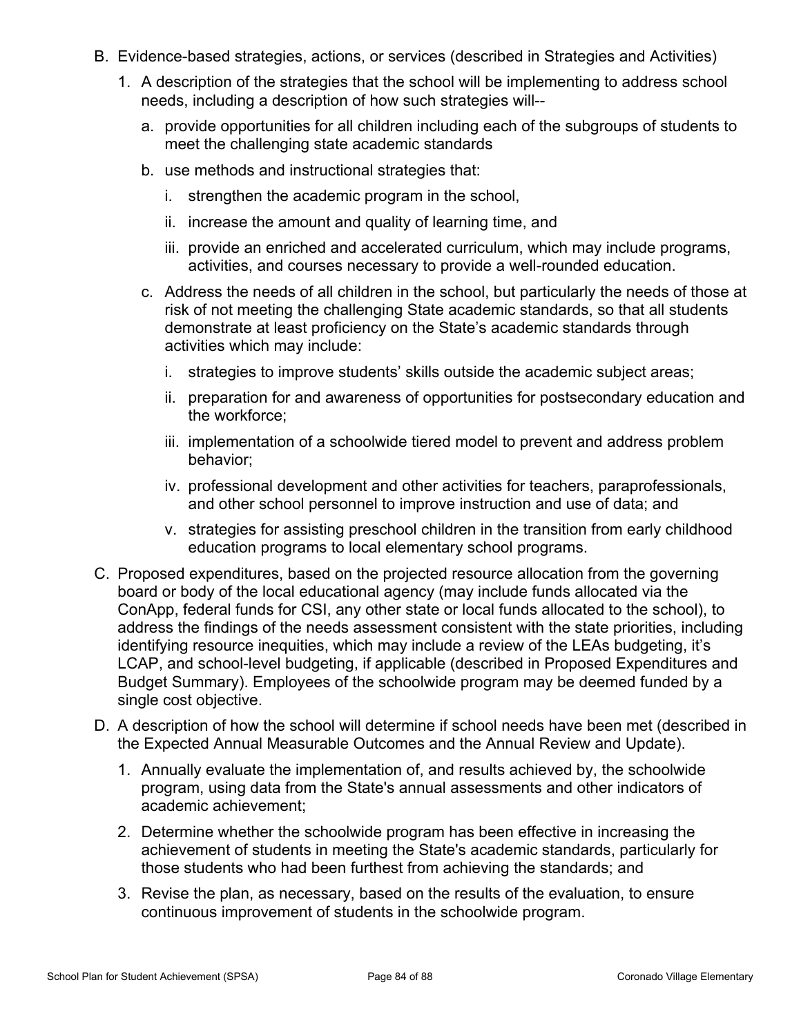B. Evidence-based strategies, actions, or services (described in Strategies and Activities)

   1. A description of the strategies that the school will be implementing to address school needs, including a description of how such strategies will--

      a. provide opportunities for all children including each of the subgroups of students to meet the challenging state academic standards

      b. use methods and instructional strategies that:

         i. strengthen the academic program in the school,

         ii. increase the amount and quality of learning time, and

         iii. provide an enriched and accelerated curriculum, which may include programs, activities, and courses necessary to provide a well-rounded education.

      c. Address the needs of all children in the school, but particularly the needs of those at risk of not meeting the challenging State academic standards, so that all students demonstrate at least proficiency on the State's academic standards through activities which may include:

         i. strategies to improve students' skills outside the academic subject areas;

         ii. preparation for and awareness of opportunities for postsecondary education and the workforce;

         iii. implementation of a schoolwide tiered model to prevent and address problem behavior;

         iv. professional development and other activities for teachers, paraprofessionals, and other school personnel to improve instruction and use of data; and

         v. strategies for assisting preschool children in the transition from early childhood education programs to local elementary school programs.

C. Proposed expenditures, based on the projected resource allocation from the governing board or body of the local educational agency (may include funds allocated via the ConApp, federal funds for CSI, any other state or local funds allocated to the school), to address the findings of the needs assessment consistent with the state priorities, including identifying resource inequities, which may include a review of the LEAs budgeting, it's LCAP, and school-level budgeting, if applicable (described in Proposed Expenditures and Budget Summary). Employees of the schoolwide program may be deemed funded by a single cost objective.

D. A description of how the school will determine if school needs have been met (described in the Expected Annual Measurable Outcomes and the Annual Review and Update).

   1. Annually evaluate the implementation of, and results achieved by, the schoolwide program, using data from the State's annual assessments and other indicators of academic achievement;

   2. Determine whether the schoolwide program has been effective in increasing the achievement of students in meeting the State's academic standards, particularly for those students who had been furthest from achieving the standards; and

   3. Revise the plan, as necessary, based on the results of the evaluation, to ensure continuous improvement of students in the schoolwide program.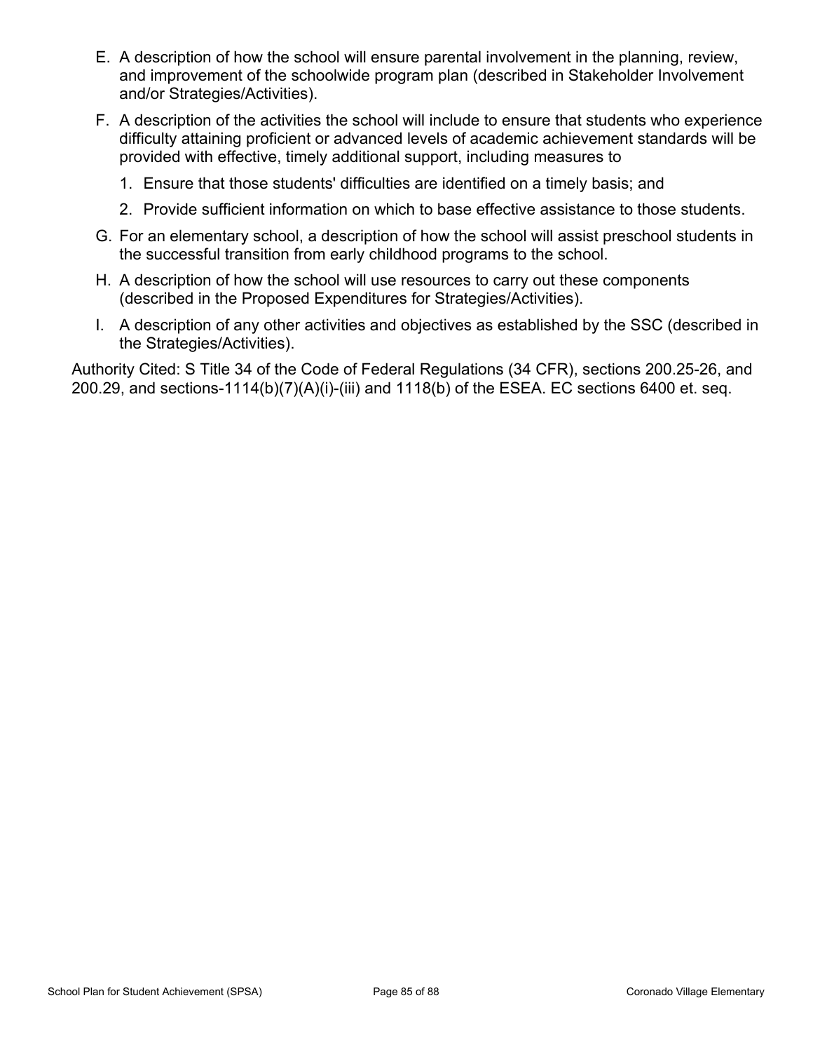E. A description of how the school will ensure parental involvement in the planning, review, and improvement of the schoolwide program plan (described in Stakeholder Involvement and/or Strategies/Activities).

F. A description of the activities the school will include to ensure that students who experience difficulty attaining proficient or advanced levels of academic achievement standards will be provided with effective, timely additional support, including measures to

   1. Ensure that those students' difficulties are identified on a timely basis; and
   2. Provide sufficient information on which to base effective assistance to those students.

G. For an elementary school, a description of how the school will assist preschool students in the successful transition from early childhood programs to the school.

H. A description of how the school will use resources to carry out these components (described in the Proposed Expenditures for Strategies/Activities).

I. A description of any other activities and objectives as established by the SSC (described in the Strategies/Activities).

Authority Cited: S Title 34 of the Code of Federal Regulations (34 CFR), sections 200.25-26, and 200.29, and sections-1114(b)(7)(A)(i)-(iii) and 1118(b) of the ESEA. EC sections 6400 et. seq.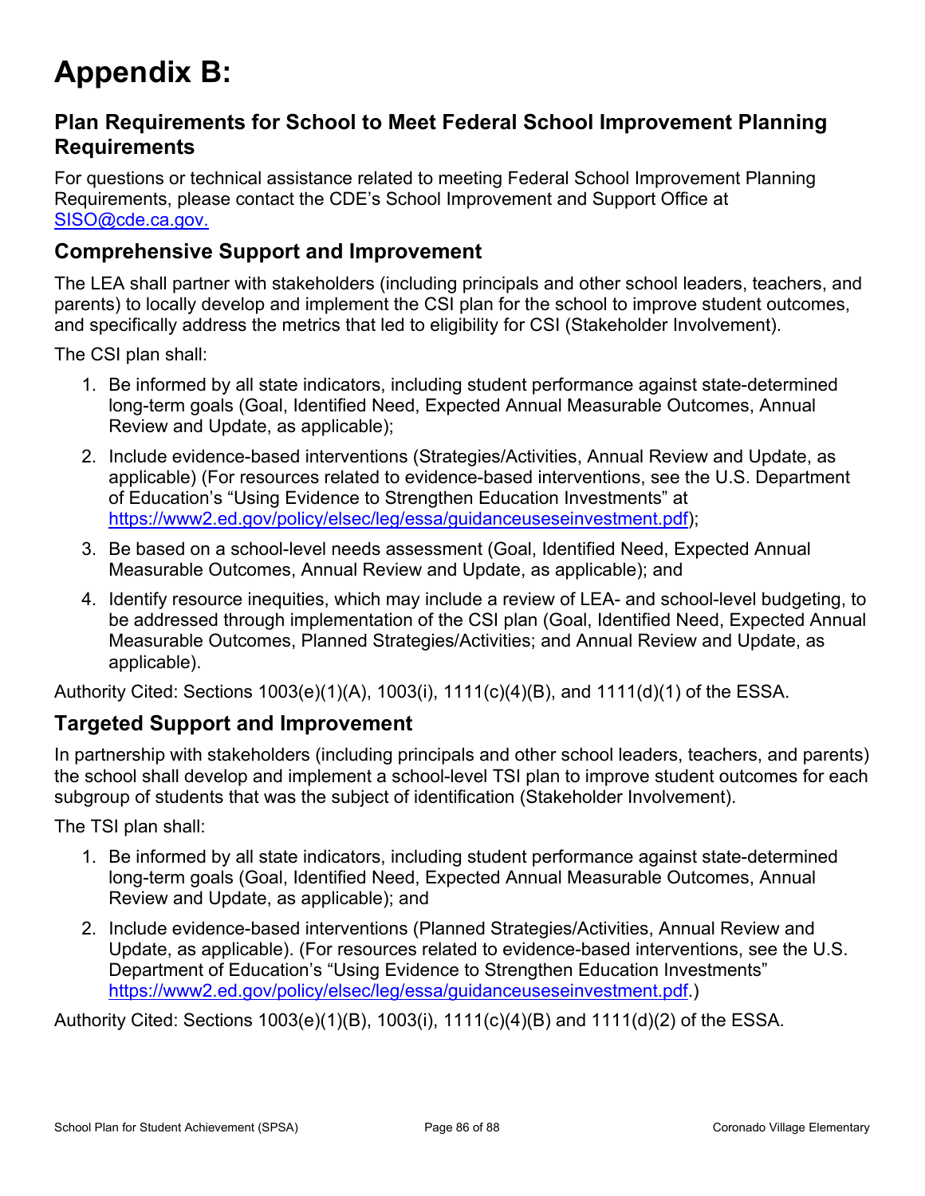# Appendix B:

## Plan Requirements for School to Meet Federal School Improvement Planning Requirements

For questions or technical assistance related to meeting Federal School Improvement Planning Requirements, please contact the CDE's School Improvement and Support Office at [SISO@cde.ca.gov.](mailto:SISO@cde.ca.gov)

## Comprehensive Support and Improvement

The LEA shall partner with stakeholders (including principals and other school leaders, teachers, and parents) to locally develop and implement the CSI plan for the school to improve student outcomes, and specifically address the metrics that led to eligibility for CSI (Stakeholder Involvement).

The CSI plan shall:

1. Be informed by all state indicators, including student performance against state-determined long-term goals (Goal, Identified Need, Expected Annual Measurable Outcomes, Annual Review and Update, as applicable);
2. Include evidence-based interventions (Strategies/Activities, Annual Review and Update, as applicable) (For resources related to evidence-based interventions, see the U.S. Department of Education's "Using Evidence to Strengthen Education Investments" at [https://www2.ed.gov/policy/elsec/leg/essa/guidanceuseseinvestment.pdf](https://www2.ed.gov/policy/elsec/leg/essa/guidanceuseseinvestment.pdf));
3. Be based on a school-level needs assessment (Goal, Identified Need, Expected Annual Measurable Outcomes, Annual Review and Update, as applicable); and
4. Identify resource inequities, which may include a review of LEA- and school-level budgeting, to be addressed through implementation of the CSI plan (Goal, Identified Need, Expected Annual Measurable Outcomes, Planned Strategies/Activities; and Annual Review and Update, as applicable).

Authority Cited: Sections 1003(e)(1)(A), 1003(i), 1111(c)(4)(B), and 1111(d)(1) of the ESSA.

## Targeted Support and Improvement

In partnership with stakeholders (including principals and other school leaders, teachers, and parents) the school shall develop and implement a school-level TSI plan to improve student outcomes for each subgroup of students that was the subject of identification (Stakeholder Involvement).

The TSI plan shall:

1. Be informed by all state indicators, including student performance against state-determined long-term goals (Goal, Identified Need, Expected Annual Measurable Outcomes, Annual Review and Update, as applicable); and
2. Include evidence-based interventions (Planned Strategies/Activities, Annual Review and Update, as applicable). (For resources related to evidence-based interventions, see the U.S. Department of Education's "Using Evidence to Strengthen Education Investments" [https://www2.ed.gov/policy/elsec/leg/essa/guidanceuseseinvestment.pdf](https://www2.ed.gov/policy/elsec/leg/essa/guidanceuseseinvestment.pdf).)

Authority Cited: Sections 1003(e)(1)(B), 1003(i), 1111(c)(4)(B) and 1111(d)(2) of the ESSA.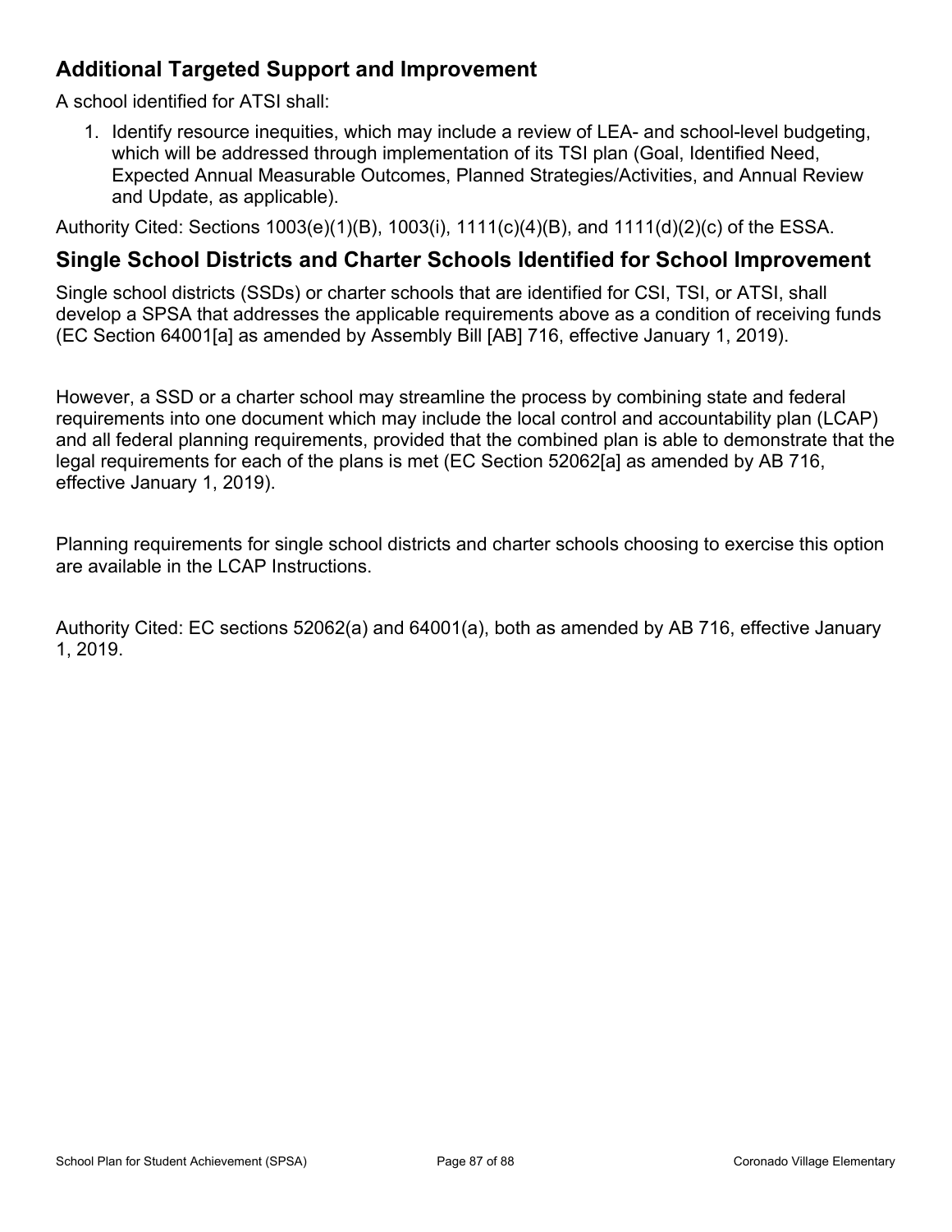## Additional Targeted Support and Improvement

A school identified for ATSI shall:

1. Identify resource inequities, which may include a review of LEA- and school-level budgeting, which will be addressed through implementation of its TSI plan (Goal, Identified Need, Expected Annual Measurable Outcomes, Planned Strategies/Activities, and Annual Review and Update, as applicable).

Authority Cited: Sections 1003(e)(1)(B), 1003(i), 1111(c)(4)(B), and 1111(d)(2)(c) of the ESSA.

## Single School Districts and Charter Schools Identified for School Improvement

Single school districts (SSDs) or charter schools that are identified for CSI, TSI, or ATSI, shall develop a SPSA that addresses the applicable requirements above as a condition of receiving funds (EC Section 64001[a] as amended by Assembly Bill [AB] 716, effective January 1, 2019).

However, a SSD or a charter school may streamline the process by combining state and federal requirements into one document which may include the local control and accountability plan (LCAP) and all federal planning requirements, provided that the combined plan is able to demonstrate that the legal requirements for each of the plans is met (EC Section 52062[a] as amended by AB 716, effective January 1, 2019).

Planning requirements for single school districts and charter schools choosing to exercise this option are available in the LCAP Instructions.

Authority Cited: EC sections 52062(a) and 64001(a), both as amended by AB 716, effective January 1, 2019.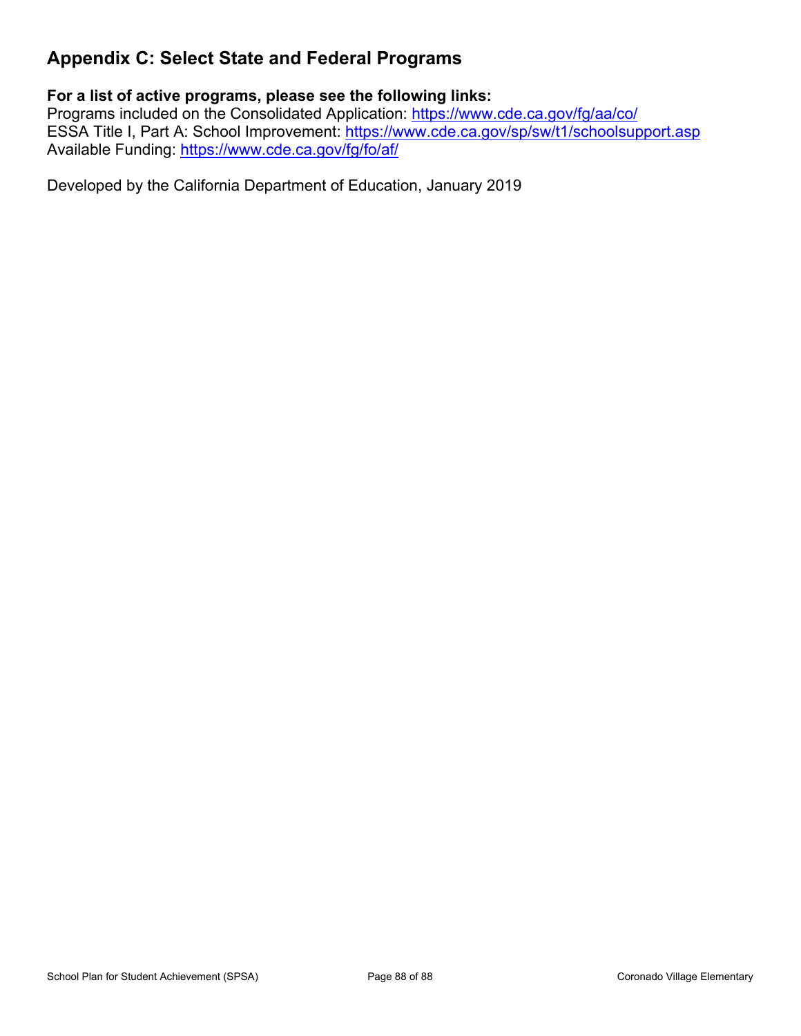## Appendix C: Select State and Federal Programs

**For a list of active programs, please see the following links:**

Programs included on the Consolidated Application: https://www.cde.ca.gov/fg/aa/co/
ESSA Title I, Part A: School Improvement: https://www.cde.ca.gov/sp/sw/t1/schoolsupport.asp
Available Funding: https://www.cde.ca.gov/fg/fo/af/

Developed by the California Department of Education, January 2019